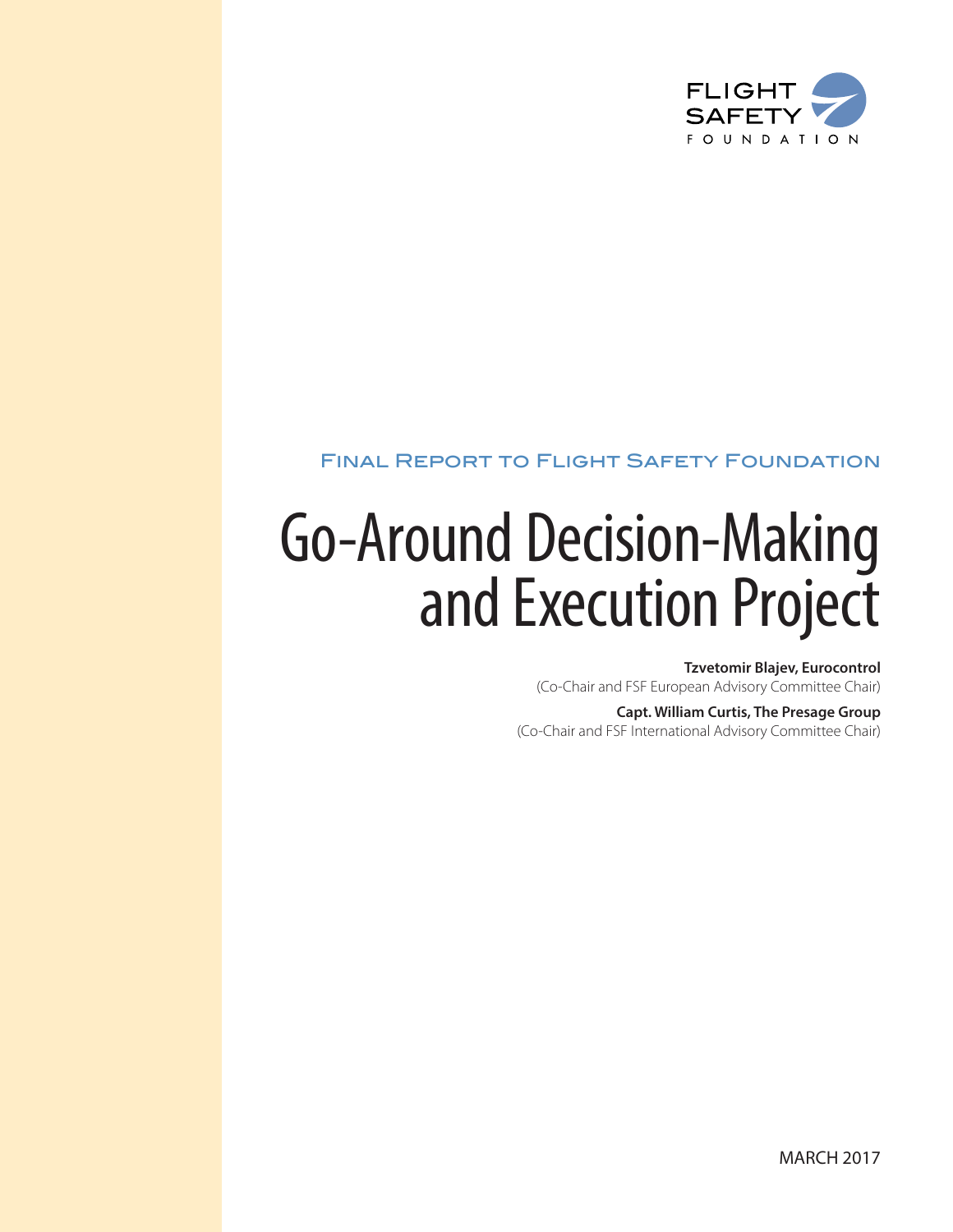FLIGHT SAFETY FOUNDATION

Final Report to Flight Safety Foundation

# Go-Around Decision-Making and Execution Project

**Tzvetomir Blajev, Eurocontrol**
(Co-Chair and FSF European Advisory Committee Chair)

**Capt. William Curtis, The Presage Group**
(Co-Chair and FSF International Advisory Committee Chair)

MARCH 2017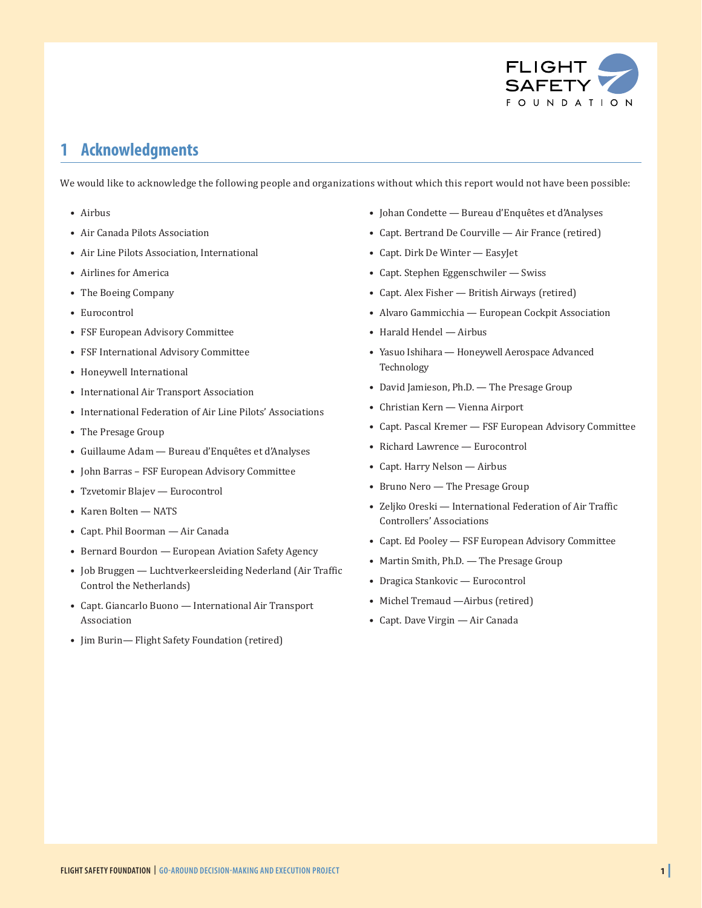# 1 Acknowledgments

We would like to acknowledge the following people and organizations without which this report would not have been possible:

- Airbus
- Air Canada Pilots Association
- Air Line Pilots Association, International
- Airlines for America
- The Boeing Company
- Eurocontrol
- FSF European Advisory Committee
- FSF International Advisory Committee
- Honeywell International
- International Air Transport Association
- International Federation of Air Line Pilots' Associations
- The Presage Group
- Guillaume Adam — Bureau d'Enquêtes et d'Analyses
- John Barras – FSF European Advisory Committee
- Tzvetomir Blajev — Eurocontrol
- Karen Bolten — NATS
- Capt. Phil Boorman — Air Canada
- Bernard Bourdon — European Aviation Safety Agency
- Job Bruggen — Luchtverkeersleiding Nederland (Air Traffic Control the Netherlands)
- Capt. Giancarlo Buono — International Air Transport Association
- Jim Burin— Flight Safety Foundation (retired)
- Johan Condette — Bureau d'Enquêtes et d'Analyses
- Capt. Bertrand De Courville — Air France (retired)
- Capt. Dirk De Winter — EasyJet
- Capt. Stephen Eggenschwiler — Swiss
- Capt. Alex Fisher — British Airways (retired)
- Alvaro Gammicchia — European Cockpit Association
- Harald Hendel — Airbus
- Yasuo Ishihara — Honeywell Aerospace Advanced Technology
- David Jamieson, Ph.D. — The Presage Group
- Christian Kern — Vienna Airport
- Capt. Pascal Kremer — FSF European Advisory Committee
- Richard Lawrence — Eurocontrol
- Capt. Harry Nelson — Airbus
- Bruno Nero — The Presage Group
- Zeljko Oreski — International Federation of Air Traffic Controllers' Associations
- Capt. Ed Pooley — FSF European Advisory Committee
- Martin Smith, Ph.D. — The Presage Group
- Dragica Stankovic — Eurocontrol
- Michel Tremaud —Airbus (retired)
- Capt. Dave Virgin — Air Canada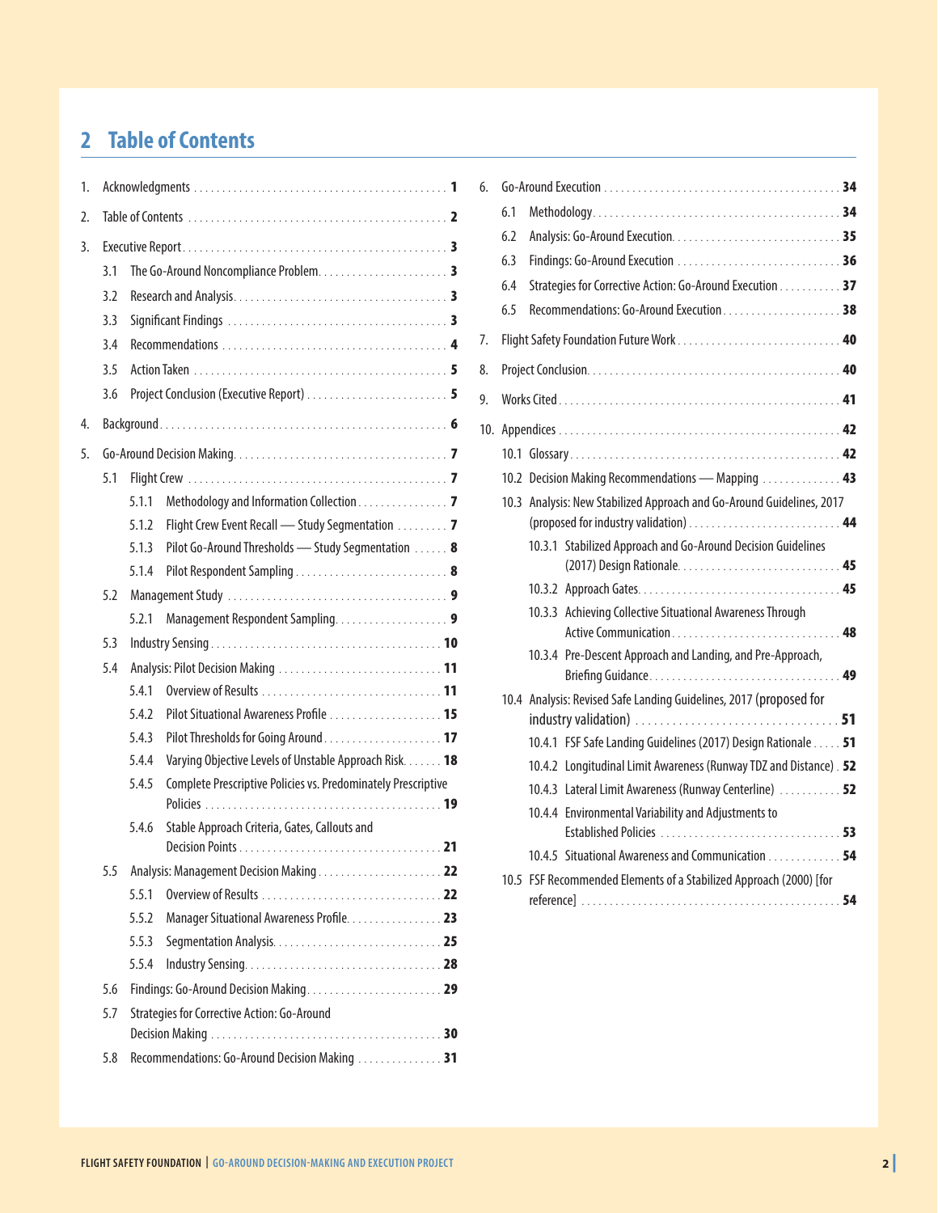# 2 Table of Contents

1. Acknowledgments ..... 1
2. Table of Contents ..... 2
3. Executive Report ..... 3
   - 3.1 The Go-Around Noncompliance Problem ..... 3
   - 3.2 Research and Analysis ..... 3
   - 3.3 Significant Findings ..... 3
   - 3.4 Recommendations ..... 4
   - 3.5 Action Taken ..... 5
   - 3.6 Project Conclusion (Executive Report) ..... 5
4. Background ..... 6
5. Go-Around Decision Making ..... 7
   - 5.1 Flight Crew ..... 7
     - 5.1.1 Methodology and Information Collection ..... 7
     - 5.1.2 Flight Crew Event Recall — Study Segmentation ..... 7
     - 5.1.3 Pilot Go-Around Thresholds — Study Segmentation ..... 8
     - 5.1.4 Pilot Respondent Sampling ..... 8
   - 5.2 Management Study ..... 9
     - 5.2.1 Management Respondent Sampling ..... 9
   - 5.3 Industry Sensing ..... 10
   - 5.4 Analysis: Pilot Decision Making ..... 11
     - 5.4.1 Overview of Results ..... 11
     - 5.4.2 Pilot Situational Awareness Profile ..... 15
     - 5.4.3 Pilot Thresholds for Going Around ..... 17
     - 5.4.4 Varying Objective Levels of Unstable Approach Risk ..... 18
     - 5.4.5 Complete Prescriptive Policies vs. Predominately Prescriptive Policies ..... 19
     - 5.4.6 Stable Approach Criteria, Gates, Callouts and Decision Points ..... 21
   - 5.5 Analysis: Management Decision Making ..... 22
     - 5.5.1 Overview of Results ..... 22
     - 5.5.2 Manager Situational Awareness Profile ..... 23
     - 5.5.3 Segmentation Analysis ..... 25
     - 5.5.4 Industry Sensing ..... 28
   - 5.6 Findings: Go-Around Decision Making ..... 29
   - 5.7 Strategies for Corrective Action: Go-Around Decision Making ..... 30
   - 5.8 Recommendations: Go-Around Decision Making ..... 31
6. Go-Around Execution ..... 34
   - 6.1 Methodology ..... 34
   - 6.2 Analysis: Go-Around Execution ..... 35
   - 6.3 Findings: Go-Around Execution ..... 36
   - 6.4 Strategies for Corrective Action: Go-Around Execution ..... 37
   - 6.5 Recommendations: Go-Around Execution ..... 38
7. Flight Safety Foundation Future Work ..... 40
8. Project Conclusion ..... 40
9. Works Cited ..... 41
10. Appendices ..... 42
    - 10.1 Glossary ..... 42
    - 10.2 Decision Making Recommendations — Mapping ..... 43
    - 10.3 Analysis: New Stabilized Approach and Go-Around Guidelines, 2017 (proposed for industry validation) ..... 44
      - 10.3.1 Stabilized Approach and Go-Around Decision Guidelines (2017) Design Rationale ..... 45
      - 10.3.2 Approach Gates ..... 45
      - 10.3.3 Achieving Collective Situational Awareness Through Active Communication ..... 48
      - 10.3.4 Pre-Descent Approach and Landing, and Pre-Approach, Briefing Guidance ..... 49
    - 10.4 Analysis: Revised Safe Landing Guidelines, 2017 (proposed for industry validation) ..... 51
      - 10.4.1 FSF Safe Landing Guidelines (2017) Design Rationale ..... 51
      - 10.4.2 Longitudinal Limit Awareness (Runway TDZ and Distance) ..... 52
      - 10.4.3 Lateral Limit Awareness (Runway Centerline) ..... 52
      - 10.4.4 Environmental Variability and Adjustments to Established Policies ..... 53
      - 10.4.5 Situational Awareness and Communication ..... 54
    - 10.5 FSF Recommended Elements of a Stabilized Approach (2000) [for reference] ..... 54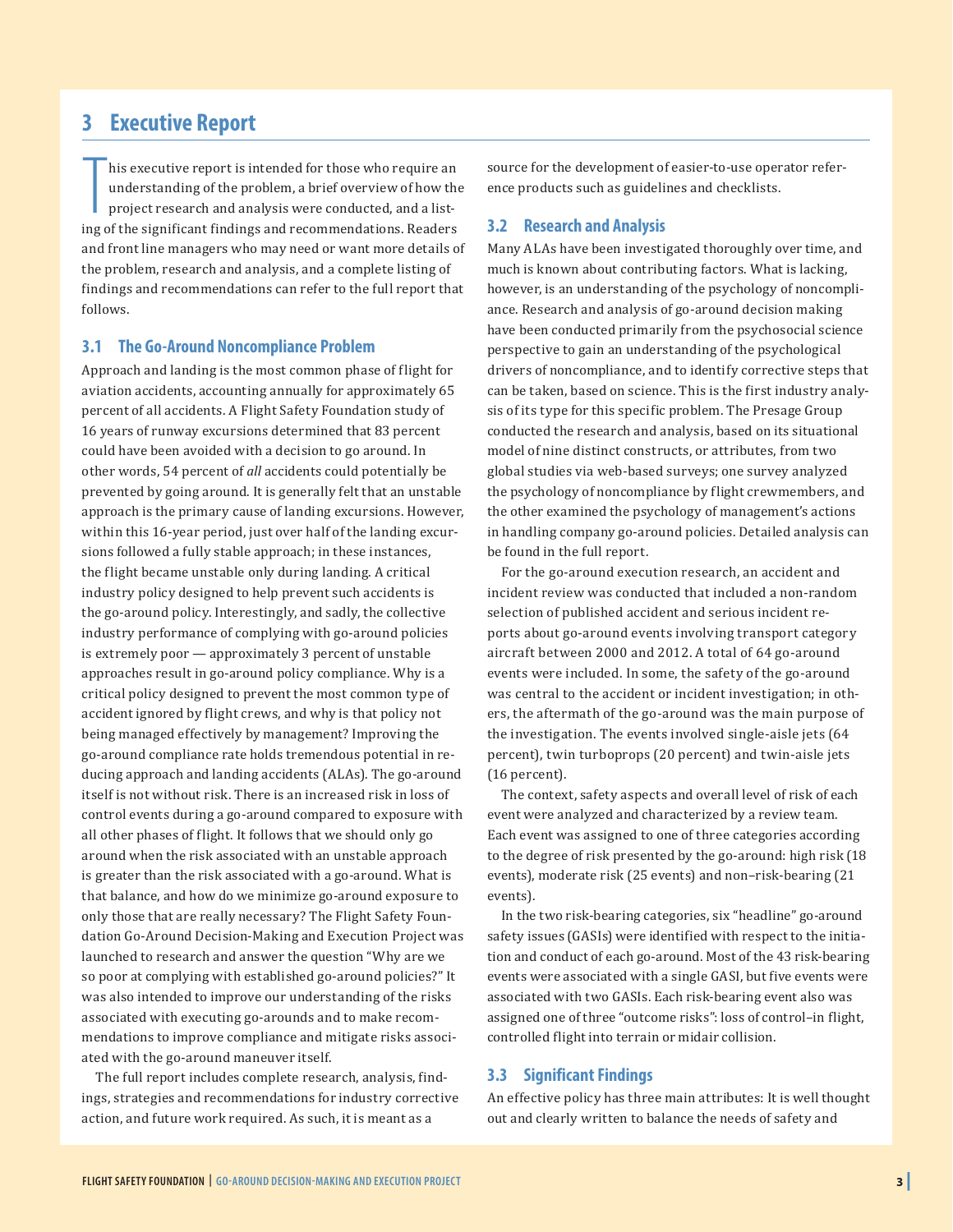# 3 Executive Report

This executive report is intended for those who require an understanding of the problem, a brief overview of how the project research and analysis were conducted, and a listing of the significant findings and recommendations. Readers and front line managers who may need or want more details of the problem, research and analysis, and a complete listing of findings and recommendations can refer to the full report that follows.

## 3.1 The Go-Around Noncompliance Problem

Approach and landing is the most common phase of flight for aviation accidents, accounting annually for approximately 65 percent of all accidents. A Flight Safety Foundation study of 16 years of runway excursions determined that 83 percent could have been avoided with a decision to go around. In other words, 54 percent of *all* accidents could potentially be prevented by going around. It is generally felt that an unstable approach is the primary cause of landing excursions. However, within this 16-year period, just over half of the landing excursions followed a fully stable approach; in these instances, the flight became unstable only during landing. A critical industry policy designed to help prevent such accidents is the go-around policy. Interestingly, and sadly, the collective industry performance of complying with go-around policies is extremely poor — approximately 3 percent of unstable approaches result in go-around policy compliance. Why is a critical policy designed to prevent the most common type of accident ignored by flight crews, and why is that policy not being managed effectively by management? Improving the go-around compliance rate holds tremendous potential in reducing approach and landing accidents (ALAs). The go-around itself is not without risk. There is an increased risk in loss of control events during a go-around compared to exposure with all other phases of flight. It follows that we should only go around when the risk associated with an unstable approach is greater than the risk associated with a go-around. What is that balance, and how do we minimize go-around exposure to only those that are really necessary? The Flight Safety Foundation Go-Around Decision-Making and Execution Project was launched to research and answer the question "Why are we so poor at complying with established go-around policies?" It was also intended to improve our understanding of the risks associated with executing go-arounds and to make recommendations to improve compliance and mitigate risks associated with the go-around maneuver itself.

The full report includes complete research, analysis, findings, strategies and recommendations for industry corrective action, and future work required. As such, it is meant as a source for the development of easier-to-use operator reference products such as guidelines and checklists.

## 3.2 Research and Analysis

Many ALAs have been investigated thoroughly over time, and much is known about contributing factors. What is lacking, however, is an understanding of the psychology of noncompliance. Research and analysis of go-around decision making have been conducted primarily from the psychosocial science perspective to gain an understanding of the psychological drivers of noncompliance, and to identify corrective steps that can be taken, based on science. This is the first industry analysis of its type for this specific problem. The Presage Group conducted the research and analysis, based on its situational model of nine distinct constructs, or attributes, from two global studies via web-based surveys; one survey analyzed the psychology of noncompliance by flight crewmembers, and the other examined the psychology of management's actions in handling company go-around policies. Detailed analysis can be found in the full report.

For the go-around execution research, an accident and incident review was conducted that included a non-random selection of published accident and serious incident reports about go-around events involving transport category aircraft between 2000 and 2012. A total of 64 go-around events were included. In some, the safety of the go-around was central to the accident or incident investigation; in others, the aftermath of the go-around was the main purpose of the investigation. The events involved single-aisle jets (64 percent), twin turboprops (20 percent) and twin-aisle jets (16 percent).

The context, safety aspects and overall level of risk of each event were analyzed and characterized by a review team. Each event was assigned to one of three categories according to the degree of risk presented by the go-around: high risk (18 events), moderate risk (25 events) and non–risk-bearing (21 events).

In the two risk-bearing categories, six "headline" go-around safety issues (GASIs) were identified with respect to the initiation and conduct of each go-around. Most of the 43 risk-bearing events were associated with a single GASI, but five events were associated with two GASIs. Each risk-bearing event also was assigned one of three "outcome risks": loss of control–in flight, controlled flight into terrain or midair collision.

## 3.3 Significant Findings

An effective policy has three main attributes: It is well thought out and clearly written to balance the needs of safety and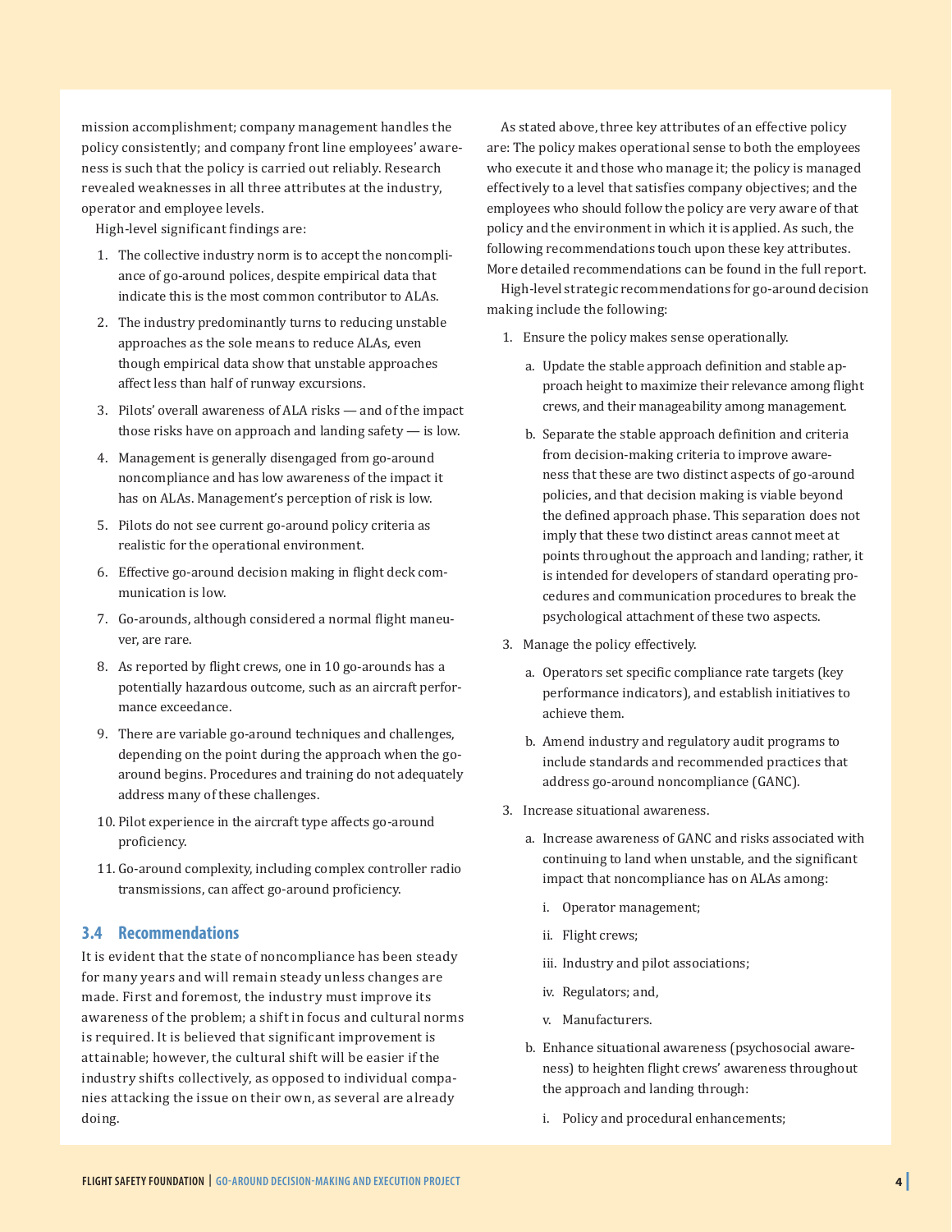mission accomplishment; company management handles the policy consistently; and company front line employees' awareness is such that the policy is carried out reliably. Research revealed weaknesses in all three attributes at the industry, operator and employee levels.

High-level significant findings are:

1. The collective industry norm is to accept the noncompliance of go-around polices, despite empirical data that indicate this is the most common contributor to ALAs.
2. The industry predominantly turns to reducing unstable approaches as the sole means to reduce ALAs, even though empirical data show that unstable approaches affect less than half of runway excursions.
3. Pilots' overall awareness of ALA risks — and of the impact those risks have on approach and landing safety — is low.
4. Management is generally disengaged from go-around noncompliance and has low awareness of the impact it has on ALAs. Management's perception of risk is low.
5. Pilots do not see current go-around policy criteria as realistic for the operational environment.
6. Effective go-around decision making in flight deck communication is low.
7. Go-arounds, although considered a normal flight maneuver, are rare.
8. As reported by flight crews, one in 10 go-arounds has a potentially hazardous outcome, such as an aircraft performance exceedance.
9. There are variable go-around techniques and challenges, depending on the point during the approach when the go-around begins. Procedures and training do not adequately address many of these challenges.
10. Pilot experience in the aircraft type affects go-around proficiency.
11. Go-around complexity, including complex controller radio transmissions, can affect go-around proficiency.

## 3.4 Recommendations

It is evident that the state of noncompliance has been steady for many years and will remain steady unless changes are made. First and foremost, the industry must improve its awareness of the problem; a shift in focus and cultural norms is required. It is believed that significant improvement is attainable; however, the cultural shift will be easier if the industry shifts collectively, as opposed to individual companies attacking the issue on their own, as several are already doing.

As stated above, three key attributes of an effective policy are: The policy makes operational sense to both the employees who execute it and those who manage it; the policy is managed effectively to a level that satisfies company objectives; and the employees who should follow the policy are very aware of that policy and the environment in which it is applied. As such, the following recommendations touch upon these key attributes. More detailed recommendations can be found in the full report.

High-level strategic recommendations for go-around decision making include the following:

1. Ensure the policy makes sense operationally.
   a. Update the stable approach definition and stable approach height to maximize their relevance among flight crews, and their manageability among management.
   b. Separate the stable approach definition and criteria from decision-making criteria to improve awareness that these are two distinct aspects of go-around policies, and that decision making is viable beyond the defined approach phase. This separation does not imply that these two distinct areas cannot meet at points throughout the approach and landing; rather, it is intended for developers of standard operating procedures and communication procedures to break the psychological attachment of these two aspects.
3. Manage the policy effectively.
   a. Operators set specific compliance rate targets (key performance indicators), and establish initiatives to achieve them.
   b. Amend industry and regulatory audit programs to include standards and recommended practices that address go-around noncompliance (GANC).
3. Increase situational awareness.
   a. Increase awareness of GANC and risks associated with continuing to land when unstable, and the significant impact that noncompliance has on ALAs among:
      i. Operator management;
      ii. Flight crews;
      iii. Industry and pilot associations;
      iv. Regulators; and,
      v. Manufacturers.
   b. Enhance situational awareness (psychosocial awareness) to heighten flight crews' awareness throughout the approach and landing through:
      i. Policy and procedural enhancements;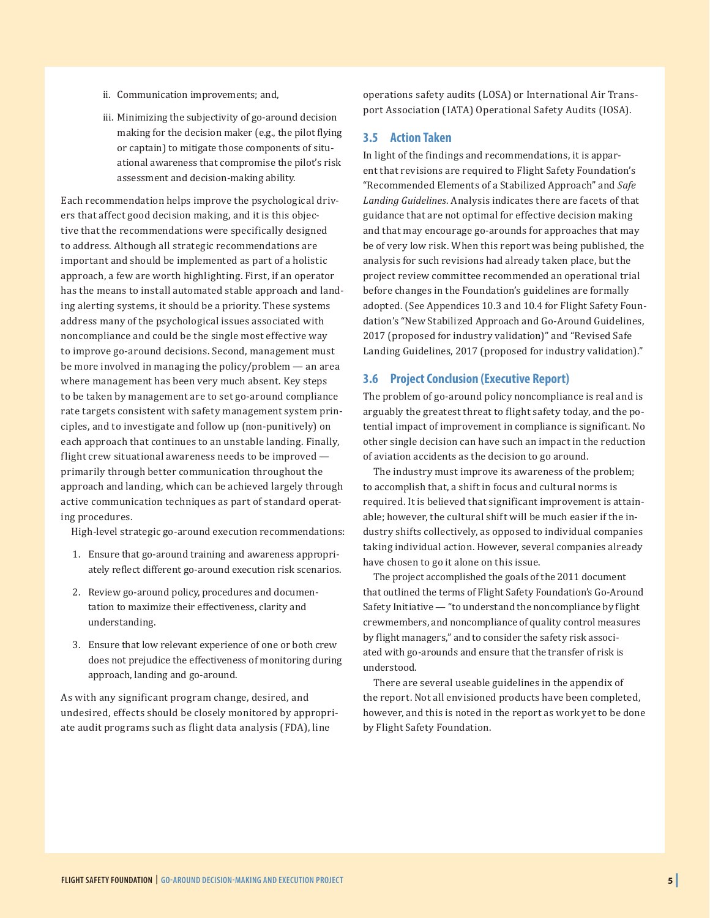ii. Communication improvements; and,

iii. Minimizing the subjectivity of go-around decision making for the decision maker (e.g., the pilot flying or captain) to mitigate those components of situational awareness that compromise the pilot's risk assessment and decision-making ability.

Each recommendation helps improve the psychological drivers that affect good decision making, and it is this objective that the recommendations were specifically designed to address. Although all strategic recommendations are important and should be implemented as part of a holistic approach, a few are worth highlighting. First, if an operator has the means to install automated stable approach and landing alerting systems, it should be a priority. These systems address many of the psychological issues associated with noncompliance and could be the single most effective way to improve go-around decisions. Second, management must be more involved in managing the policy/problem — an area where management has been very much absent. Key steps to be taken by management are to set go-around compliance rate targets consistent with safety management system principles, and to investigate and follow up (non-punitively) on each approach that continues to an unstable landing. Finally, flight crew situational awareness needs to be improved — primarily through better communication throughout the approach and landing, which can be achieved largely through active communication techniques as part of standard operating procedures.

High-level strategic go-around execution recommendations:

1. Ensure that go-around training and awareness appropriately reflect different go-around execution risk scenarios.
2. Review go-around policy, procedures and documentation to maximize their effectiveness, clarity and understanding.
3. Ensure that low relevant experience of one or both crew does not prejudice the effectiveness of monitoring during approach, landing and go-around.

As with any significant program change, desired, and undesired, effects should be closely monitored by appropriate audit programs such as flight data analysis (FDA), line operations safety audits (LOSA) or International Air Transport Association (IATA) Operational Safety Audits (IOSA).

## 3.5 Action Taken

In light of the findings and recommendations, it is apparent that revisions are required to Flight Safety Foundation's "Recommended Elements of a Stabilized Approach" and *Safe Landing Guidelines*. Analysis indicates there are facets of that guidance that are not optimal for effective decision making and that may encourage go-arounds for approaches that may be of very low risk. When this report was being published, the analysis for such revisions had already taken place, but the project review committee recommended an operational trial before changes in the Foundation's guidelines are formally adopted. (See Appendices 10.3 and 10.4 for Flight Safety Foundation's "New Stabilized Approach and Go-Around Guidelines, 2017 (proposed for industry validation)" and "Revised Safe Landing Guidelines, 2017 (proposed for industry validation).")

## 3.6 Project Conclusion (Executive Report)

The problem of go-around policy noncompliance is real and is arguably the greatest threat to flight safety today, and the potential impact of improvement in compliance is significant. No other single decision can have such an impact in the reduction of aviation accidents as the decision to go around.

The industry must improve its awareness of the problem; to accomplish that, a shift in focus and cultural norms is required. It is believed that significant improvement is attainable; however, the cultural shift will be much easier if the industry shifts collectively, as opposed to individual companies taking individual action. However, several companies already have chosen to go it alone on this issue.

The project accomplished the goals of the 2011 document that outlined the terms of Flight Safety Foundation's Go-Around Safety Initiative — "to understand the noncompliance by flight crewmembers, and noncompliance of quality control measures by flight managers," and to consider the safety risk associated with go-arounds and ensure that the transfer of risk is understood.

There are several useable guidelines in the appendix of the report. Not all envisioned products have been completed, however, and this is noted in the report as work yet to be done by Flight Safety Foundation.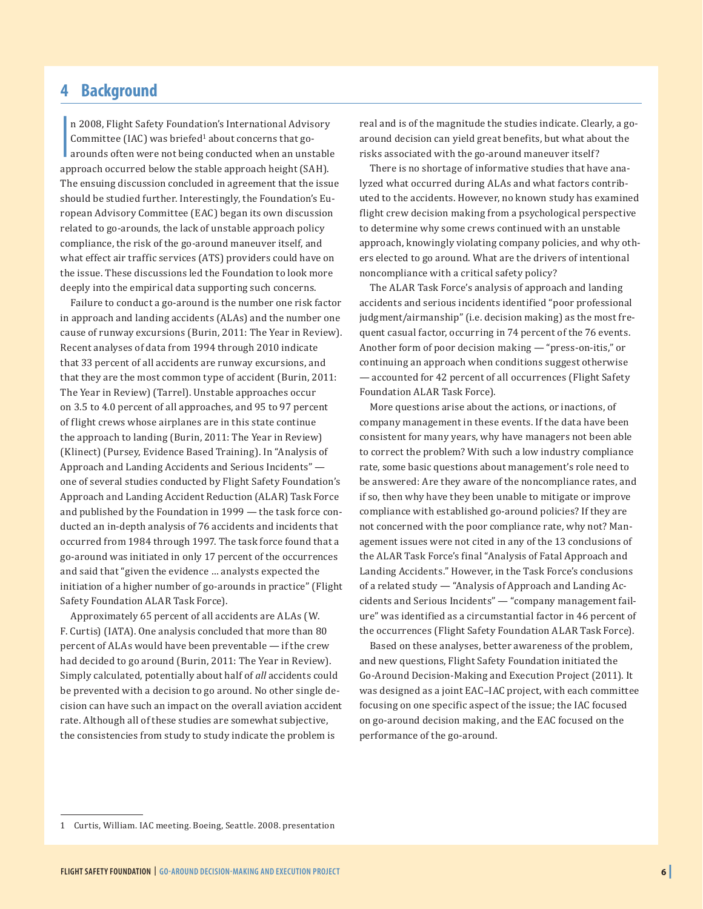# 4 Background

In 2008, Flight Safety Foundation's International Advisory Committee (IAC) was briefed[1] about concerns that go-arounds often were not being conducted when an unstable approach occurred below the stable approach height (SAH). The ensuing discussion concluded in agreement that the issue should be studied further. Interestingly, the Foundation's European Advisory Committee (EAC) began its own discussion related to go-arounds, the lack of unstable approach policy compliance, the risk of the go-around maneuver itself, and what effect air traffic services (ATS) providers could have on the issue. These discussions led the Foundation to look more deeply into the empirical data supporting such concerns.

Failure to conduct a go-around is the number one risk factor in approach and landing accidents (ALAs) and the number one cause of runway excursions (Burin, 2011: The Year in Review). Recent analyses of data from 1994 through 2010 indicate that 33 percent of all accidents are runway excursions, and that they are the most common type of accident (Burin, 2011: The Year in Review) (Tarrel). Unstable approaches occur on 3.5 to 4.0 percent of all approaches, and 95 to 97 percent of flight crews whose airplanes are in this state continue the approach to landing (Burin, 2011: The Year in Review) (Klinect) (Pursey, Evidence Based Training). In "Analysis of Approach and Landing Accidents and Serious Incidents" — one of several studies conducted by Flight Safety Foundation's Approach and Landing Accident Reduction (ALAR) Task Force and published by the Foundation in 1999 — the task force conducted an in-depth analysis of 76 accidents and incidents that occurred from 1984 through 1997. The task force found that a go-around was initiated in only 17 percent of the occurrences and said that "given the evidence … analysts expected the initiation of a higher number of go-arounds in practice" (Flight Safety Foundation ALAR Task Force).

Approximately 65 percent of all accidents are ALAs (W. F. Curtis) (IATA). One analysis concluded that more than 80 percent of ALAs would have been preventable — if the crew had decided to go around (Burin, 2011: The Year in Review). Simply calculated, potentially about half of *all* accidents could be prevented with a decision to go around. No other single decision can have such an impact on the overall aviation accident rate. Although all of these studies are somewhat subjective, the consistencies from study to study indicate the problem is real and is of the magnitude the studies indicate. Clearly, a go-around decision can yield great benefits, but what about the risks associated with the go-around maneuver itself?

There is no shortage of informative studies that have analyzed what occurred during ALAs and what factors contributed to the accidents. However, no known study has examined flight crew decision making from a psychological perspective to determine why some crews continued with an unstable approach, knowingly violating company policies, and why others elected to go around. What are the drivers of intentional noncompliance with a critical safety policy?

The ALAR Task Force's analysis of approach and landing accidents and serious incidents identified "poor professional judgment/airmanship" (i.e. decision making) as the most frequent casual factor, occurring in 74 percent of the 76 events. Another form of poor decision making — "press-on-itis," or continuing an approach when conditions suggest otherwise — accounted for 42 percent of all occurrences (Flight Safety Foundation ALAR Task Force).

More questions arise about the actions, or inactions, of company management in these events. If the data have been consistent for many years, why have managers not been able to correct the problem? With such a low industry compliance rate, some basic questions about management's role need to be answered: Are they aware of the noncompliance rates, and if so, then why have they been unable to mitigate or improve compliance with established go-around policies? If they are not concerned with the poor compliance rate, why not? Management issues were not cited in any of the 13 conclusions of the ALAR Task Force's final "Analysis of Fatal Approach and Landing Accidents." However, in the Task Force's conclusions of a related study — "Analysis of Approach and Landing Accidents and Serious Incidents" — "company management failure" was identified as a circumstantial factor in 46 percent of the occurrences (Flight Safety Foundation ALAR Task Force).

Based on these analyses, better awareness of the problem, and new questions, Flight Safety Foundation initiated the Go-Around Decision-Making and Execution Project (2011). It was designed as a joint EAC–IAC project, with each committee focusing on one specific aspect of the issue; the IAC focused on go-around decision making, and the EAC focused on the performance of the go-around.

---

1 Curtis, William. IAC meeting. Boeing, Seattle. 2008. presentation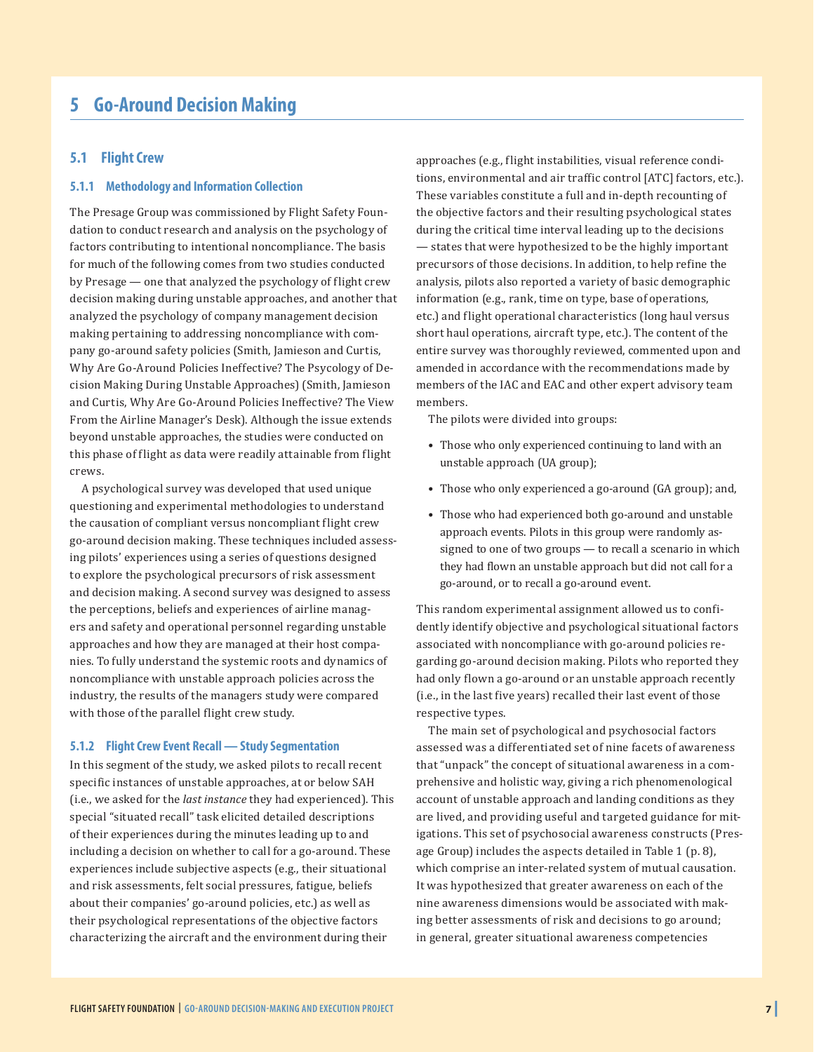# 5 Go-Around Decision Making

## 5.1 Flight Crew

### 5.1.1 Methodology and Information Collection

The Presage Group was commissioned by Flight Safety Foundation to conduct research and analysis on the psychology of factors contributing to intentional noncompliance. The basis for much of the following comes from two studies conducted by Presage — one that analyzed the psychology of flight crew decision making during unstable approaches, and another that analyzed the psychology of company management decision making pertaining to addressing noncompliance with company go-around safety policies (Smith, Jamieson and Curtis, Why Are Go-Around Policies Ineffective? The Psycology of Decision Making During Unstable Approaches) (Smith, Jamieson and Curtis, Why Are Go-Around Policies Ineffective? The View From the Airline Manager's Desk). Although the issue extends beyond unstable approaches, the studies were conducted on this phase of flight as data were readily attainable from flight crews.

A psychological survey was developed that used unique questioning and experimental methodologies to understand the causation of compliant versus noncompliant flight crew go-around decision making. These techniques included assessing pilots' experiences using a series of questions designed to explore the psychological precursors of risk assessment and decision making. A second survey was designed to assess the perceptions, beliefs and experiences of airline managers and safety and operational personnel regarding unstable approaches and how they are managed at their host companies. To fully understand the systemic roots and dynamics of noncompliance with unstable approach policies across the industry, the results of the managers study were compared with those of the parallel flight crew study.

### 5.1.2 Flight Crew Event Recall — Study Segmentation

In this segment of the study, we asked pilots to recall recent specific instances of unstable approaches, at or below SAH (i.e., we asked for the *last instance* they had experienced). This special "situated recall" task elicited detailed descriptions of their experiences during the minutes leading up to and including a decision on whether to call for a go-around. These experiences include subjective aspects (e.g., their situational and risk assessments, felt social pressures, fatigue, beliefs about their companies' go-around policies, etc.) as well as their psychological representations of the objective factors characterizing the aircraft and the environment during their approaches (e.g., flight instabilities, visual reference conditions, environmental and air traffic control [ATC] factors, etc.). These variables constitute a full and in-depth recounting of the objective factors and their resulting psychological states during the critical time interval leading up to the decisions — states that were hypothesized to be the highly important precursors of those decisions. In addition, to help refine the analysis, pilots also reported a variety of basic demographic information (e.g., rank, time on type, base of operations, etc.) and flight operational characteristics (long haul versus short haul operations, aircraft type, etc.). The content of the entire survey was thoroughly reviewed, commented upon and amended in accordance with the recommendations made by members of the IAC and EAC and other expert advisory team members.

The pilots were divided into groups:

- Those who only experienced continuing to land with an unstable approach (UA group);
- Those who only experienced a go-around (GA group); and,
- Those who had experienced both go-around and unstable approach events. Pilots in this group were randomly assigned to one of two groups — to recall a scenario in which they had flown an unstable approach but did not call for a go-around, or to recall a go-around event.

This random experimental assignment allowed us to confidently identify objective and psychological situational factors associated with noncompliance with go-around policies regarding go-around decision making. Pilots who reported they had only flown a go-around or an unstable approach recently (i.e., in the last five years) recalled their last event of those respective types.

The main set of psychological and psychosocial factors assessed was a differentiated set of nine facets of awareness that "unpack" the concept of situational awareness in a comprehensive and holistic way, giving a rich phenomenological account of unstable approach and landing conditions as they are lived, and providing useful and targeted guidance for mitigations. This set of psychosocial awareness constructs (Presage Group) includes the aspects detailed in Table 1 (p. 8), which comprise an inter-related system of mutual causation. It was hypothesized that greater awareness on each of the nine awareness dimensions would be associated with making better assessments of risk and decisions to go around; in general, greater situational awareness competencies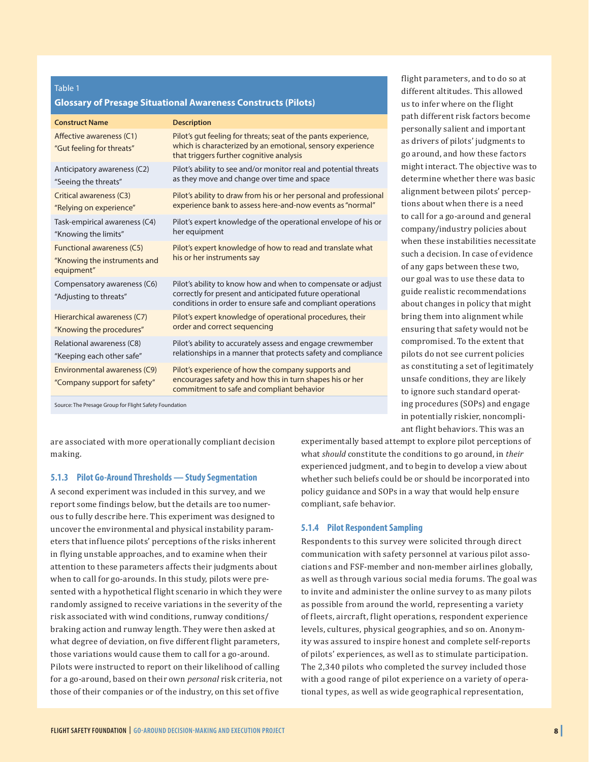**Table 1**

**Glossary of Presage Situational Awareness Constructs (Pilots)**

| Construct Name | Description |
|---|---|
| Affective awareness (C1) "Gut feeling for threats" | Pilot's gut feeling for threats; seat of the pants experience, which is characterized by an emotional, sensory experience that triggers further cognitive analysis |
| Anticipatory awareness (C2) "Seeing the threats" | Pilot's ability to see and/or monitor real and potential threats as they move and change over time and space |
| Critical awareness (C3) "Relying on experience" | Pilot's ability to draw from his or her personal and professional experience bank to assess here-and-now events as "normal" |
| Task-empirical awareness (C4) "Knowing the limits" | Pilot's expert knowledge of the operational envelope of his or her equipment |
| Functional awareness (C5) "Knowing the instruments and equipment" | Pilot's expert knowledge of how to read and translate what his or her instruments say |
| Compensatory awareness (C6) "Adjusting to threats" | Pilot's ability to know how and when to compensate or adjust correctly for present and anticipated future operational conditions in order to ensure safe and compliant operations |
| Hierarchical awareness (C7) "Knowing the procedures" | Pilot's expert knowledge of operational procedures, their order and correct sequencing |
| Relational awareness (C8) "Keeping each other safe" | Pilot's ability to accurately assess and engage crewmember relationships in a manner that protects safety and compliance |
| Environmental awareness (C9) "Company support for safety" | Pilot's experience of how the company supports and encourages safety and how this in turn shapes his or her commitment to safe and compliant behavior |

Source: The Presage Group for Flight Safety Foundation

are associated with more operationally compliant decision making.

### 5.1.3 Pilot Go-Around Thresholds — Study Segmentation

A second experiment was included in this survey, and we report some findings below, but the details are too numerous to fully describe here. This experiment was designed to uncover the environmental and physical instability parameters that influence pilots' perceptions of the risks inherent in flying unstable approaches, and to examine when their attention to these parameters affects their judgments about when to call for go-arounds. In this study, pilots were presented with a hypothetical flight scenario in which they were randomly assigned to receive variations in the severity of the risk associated with wind conditions, runway conditions/braking action and runway length. They were then asked at what degree of deviation, on five different flight parameters, those variations would cause them to call for a go-around. Pilots were instructed to report on their likelihood of calling for a go-around, based on their own *personal* risk criteria, not those of their companies or of the industry, on this set of five flight parameters, and to do so at different altitudes. This allowed us to infer where on the flight path different risk factors become personally salient and important as drivers of pilots' judgments to go around, and how these factors might interact. The objective was to determine whether there was basic alignment between pilots' perceptions about when there is a need to call for a go-around and general company/industry policies about when these instabilities necessitate such a decision. In case of evidence of any gaps between these two, our goal was to use these data to guide realistic recommendations about changes in policy that might bring them into alignment while ensuring that safety would not be compromised. To the extent that pilots do not see current policies as constituting a set of legitimately unsafe conditions, they are likely to ignore such standard operating procedures (SOPs) and engage in potentially riskier, noncompliant flight behaviors. This was an experimentally based attempt to explore pilot perceptions of what *should* constitute the conditions to go around, in *their* experienced judgment, and to begin to develop a view about whether such beliefs could be or should be incorporated into policy guidance and SOPs in a way that would help ensure compliant, safe behavior.

### 5.1.4 Pilot Respondent Sampling

Respondents to this survey were solicited through direct communication with safety personnel at various pilot associations and FSF-member and non-member airlines globally, as well as through various social media forums. The goal was to invite and administer the online survey to as many pilots as possible from around the world, representing a variety of fleets, aircraft, flight operations, respondent experience levels, cultures, physical geographies, and so on. Anonymity was assured to inspire honest and complete self-reports of pilots' experiences, as well as to stimulate participation. The 2,340 pilots who completed the survey included those with a good range of pilot experience on a variety of operational types, as well as wide geographical representation,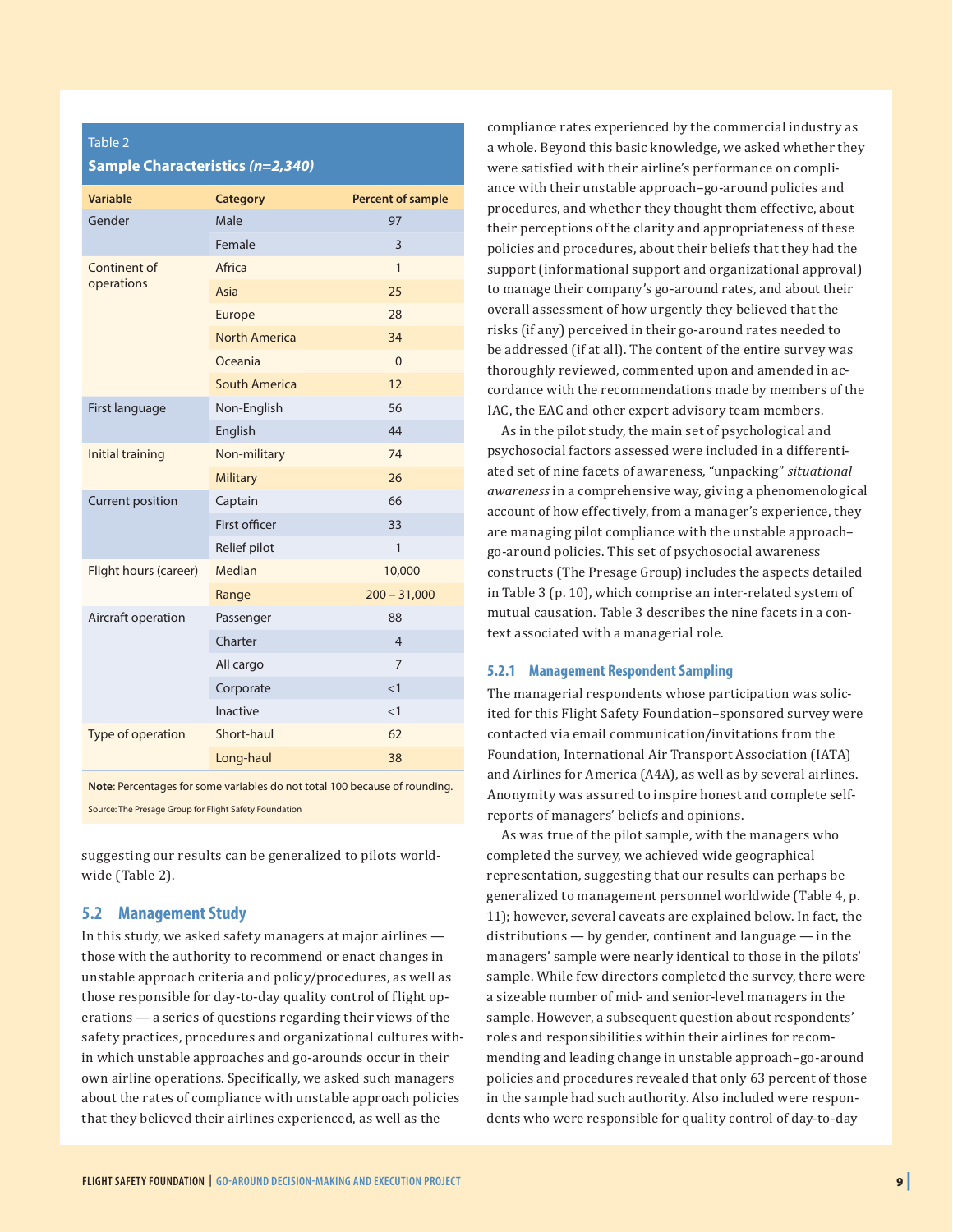**Table 2**
**Sample Characteristics *(n=2,340)***

| Variable | Category | Percent of sample |
|---|---|---|
| Gender | Male | 97 |
| | Female | 3 |
| Continent of operations | Africa | 1 |
| | Asia | 25 |
| | Europe | 28 |
| | North America | 34 |
| | Oceania | 0 |
| | South America | 12 |
| First language | Non-English | 56 |
| | English | 44 |
| Initial training | Non-military | 74 |
| | Military | 26 |
| Current position | Captain | 66 |
| | First officer | 33 |
| | Relief pilot | 1 |
| Flight hours (career) | Median | 10,000 |
| | Range | 200 – 31,000 |
| Aircraft operation | Passenger | 88 |
| | Charter | 4 |
| | All cargo | 7 |
| | Corporate | <1 |
| | Inactive | <1 |
| Type of operation | Short-haul | 62 |
| | Long-haul | 38 |

**Note**: Percentages for some variables do not total 100 because of rounding.

Source: The Presage Group for Flight Safety Foundation

suggesting our results can be generalized to pilots worldwide (Table 2).

## 5.2 Management Study

In this study, we asked safety managers at major airlines — those with the authority to recommend or enact changes in unstable approach criteria and policy/procedures, as well as those responsible for day-to-day quality control of flight operations — a series of questions regarding their views of the safety practices, procedures and organizational cultures within which unstable approaches and go-arounds occur in their own airline operations. Specifically, we asked such managers about the rates of compliance with unstable approach policies that they believed their airlines experienced, as well as the compliance rates experienced by the commercial industry as a whole. Beyond this basic knowledge, we asked whether they were satisfied with their airline's performance on compliance with their unstable approach–go-around policies and procedures, and whether they thought them effective, about their perceptions of the clarity and appropriateness of these policies and procedures, about their beliefs that they had the support (informational support and organizational approval) to manage their company's go-around rates, and about their overall assessment of how urgently they believed that the risks (if any) perceived in their go-around rates needed to be addressed (if at all). The content of the entire survey was thoroughly reviewed, commented upon and amended in accordance with the recommendations made by members of the IAC, the EAC and other expert advisory team members.

As in the pilot study, the main set of psychological and psychosocial factors assessed were included in a differentiated set of nine facets of awareness, "unpacking" *situational awareness* in a comprehensive way, giving a phenomenological account of how effectively, from a manager's experience, they are managing pilot compliance with the unstable approach–go-around policies. This set of psychosocial awareness constructs (The Presage Group) includes the aspects detailed in Table 3 (p. 10), which comprise an inter-related system of mutual causation. Table 3 describes the nine facets in a context associated with a managerial role.

### 5.2.1 Management Respondent Sampling

The managerial respondents whose participation was solicited for this Flight Safety Foundation–sponsored survey were contacted via email communication/invitations from the Foundation, International Air Transport Association (IATA) and Airlines for America (A4A), as well as by several airlines. Anonymity was assured to inspire honest and complete self-reports of managers' beliefs and opinions.

As was true of the pilot sample, with the managers who completed the survey, we achieved wide geographical representation, suggesting that our results can perhaps be generalized to management personnel worldwide (Table 4, p. 11); however, several caveats are explained below. In fact, the distributions — by gender, continent and language — in the managers' sample were nearly identical to those in the pilots' sample. While few directors completed the survey, there were a sizeable number of mid- and senior-level managers in the sample. However, a subsequent question about respondents' roles and responsibilities within their airlines for recommending and leading change in unstable approach–go-around policies and procedures revealed that only 63 percent of those in the sample had such authority. Also included were respondents who were responsible for quality control of day-to-day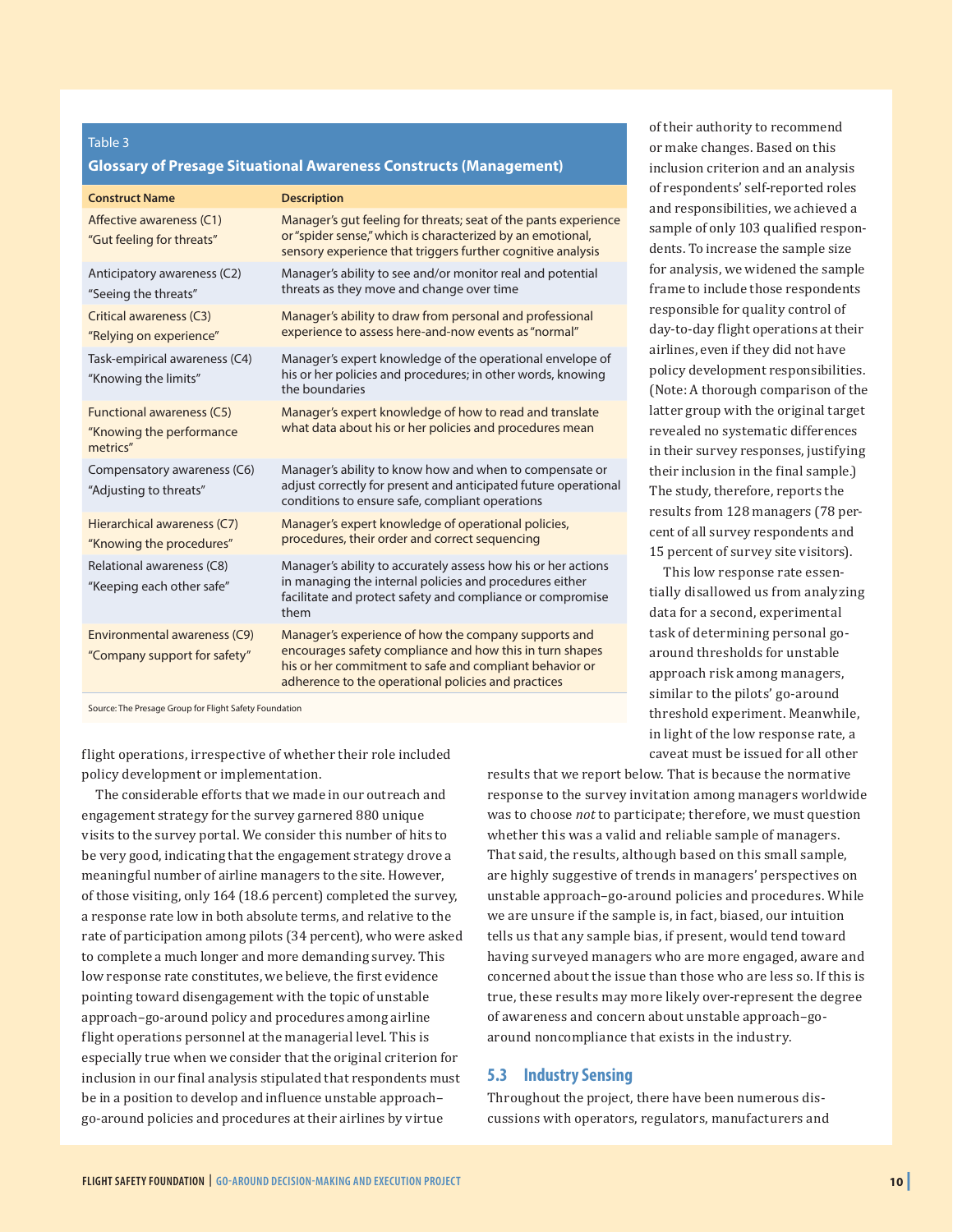Table 3

**Glossary of Presage Situational Awareness Constructs (Management)**

| Construct Name | Description |
|---|---|
| Affective awareness (C1) "Gut feeling for threats" | Manager's gut feeling for threats; seat of the pants experience or "spider sense," which is characterized by an emotional, sensory experience that triggers further cognitive analysis |
| Anticipatory awareness (C2) "Seeing the threats" | Manager's ability to see and/or monitor real and potential threats as they move and change over time |
| Critical awareness (C3) "Relying on experience" | Manager's ability to draw from personal and professional experience to assess here-and-now events as "normal" |
| Task-empirical awareness (C4) "Knowing the limits" | Manager's expert knowledge of the operational envelope of his or her policies and procedures; in other words, knowing the boundaries |
| Functional awareness (C5) "Knowing the performance metrics" | Manager's expert knowledge of how to read and translate what data about his or her policies and procedures mean |
| Compensatory awareness (C6) "Adjusting to threats" | Manager's ability to know how and when to compensate or adjust correctly for present and anticipated future operational conditions to ensure safe, compliant operations |
| Hierarchical awareness (C7) "Knowing the procedures" | Manager's expert knowledge of operational policies, procedures, their order and correct sequencing |
| Relational awareness (C8) "Keeping each other safe" | Manager's ability to accurately assess how his or her actions in managing the internal policies and procedures either facilitate and protect safety and compliance or compromise them |
| Environmental awareness (C9) "Company support for safety" | Manager's experience of how the company supports and encourages safety compliance and how this in turn shapes his or her commitment to safe and compliant behavior or adherence to the operational policies and practices |

Source: The Presage Group for Flight Safety Foundation

flight operations, irrespective of whether their role included policy development or implementation.

The considerable efforts that we made in our outreach and engagement strategy for the survey garnered 880 unique visits to the survey portal. We consider this number of hits to be very good, indicating that the engagement strategy drove a meaningful number of airline managers to the site. However, of those visiting, only 164 (18.6 percent) completed the survey, a response rate low in both absolute terms, and relative to the rate of participation among pilots (34 percent), who were asked to complete a much longer and more demanding survey. This low response rate constitutes, we believe, the first evidence pointing toward disengagement with the topic of unstable approach–go-around policy and procedures among airline flight operations personnel at the managerial level. This is especially true when we consider that the original criterion for inclusion in our final analysis stipulated that respondents must be in a position to develop and influence unstable approach–go-around policies and procedures at their airlines by virtue of their authority to recommend or make changes. Based on this inclusion criterion and an analysis of respondents' self-reported roles and responsibilities, we achieved a sample of only 103 qualified respondents. To increase the sample size for analysis, we widened the sample frame to include those respondents responsible for quality control of day-to-day flight operations at their airlines, even if they did not have policy development responsibilities. (Note: A thorough comparison of the latter group with the original target revealed no systematic differences in their survey responses, justifying their inclusion in the final sample.) The study, therefore, reports the results from 128 managers (78 percent of all survey respondents and 15 percent of survey site visitors).

This low response rate essentially disallowed us from analyzing data for a second, experimental task of determining personal go-around thresholds for unstable approach risk among managers, similar to the pilots' go-around threshold experiment. Meanwhile, in light of the low response rate, a caveat must be issued for all other results that we report below. That is because the normative response to the survey invitation among managers worldwide was to choose *not* to participate; therefore, we must question whether this was a valid and reliable sample of managers. That said, the results, although based on this small sample, are highly suggestive of trends in managers' perspectives on unstable approach–go-around policies and procedures. While we are unsure if the sample is, in fact, biased, our intuition tells us that any sample bias, if present, would tend toward having surveyed managers who are more engaged, aware and concerned about the issue than those who are less so. If this is true, these results may more likely over-represent the degree of awareness and concern about unstable approach–go-around noncompliance that exists in the industry.

## 5.3 Industry Sensing

Throughout the project, there have been numerous discussions with operators, regulators, manufacturers and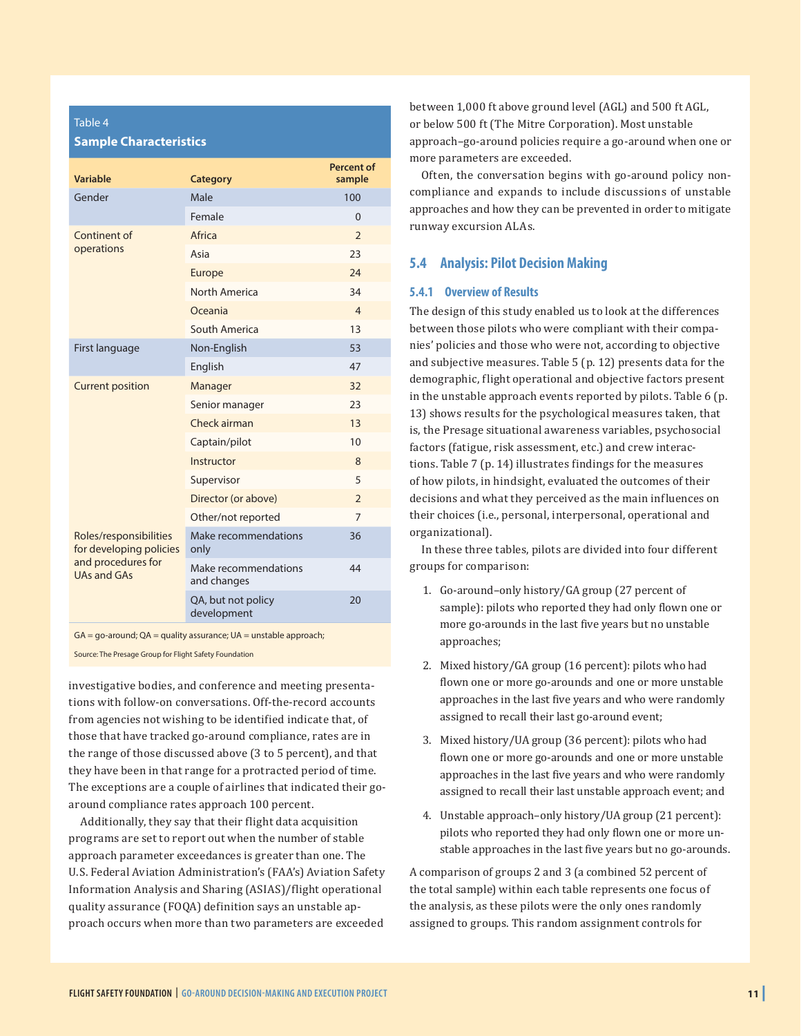Table 4

**Sample Characteristics**

| Variable | Category | Percent of sample |
|---|---|---|
| Gender | Male | 100 |
| | Female | 0 |
| Continent of operations | Africa | 2 |
| | Asia | 23 |
| | Europe | 24 |
| | North America | 34 |
| | Oceania | 4 |
| | South America | 13 |
| First language | Non-English | 53 |
| | English | 47 |
| Current position | Manager | 32 |
| | Senior manager | 23 |
| | Check airman | 13 |
| | Captain/pilot | 10 |
| | Instructor | 8 |
| | Supervisor | 5 |
| | Director (or above) | 2 |
| | Other/not reported | 7 |
| Roles/responsibilities for developing policies and procedures for UAs and GAs | Make recommendations only | 36 |
| | Make recommendations and changes | 44 |
| | QA, but not policy development | 20 |

GA = go-around; QA = quality assurance; UA = unstable approach;

Source: The Presage Group for Flight Safety Foundation

investigative bodies, and conference and meeting presentations with follow-on conversations. Off-the-record accounts from agencies not wishing to be identified indicate that, of those that have tracked go-around compliance, rates are in the range of those discussed above (3 to 5 percent), and that they have been in that range for a protracted period of time. The exceptions are a couple of airlines that indicated their go-around compliance rates approach 100 percent.

Additionally, they say that their flight data acquisition programs are set to report out when the number of stable approach parameter exceedances is greater than one. The U.S. Federal Aviation Administration's (FAA's) Aviation Safety Information Analysis and Sharing (ASIAS)/flight operational quality assurance (FOQA) definition says an unstable approach occurs when more than two parameters are exceeded between 1,000 ft above ground level (AGL) and 500 ft AGL, or below 500 ft (The Mitre Corporation). Most unstable approach–go-around policies require a go-around when one or more parameters are exceeded.

Often, the conversation begins with go-around policy noncompliance and expands to include discussions of unstable approaches and how they can be prevented in order to mitigate runway excursion ALAs.

## 5.4 Analysis: Pilot Decision Making

### 5.4.1 Overview of Results

The design of this study enabled us to look at the differences between those pilots who were compliant with their companies' policies and those who were not, according to objective and subjective measures. Table 5 (p. 12) presents data for the demographic, flight operational and objective factors present in the unstable approach events reported by pilots. Table 6 (p. 13) shows results for the psychological measures taken, that is, the Presage situational awareness variables, psychosocial factors (fatigue, risk assessment, etc.) and crew interactions. Table 7 (p. 14) illustrates findings for the measures of how pilots, in hindsight, evaluated the outcomes of their decisions and what they perceived as the main influences on their choices (i.e., personal, interpersonal, operational and organizational).

In these three tables, pilots are divided into four different groups for comparison:

1. Go-around–only history/GA group (27 percent of sample): pilots who reported they had only flown one or more go-arounds in the last five years but no unstable approaches;
2. Mixed history/GA group (16 percent): pilots who had flown one or more go-arounds and one or more unstable approaches in the last five years and who were randomly assigned to recall their last go-around event;
3. Mixed history/UA group (36 percent): pilots who had flown one or more go-arounds and one or more unstable approaches in the last five years and who were randomly assigned to recall their last unstable approach event; and
4. Unstable approach–only history/UA group (21 percent): pilots who reported they had only flown one or more unstable approaches in the last five years but no go-arounds.

A comparison of groups 2 and 3 (a combined 52 percent of the total sample) within each table represents one focus of the analysis, as these pilots were the only ones randomly assigned to groups. This random assignment controls for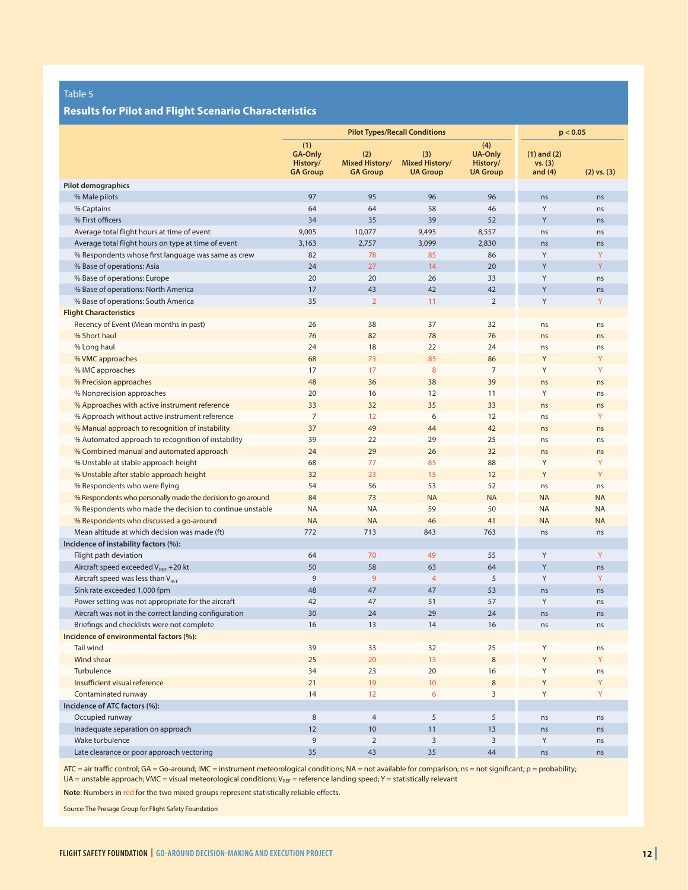## Table 5

### Results for Pilot and Flight Scenario Characteristics

| | Pilot Types/Recall Conditions | | | | p < 0.05 | |
|---|---|---|---|---|---|---|
| | (1) GA-Only History/ GA Group | (2) Mixed History/ GA Group | (3) Mixed History/ UA Group | (4) UA-Only History/ UA Group | (1) and (2) vs. (3) and (4) | (2) vs. (3) |
| **Pilot demographics** | | | | | | |
| % Male pilots | 97 | 95 | 96 | 96 | ns | ns |
| % Captains | 64 | 64 | 58 | 46 | Y | ns |
| % First officers | 34 | 35 | 39 | 52 | Y | ns |
| Average total flight hours at time of event | 9,005 | 10,077 | 9,495 | 8,557 | ns | ns |
| Average total flight hours on type at time of event | 3,163 | 2,757 | 3,099 | 2,830 | ns | ns |
| % Respondents whose first language was same as crew | 82 | 78 | 85 | 86 | Y | Y |
| % Base of operations: Asia | 24 | 27 | 14 | 20 | Y | Y |
| % Base of operations: Europe | 20 | 20 | 26 | 33 | Y | ns |
| % Base of operations: North America | 17 | 43 | 42 | 42 | Y | ns |
| % Base of operations: South America | 35 | 2 | 11 | 2 | Y | Y |
| **Flight Characteristics** | | | | | | |
| Recency of Event (Mean months in past) | 26 | 38 | 37 | 32 | ns | ns |
| % Short haul | 76 | 82 | 78 | 76 | ns | ns |
| % Long haul | 24 | 18 | 22 | 24 | ns | ns |
| % VMC approaches | 68 | 73 | 85 | 86 | Y | Y |
| % IMC approaches | 17 | 17 | 8 | 7 | Y | Y |
| % Precision approaches | 48 | 36 | 38 | 39 | ns | ns |
| % Nonprecision approaches | 20 | 16 | 12 | 11 | Y | ns |
| % Approaches with active instrument reference | 33 | 32 | 35 | 33 | ns | ns |
| % Approach without active instrument reference | 7 | 12 | 6 | 12 | ns | Y |
| % Manual approach to recognition of instability | 37 | 49 | 44 | 42 | ns | ns |
| % Automated approach to recognition of instability | 39 | 22 | 29 | 25 | ns | ns |
| % Combined manual and automated approach | 24 | 29 | 26 | 32 | ns | ns |
| % Unstable at stable approach height | 68 | 77 | 85 | 88 | Y | Y |
| % Unstable after stable approach height | 32 | 23 | 15 | 12 | Y | Y |
| % Respondents who were flying | 54 | 56 | 53 | 52 | ns | ns |
| % Respondents who personally made the decision to go around | 84 | 73 | NA | NA | NA | NA |
| % Respondents who made the decision to continue unstable | NA | NA | 59 | 50 | NA | NA |
| % Respondents who discussed a go-around | NA | NA | 46 | 41 | NA | NA |
| Mean altitude at which decision was made (ft) | 772 | 713 | 843 | 763 | ns | ns |
| **Incidence of instability factors (%):** | | | | | | |
| Flight path deviation | 64 | 70 | 49 | 55 | Y | Y |
| Aircraft speed exceeded $V_{REF}$ +20 kt | 50 | 58 | 63 | 64 | Y | ns |
| Aircraft speed was less than $V_{REF}$ | 9 | 9 | 4 | 5 | Y | Y |
| Sink rate exceeded 1,000 fpm | 48 | 47 | 47 | 53 | ns | ns |
| Power setting was not appropriate for the aircraft | 42 | 47 | 51 | 57 | Y | ns |
| Aircraft was not in the correct landing configuration | 30 | 24 | 29 | 24 | ns | ns |
| Briefings and checklists were not complete | 16 | 13 | 14 | 16 | ns | ns |
| **Incidence of environmental factors (%):** | | | | | | |
| Tail wind | 39 | 33 | 32 | 25 | Y | ns |
| Wind shear | 25 | 20 | 13 | 8 | Y | Y |
| Turbulence | 34 | 23 | 20 | 16 | Y | ns |
| Insufficient visual reference | 21 | 19 | 10 | 8 | Y | Y |
| Contaminated runway | 14 | 12 | 6 | 3 | Y | Y |
| **Incidence of ATC factors (%):** | | | | | | |
| Occupied runway | 8 | 4 | 5 | 5 | ns | ns |
| Inadequate separation on approach | 12 | 10 | 11 | 13 | ns | ns |
| Wake turbulence | 9 | 2 | 3 | 3 | Y | ns |
| Late clearance or poor approach vectoring | 35 | 43 | 35 | 44 | ns | ns |

ATC = air traffic control; GA = Go-around; IMC = instrument meteorological conditions; NA = not available for comparison; ns = not significant; p = probability; UA = unstable approach; VMC = visual meteorological conditions; $V_{REF}$ = reference landing speed; Y = statistically relevant

**Note**: Numbers in red for the two mixed groups represent statistically reliable effects.

Source: The Presage Group for Flight Safety Foundation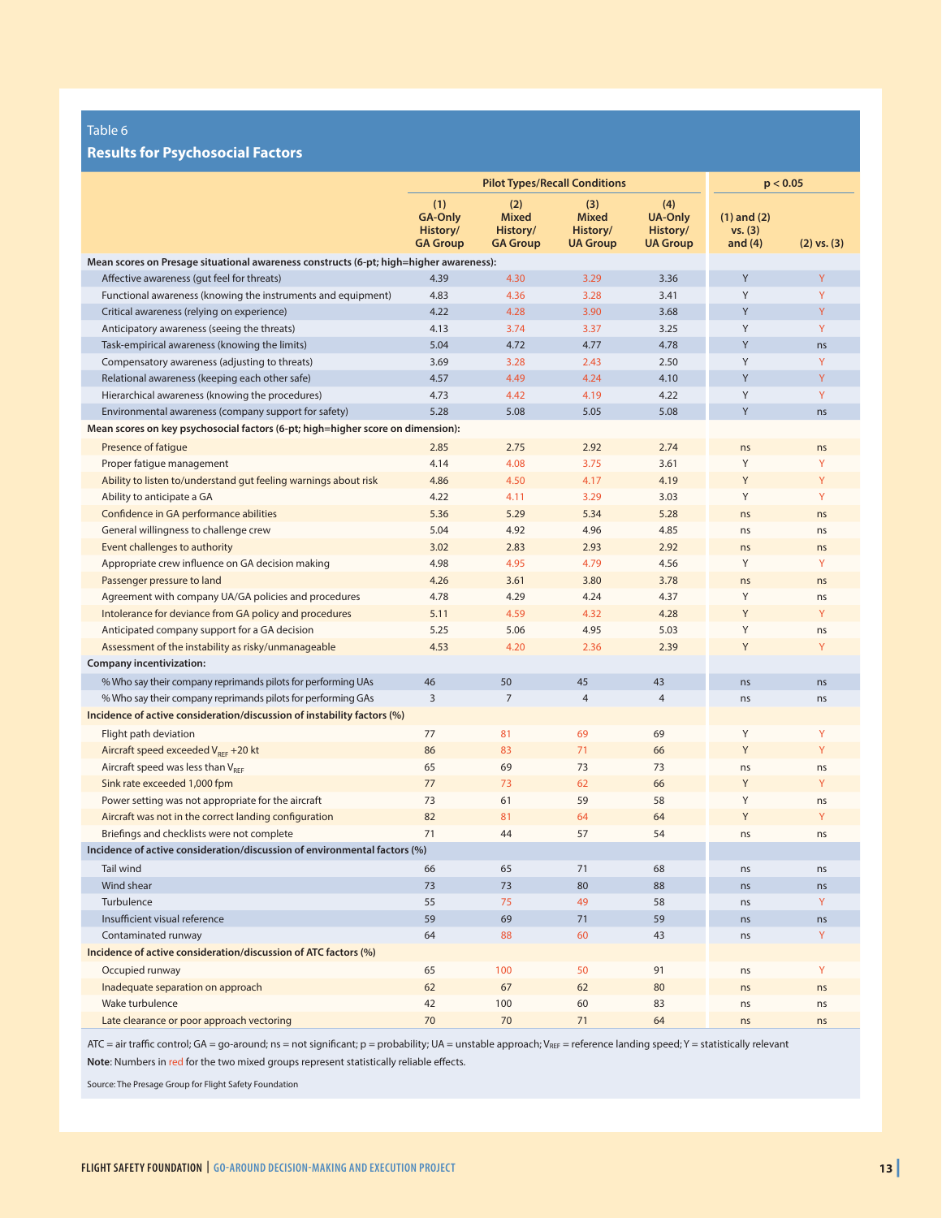Table 6

**Results for Psychosocial Factors**

| | Pilot Types/Recall Conditions | | | | p < 0.05 | |
|---|---|---|---|---|---|---|
| | (1) GA-Only History/ GA Group | (2) Mixed History/ GA Group | (3) Mixed History/ UA Group | (4) UA-Only History/ UA Group | (1) and (2) vs. (3) and (4) | (2) vs. (3) |
| **Mean scores on Presage situational awareness constructs (6-pt; high=higher awareness):** | | | | | | |
| Affective awareness (gut feel for threats) | 4.39 | 4.30 | 3.29 | 3.36 | Y | Y |
| Functional awareness (knowing the instruments and equipment) | 4.83 | 4.36 | 3.28 | 3.41 | Y | Y |
| Critical awareness (relying on experience) | 4.22 | 4.28 | 3.90 | 3.68 | Y | Y |
| Anticipatory awareness (seeing the threats) | 4.13 | 3.74 | 3.37 | 3.25 | Y | Y |
| Task-empirical awareness (knowing the limits) | 5.04 | 4.72 | 4.77 | 4.78 | Y | ns |
| Compensatory awareness (adjusting to threats) | 3.69 | 3.28 | 2.43 | 2.50 | Y | Y |
| Relational awareness (keeping each other safe) | 4.57 | 4.49 | 4.24 | 4.10 | Y | Y |
| Hierarchical awareness (knowing the procedures) | 4.73 | 4.42 | 4.19 | 4.22 | Y | Y |
| Environmental awareness (company support for safety) | 5.28 | 5.08 | 5.05 | 5.08 | Y | ns |
| **Mean scores on key psychosocial factors (6-pt; high=higher score on dimension):** | | | | | | |
| Presence of fatigue | 2.85 | 2.75 | 2.92 | 2.74 | ns | ns |
| Proper fatigue management | 4.14 | 4.08 | 3.75 | 3.61 | Y | Y |
| Ability to listen to/understand gut feeling warnings about risk | 4.86 | 4.50 | 4.17 | 4.19 | Y | Y |
| Ability to anticipate a GA | 4.22 | 4.11 | 3.29 | 3.03 | Y | Y |
| Confidence in GA performance abilities | 5.36 | 5.29 | 5.34 | 5.28 | ns | ns |
| General willingness to challenge crew | 5.04 | 4.92 | 4.96 | 4.85 | ns | ns |
| Event challenges to authority | 3.02 | 2.83 | 2.93 | 2.92 | ns | ns |
| Appropriate crew influence on GA decision making | 4.98 | 4.95 | 4.79 | 4.56 | Y | Y |
| Passenger pressure to land | 4.26 | 3.61 | 3.80 | 3.78 | ns | ns |
| Agreement with company UA/GA policies and procedures | 4.78 | 4.29 | 4.24 | 4.37 | Y | ns |
| Intolerance for deviance from GA policy and procedures | 5.11 | 4.59 | 4.32 | 4.28 | Y | Y |
| Anticipated company support for a GA decision | 5.25 | 5.06 | 4.95 | 5.03 | Y | ns |
| Assessment of the instability as risky/unmanageable | 4.53 | 4.20 | 2.36 | 2.39 | Y | Y |
| **Company incentivization:** | | | | | | |
| % Who say their company reprimands pilots for performing UAs | 46 | 50 | 45 | 43 | ns | ns |
| % Who say their company reprimands pilots for performing GAs | 3 | 7 | 4 | 4 | ns | ns |
| **Incidence of active consideration/discussion of instability factors (%)** | | | | | | |
| Flight path deviation | 77 | 81 | 69 | 69 | Y | Y |
| Aircraft speed exceeded $V_{REF}$ +20 kt | 86 | 83 | 71 | 66 | Y | Y |
| Aircraft speed was less than $V_{REF}$ | 65 | 69 | 73 | 73 | ns | ns |
| Sink rate exceeded 1,000 fpm | 77 | 73 | 62 | 66 | Y | Y |
| Power setting was not appropriate for the aircraft | 73 | 61 | 59 | 58 | Y | ns |
| Aircraft was not in the correct landing configuration | 82 | 81 | 64 | 64 | Y | Y |
| Briefings and checklists were not complete | 71 | 44 | 57 | 54 | ns | ns |
| **Incidence of active consideration/discussion of environmental factors (%)** | | | | | | |
| Tail wind | 66 | 65 | 71 | 68 | ns | ns |
| Wind shear | 73 | 73 | 80 | 88 | ns | ns |
| Turbulence | 55 | 75 | 49 | 58 | ns | Y |
| Insufficient visual reference | 59 | 69 | 71 | 59 | ns | ns |
| Contaminated runway | 64 | 88 | 60 | 43 | ns | Y |
| **Incidence of active consideration/discussion of ATC factors (%)** | | | | | | |
| Occupied runway | 65 | 100 | 50 | 91 | ns | Y |
| Inadequate separation on approach | 62 | 67 | 62 | 80 | ns | ns |
| Wake turbulence | 42 | 100 | 60 | 83 | ns | ns |
| Late clearance or poor approach vectoring | 70 | 70 | 71 | 64 | ns | ns |

ATC = air traffic control; GA = go-around; ns = not significant; p = probability; UA = unstable approach; $V_{REF}$ = reference landing speed; Y = statistically relevant

**Note**: Numbers in red for the two mixed groups represent statistically reliable effects.

Source: The Presage Group for Flight Safety Foundation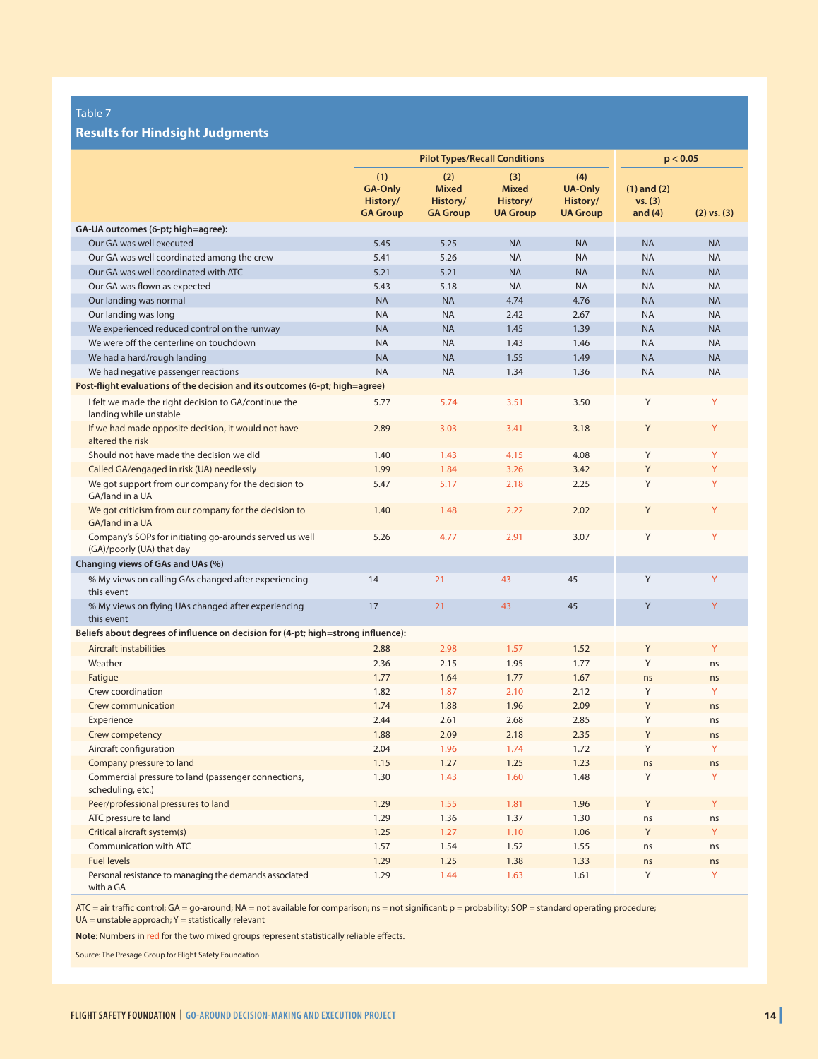Table 7

**Results for Hindsight Judgments**

| | Pilot Types/Recall Conditions | | | | p < 0.05 | |
|---|---|---|---|---|---|---|
| | (1) GA-Only History/ GA Group | (2) Mixed History/ GA Group | (3) Mixed History/ UA Group | (4) UA-Only History/ UA Group | (1) and (2) vs. (3) and (4) | (2) vs. (3) |
| **GA-UA outcomes (6-pt; high=agree):** | | | | | | |
| Our GA was well executed | 5.45 | 5.25 | NA | NA | NA | NA |
| Our GA was well coordinated among the crew | 5.41 | 5.26 | NA | NA | NA | NA |
| Our GA was well coordinated with ATC | 5.21 | 5.21 | NA | NA | NA | NA |
| Our GA was flown as expected | 5.43 | 5.18 | NA | NA | NA | NA |
| Our landing was normal | NA | NA | 4.74 | 4.76 | NA | NA |
| Our landing was long | NA | NA | 2.42 | 2.67 | NA | NA |
| We experienced reduced control on the runway | NA | NA | 1.45 | 1.39 | NA | NA |
| We were off the centerline on touchdown | NA | NA | 1.43 | 1.46 | NA | NA |
| We had a hard/rough landing | NA | NA | 1.55 | 1.49 | NA | NA |
| We had negative passenger reactions | NA | NA | 1.34 | 1.36 | NA | NA |
| **Post-flight evaluations of the decision and its outcomes (6-pt; high=agree)** | | | | | | |
| I felt we made the right decision to GA/continue the landing while unstable | 5.77 | 5.74 | 3.51 | 3.50 | Y | Y |
| If we had made opposite decision, it would not have altered the risk | 2.89 | 3.03 | 3.41 | 3.18 | Y | Y |
| Should not have made the decision we did | 1.40 | 1.43 | 4.15 | 4.08 | Y | Y |
| Called GA/engaged in risk (UA) needlessly | 1.99 | 1.84 | 3.26 | 3.42 | Y | Y |
| We got support from our company for the decision to GA/land in a UA | 5.47 | 5.17 | 2.18 | 2.25 | Y | Y |
| We got criticism from our company for the decision to GA/land in a UA | 1.40 | 1.48 | 2.22 | 2.02 | Y | Y |
| Company's SOPs for initiating go-arounds served us well (GA)/poorly (UA) that day | 5.26 | 4.77 | 2.91 | 3.07 | Y | Y |
| **Changing views of GAs and UAs (%)** | | | | | | |
| % My views on calling GAs changed after experiencing this event | 14 | 21 | 43 | 45 | Y | Y |
| % My views on flying UAs changed after experiencing this event | 17 | 21 | 43 | 45 | Y | Y |
| **Beliefs about degrees of influence on decision for (4-pt; high=strong influence):** | | | | | | |
| Aircraft instabilities | 2.88 | 2.98 | 1.57 | 1.52 | Y | Y |
| Weather | 2.36 | 2.15 | 1.95 | 1.77 | Y | ns |
| Fatigue | 1.77 | 1.64 | 1.77 | 1.67 | ns | ns |
| Crew coordination | 1.82 | 1.87 | 2.10 | 2.12 | Y | Y |
| Crew communication | 1.74 | 1.88 | 1.96 | 2.09 | Y | ns |
| Experience | 2.44 | 2.61 | 2.68 | 2.85 | Y | ns |
| Crew competency | 1.88 | 2.09 | 2.18 | 2.35 | Y | ns |
| Aircraft configuration | 2.04 | 1.96 | 1.74 | 1.72 | Y | Y |
| Company pressure to land | 1.15 | 1.27 | 1.25 | 1.23 | ns | ns |
| Commercial pressure to land (passenger connections, scheduling, etc.) | 1.30 | 1.43 | 1.60 | 1.48 | Y | Y |
| Peer/professional pressures to land | 1.29 | 1.55 | 1.81 | 1.96 | Y | Y |
| ATC pressure to land | 1.29 | 1.36 | 1.37 | 1.30 | ns | ns |
| Critical aircraft system(s) | 1.25 | 1.27 | 1.10 | 1.06 | Y | Y |
| Communication with ATC | 1.57 | 1.54 | 1.52 | 1.55 | ns | ns |
| Fuel levels | 1.29 | 1.25 | 1.38 | 1.33 | ns | ns |
| Personal resistance to managing the demands associated with a GA | 1.29 | 1.44 | 1.63 | 1.61 | Y | Y |

ATC = air traffic control; GA = go-around; NA = not available for comparison; ns = not significant; p = probability; SOP = standard operating procedure; UA = unstable approach; Y = statistically relevant

**Note**: Numbers in red for the two mixed groups represent statistically reliable effects.

Source: The Presage Group for Flight Safety Foundation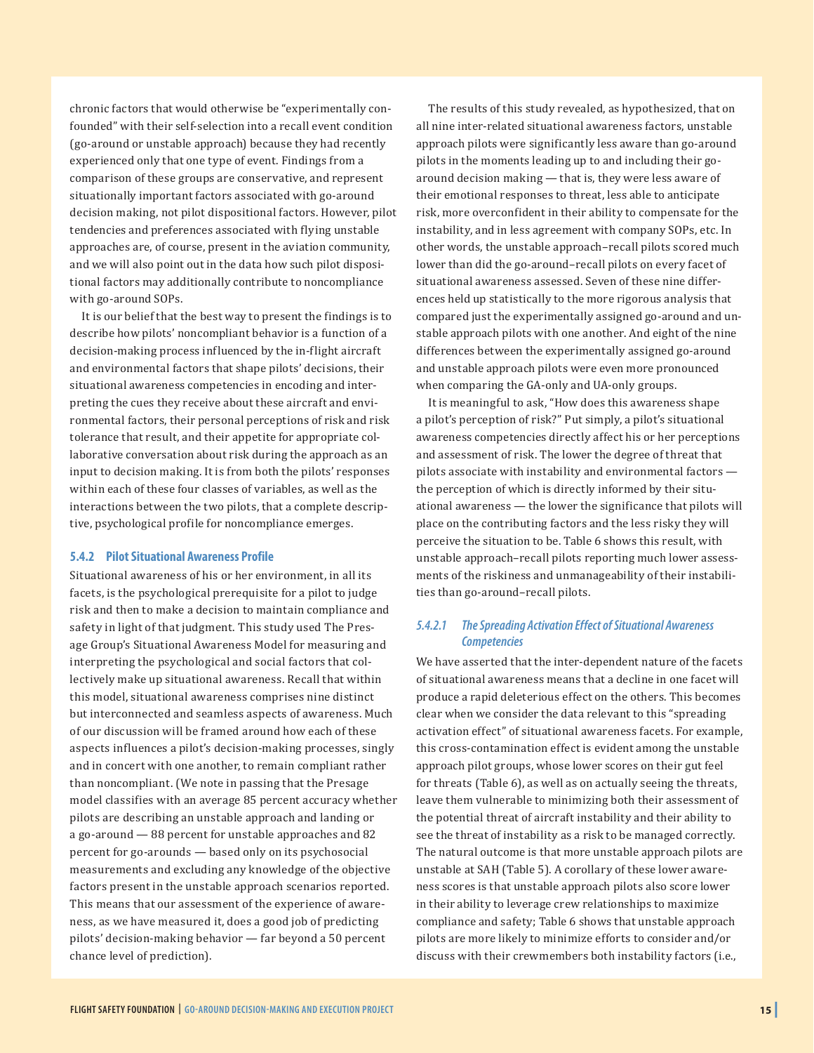chronic factors that would otherwise be "experimentally confounded" with their self-selection into a recall event condition (go-around or unstable approach) because they had recently experienced only that one type of event. Findings from a comparison of these groups are conservative, and represent situationally important factors associated with go-around decision making, not pilot dispositional factors. However, pilot tendencies and preferences associated with flying unstable approaches are, of course, present in the aviation community, and we will also point out in the data how such pilot dispositional factors may additionally contribute to noncompliance with go-around SOPs.

It is our belief that the best way to present the findings is to describe how pilots' noncompliant behavior is a function of a decision-making process influenced by the in-flight aircraft and environmental factors that shape pilots' decisions, their situational awareness competencies in encoding and interpreting the cues they receive about these aircraft and environmental factors, their personal perceptions of risk and risk tolerance that result, and their appetite for appropriate collaborative conversation about risk during the approach as an input to decision making. It is from both the pilots' responses within each of these four classes of variables, as well as the interactions between the two pilots, that a complete descriptive, psychological profile for noncompliance emerges.

### 5.4.2 Pilot Situational Awareness Profile

Situational awareness of his or her environment, in all its facets, is the psychological prerequisite for a pilot to judge risk and then to make a decision to maintain compliance and safety in light of that judgment. This study used The Presage Group's Situational Awareness Model for measuring and interpreting the psychological and social factors that collectively make up situational awareness. Recall that within this model, situational awareness comprises nine distinct but interconnected and seamless aspects of awareness. Much of our discussion will be framed around how each of these aspects influences a pilot's decision-making processes, singly and in concert with one another, to remain compliant rather than noncompliant. (We note in passing that the Presage model classifies with an average 85 percent accuracy whether pilots are describing an unstable approach and landing or a go-around — 88 percent for unstable approaches and 82 percent for go-arounds — based only on its psychosocial measurements and excluding any knowledge of the objective factors present in the unstable approach scenarios reported. This means that our assessment of the experience of awareness, as we have measured it, does a good job of predicting pilots' decision-making behavior — far beyond a 50 percent chance level of prediction).

The results of this study revealed, as hypothesized, that on all nine inter-related situational awareness factors, unstable approach pilots were significantly less aware than go-around pilots in the moments leading up to and including their go-around decision making — that is, they were less aware of their emotional responses to threat, less able to anticipate risk, more overconfident in their ability to compensate for the instability, and in less agreement with company SOPs, etc. In other words, the unstable approach–recall pilots scored much lower than did the go-around–recall pilots on every facet of situational awareness assessed. Seven of these nine differences held up statistically to the more rigorous analysis that compared just the experimentally assigned go-around and unstable approach pilots with one another. And eight of the nine differences between the experimentally assigned go-around and unstable approach pilots were even more pronounced when comparing the GA-only and UA-only groups.

It is meaningful to ask, "How does this awareness shape a pilot's perception of risk?" Put simply, a pilot's situational awareness competencies directly affect his or her perceptions and assessment of risk. The lower the degree of threat that pilots associate with instability and environmental factors — the perception of which is directly informed by their situational awareness — the lower the significance that pilots will place on the contributing factors and the less risky they will perceive the situation to be. Table 6 shows this result, with unstable approach–recall pilots reporting much lower assessments of the riskiness and unmanageability of their instabilities than go-around–recall pilots.

#### *5.4.2.1 The Spreading Activation Effect of Situational Awareness Competencies*

We have asserted that the inter-dependent nature of the facets of situational awareness means that a decline in one facet will produce a rapid deleterious effect on the others. This becomes clear when we consider the data relevant to this "spreading activation effect" of situational awareness facets. For example, this cross-contamination effect is evident among the unstable approach pilot groups, whose lower scores on their gut feel for threats (Table 6), as well as on actually seeing the threats, leave them vulnerable to minimizing both their assessment of the potential threat of aircraft instability and their ability to see the threat of instability as a risk to be managed correctly. The natural outcome is that more unstable approach pilots are unstable at SAH (Table 5). A corollary of these lower awareness scores is that unstable approach pilots also score lower in their ability to leverage crew relationships to maximize compliance and safety; Table 6 shows that unstable approach pilots are more likely to minimize efforts to consider and/or discuss with their crewmembers both instability factors (i.e.,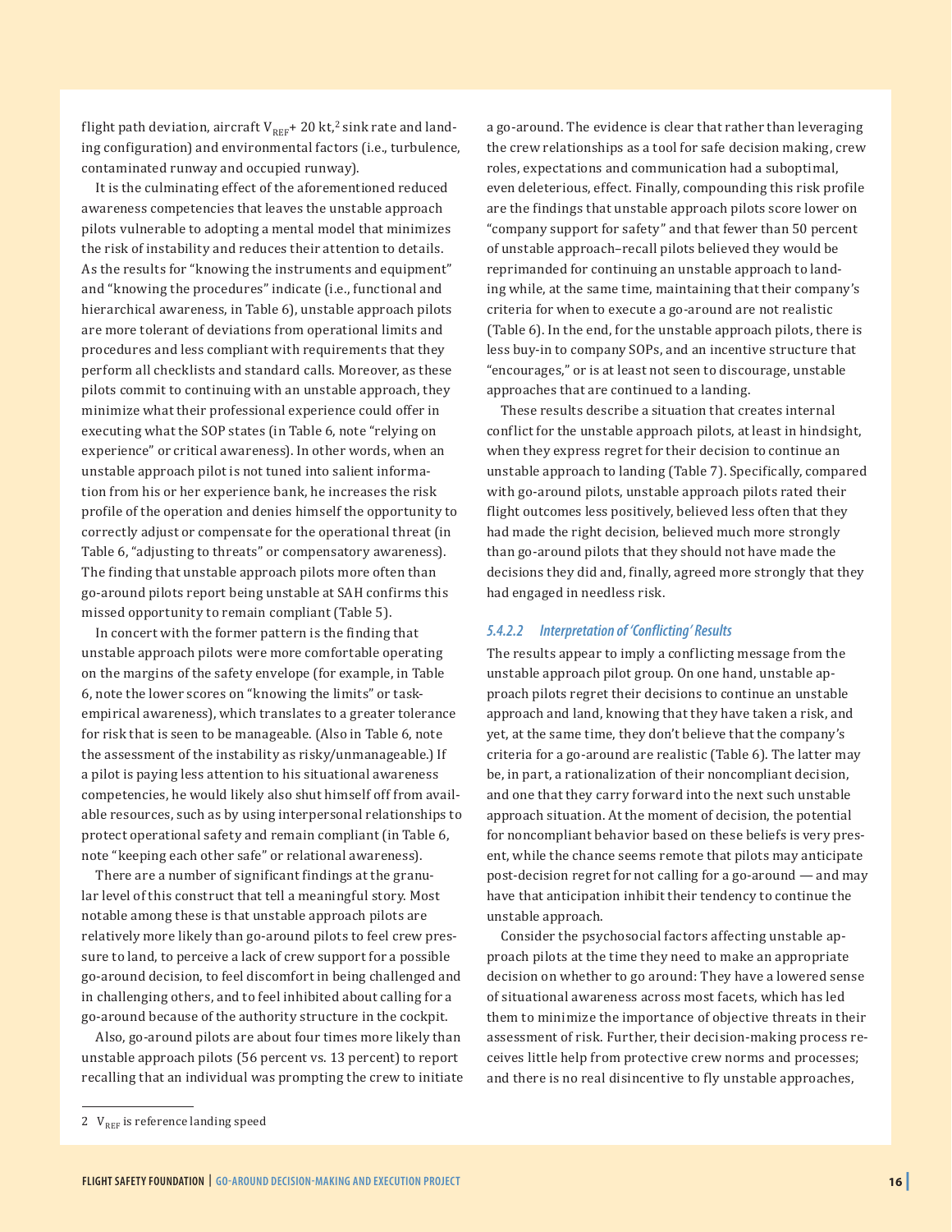flight path deviation, aircraft $V_{REF}$+ 20 kt,[2] sink rate and landing configuration) and environmental factors (i.e., turbulence, contaminated runway and occupied runway).

It is the culminating effect of the aforementioned reduced awareness competencies that leaves the unstable approach pilots vulnerable to adopting a mental model that minimizes the risk of instability and reduces their attention to details. As the results for "knowing the instruments and equipment" and "knowing the procedures" indicate (i.e., functional and hierarchical awareness, in Table 6), unstable approach pilots are more tolerant of deviations from operational limits and procedures and less compliant with requirements that they perform all checklists and standard calls. Moreover, as these pilots commit to continuing with an unstable approach, they minimize what their professional experience could offer in executing what the SOP states (in Table 6, note "relying on experience" or critical awareness). In other words, when an unstable approach pilot is not tuned into salient information from his or her experience bank, he increases the risk profile of the operation and denies himself the opportunity to correctly adjust or compensate for the operational threat (in Table 6, "adjusting to threats" or compensatory awareness). The finding that unstable approach pilots more often than go-around pilots report being unstable at SAH confirms this missed opportunity to remain compliant (Table 5).

In concert with the former pattern is the finding that unstable approach pilots were more comfortable operating on the margins of the safety envelope (for example, in Table 6, note the lower scores on "knowing the limits" or task-empirical awareness), which translates to a greater tolerance for risk that is seen to be manageable. (Also in Table 6, note the assessment of the instability as risky/unmanageable.) If a pilot is paying less attention to his situational awareness competencies, he would likely also shut himself off from available resources, such as by using interpersonal relationships to protect operational safety and remain compliant (in Table 6, note "keeping each other safe" or relational awareness).

There are a number of significant findings at the granular level of this construct that tell a meaningful story. Most notable among these is that unstable approach pilots are relatively more likely than go-around pilots to feel crew pressure to land, to perceive a lack of crew support for a possible go-around decision, to feel discomfort in being challenged and in challenging others, and to feel inhibited about calling for a go-around because of the authority structure in the cockpit.

Also, go-around pilots are about four times more likely than unstable approach pilots (56 percent vs. 13 percent) to report recalling that an individual was prompting the crew to initiate a go-around. The evidence is clear that rather than leveraging the crew relationships as a tool for safe decision making, crew roles, expectations and communication had a suboptimal, even deleterious, effect. Finally, compounding this risk profile are the findings that unstable approach pilots score lower on "company support for safety" and that fewer than 50 percent of unstable approach–recall pilots believed they would be reprimanded for continuing an unstable approach to landing while, at the same time, maintaining that their company's criteria for when to execute a go-around are not realistic (Table 6). In the end, for the unstable approach pilots, there is less buy-in to company SOPs, and an incentive structure that "encourages," or is at least not seen to discourage, unstable approaches that are continued to a landing.

These results describe a situation that creates internal conflict for the unstable approach pilots, at least in hindsight, when they express regret for their decision to continue an unstable approach to landing (Table 7). Specifically, compared with go-around pilots, unstable approach pilots rated their flight outcomes less positively, believed less often that they had made the right decision, believed much more strongly than go-around pilots that they should not have made the decisions they did and, finally, agreed more strongly that they had engaged in needless risk.

#### *5.4.2.2 Interpretation of 'Conflicting' Results*

The results appear to imply a conflicting message from the unstable approach pilot group. On one hand, unstable approach pilots regret their decisions to continue an unstable approach and land, knowing that they have taken a risk, and yet, at the same time, they don't believe that the company's criteria for a go-around are realistic (Table 6). The latter may be, in part, a rationalization of their noncompliant decision, and one that they carry forward into the next such unstable approach situation. At the moment of decision, the potential for noncompliant behavior based on these beliefs is very present, while the chance seems remote that pilots may anticipate post-decision regret for not calling for a go-around — and may have that anticipation inhibit their tendency to continue the unstable approach.

Consider the psychosocial factors affecting unstable approach pilots at the time they need to make an appropriate decision on whether to go around: They have a lowered sense of situational awareness across most facets, which has led them to minimize the importance of objective threats in their assessment of risk. Further, their decision-making process receives little help from protective crew norms and processes; and there is no real disincentive to fly unstable approaches,

---

2 $V_{REF}$ is reference landing speed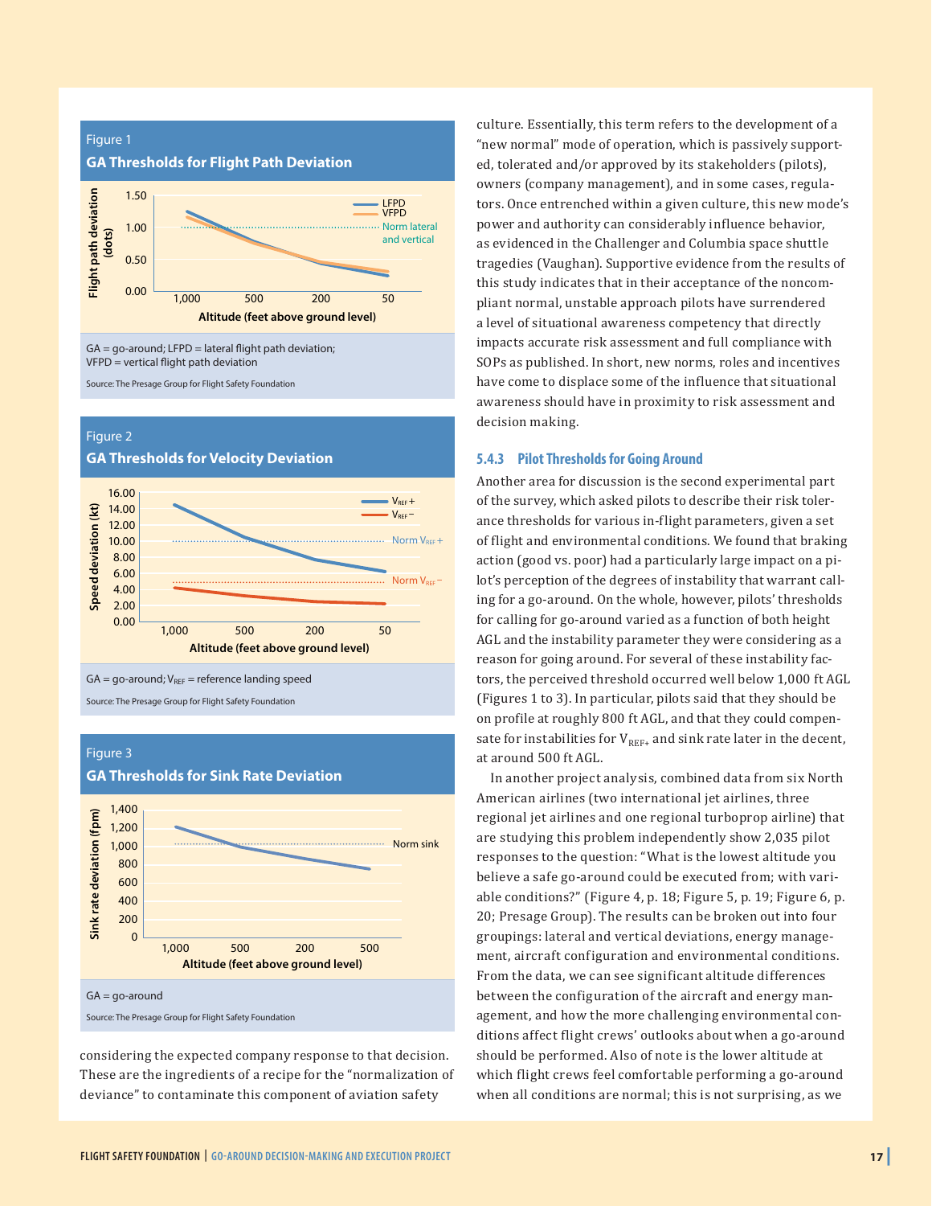Figure 1

**GA Thresholds for Flight Path Deviation**

GA = go-around; LFPD = lateral flight path deviation; VFPD = vertical flight path deviation

Source: The Presage Group for Flight Safety Foundation

Figure 2

**GA Thresholds for Velocity Deviation**

GA = go-around; $V_{REF}$ = reference landing speed

Source: The Presage Group for Flight Safety Foundation

Figure 3

**GA Thresholds for Sink Rate Deviation**

GA = go-around

Source: The Presage Group for Flight Safety Foundation

considering the expected company response to that decision. These are the ingredients of a recipe for the "normalization of deviance" to contaminate this component of aviation safety culture. Essentially, this term refers to the development of a "new normal" mode of operation, which is passively supported, tolerated and/or approved by its stakeholders (pilots), owners (company management), and in some cases, regulators. Once entrenched within a given culture, this new mode's power and authority can considerably influence behavior, as evidenced in the Challenger and Columbia space shuttle tragedies (Vaughan). Supportive evidence from the results of this study indicates that in their acceptance of the noncompliant normal, unstable approach pilots have surrendered a level of situational awareness competency that directly impacts accurate risk assessment and full compliance with SOPs as published. In short, new norms, roles and incentives have come to displace some of the influence that situational awareness should have in proximity to risk assessment and decision making.

### 5.4.3 Pilot Thresholds for Going Around

Another area for discussion is the second experimental part of the survey, which asked pilots to describe their risk tolerance thresholds for various in-flight parameters, given a set of flight and environmental conditions. We found that braking action (good vs. poor) had a particularly large impact on a pilot's perception of the degrees of instability that warrant calling for a go-around. On the whole, however, pilots' thresholds for calling for go-around varied as a function of both height AGL and the instability parameter they were considering as a reason for going around. For several of these instability factors, the perceived threshold occurred well below 1,000 ft AGL (Figures 1 to 3). In particular, pilots said that they should be on profile at roughly 800 ft AGL, and that they could compensate for instabilities for $V_{REF+}$ and sink rate later in the decent, at around 500 ft AGL.

In another project analysis, combined data from six North American airlines (two international jet airlines, three regional jet airlines and one regional turboprop airline) that are studying this problem independently show 2,035 pilot responses to the question: "What is the lowest altitude you believe a safe go-around could be executed from; with variable conditions?" (Figure 4, p. 18; Figure 5, p. 19; Figure 6, p. 20; Presage Group). The results can be broken out into four groupings: lateral and vertical deviations, energy management, aircraft configuration and environmental conditions. From the data, we can see significant altitude differences between the configuration of the aircraft and energy management, and how the more challenging environmental conditions affect flight crews' outlooks about when a go-around should be performed. Also of note is the lower altitude at which flight crews feel comfortable performing a go-around when all conditions are normal; this is not surprising, as we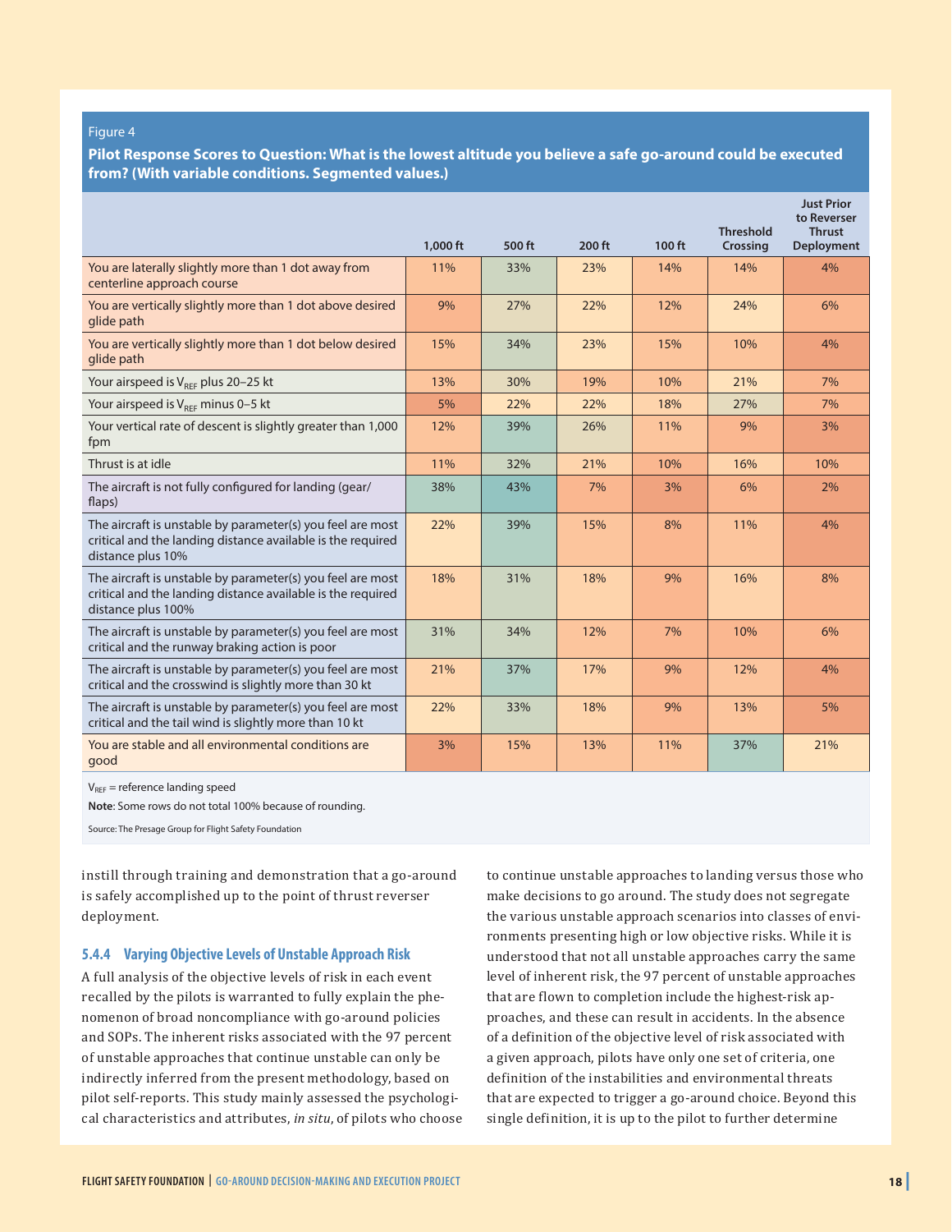Figure 4

**Pilot Response Scores to Question: What is the lowest altitude you believe a safe go-around could be executed from? (With variable conditions. Segmented values.)**

| | 1,000 ft | 500 ft | 200 ft | 100 ft | Threshold Crossing | Just Prior to Reverser Thrust Deployment |
|---|---|---|---|---|---|---|
| You are laterally slightly more than 1 dot away from centerline approach course | 11% | 33% | 23% | 14% | 14% | 4% |
| You are vertically slightly more than 1 dot above desired glide path | 9% | 27% | 22% | 12% | 24% | 6% |
| You are vertically slightly more than 1 dot below desired glide path | 15% | 34% | 23% | 15% | 10% | 4% |
| Your airspeed is $V_{REF}$ plus 20–25 kt | 13% | 30% | 19% | 10% | 21% | 7% |
| Your airspeed is $V_{REF}$ minus 0–5 kt | 5% | 22% | 22% | 18% | 27% | 7% |
| Your vertical rate of descent is slightly greater than 1,000 fpm | 12% | 39% | 26% | 11% | 9% | 3% |
| Thrust is at idle | 11% | 32% | 21% | 10% | 16% | 10% |
| The aircraft is not fully configured for landing (gear/flaps) | 38% | 43% | 7% | 3% | 6% | 2% |
| The aircraft is unstable by parameter(s) you feel are most critical and the landing distance available is the required distance plus 10% | 22% | 39% | 15% | 8% | 11% | 4% |
| The aircraft is unstable by parameter(s) you feel are most critical and the landing distance available is the required distance plus 100% | 18% | 31% | 18% | 9% | 16% | 8% |
| The aircraft is unstable by parameter(s) you feel are most critical and the runway braking action is poor | 31% | 34% | 12% | 7% | 10% | 6% |
| The aircraft is unstable by parameter(s) you feel are most critical and the crosswind is slightly more than 30 kt | 21% | 37% | 17% | 9% | 12% | 4% |
| The aircraft is unstable by parameter(s) you feel are most critical and the tail wind is slightly more than 10 kt | 22% | 33% | 18% | 9% | 13% | 5% |
| You are stable and all environmental conditions are good | 3% | 15% | 13% | 11% | 37% | 21% |

$V_{REF}$ = reference landing speed

**Note**: Some rows do not total 100% because of rounding.

Source: The Presage Group for Flight Safety Foundation

instill through training and demonstration that a go-around is safely accomplished up to the point of thrust reverser deployment.

### 5.4.4 Varying Objective Levels of Unstable Approach Risk

A full analysis of the objective levels of risk in each event recalled by the pilots is warranted to fully explain the phenomenon of broad noncompliance with go-around policies and SOPs. The inherent risks associated with the 97 percent of unstable approaches that continue unstable can only be indirectly inferred from the present methodology, based on pilot self-reports. This study mainly assessed the psychological characteristics and attributes, *in situ*, of pilots who choose to continue unstable approaches to landing versus those who make decisions to go around. The study does not segregate the various unstable approach scenarios into classes of environments presenting high or low objective risks. While it is understood that not all unstable approaches carry the same level of inherent risk, the 97 percent of unstable approaches that are flown to completion include the highest-risk approaches, and these can result in accidents. In the absence of a definition of the objective level of risk associated with a given approach, pilots have only one set of criteria, one definition of the instabilities and environmental threats that are expected to trigger a go-around choice. Beyond this single definition, it is up to the pilot to further determine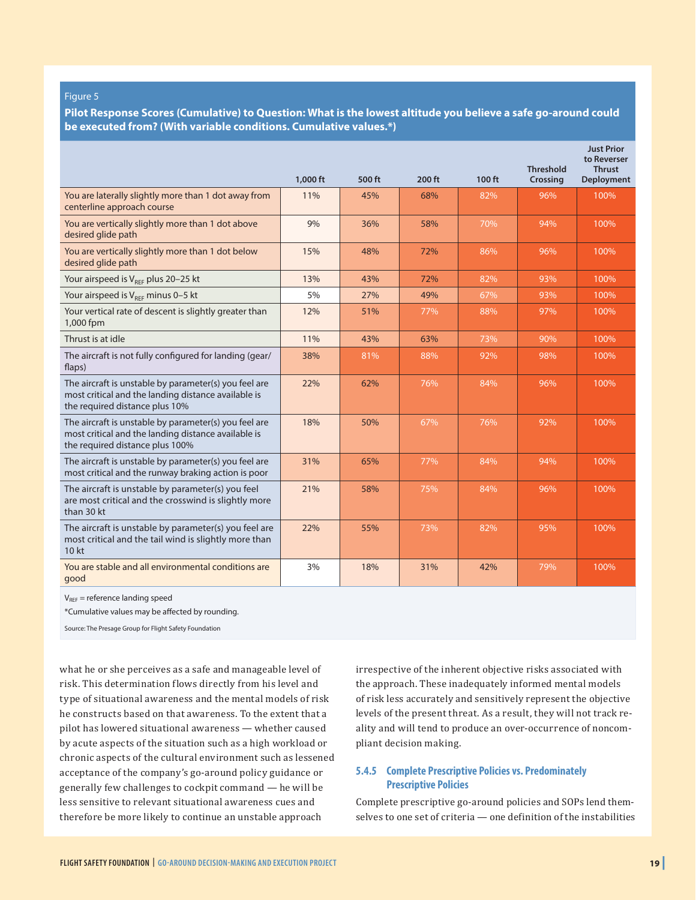Figure 5

**Pilot Response Scores (Cumulative) to Question: What is the lowest altitude you believe a safe go-around could be executed from? (With variable conditions. Cumulative values.*)**

| | 1,000 ft | 500 ft | 200 ft | 100 ft | Threshold Crossing | Just Prior to Reverser Thrust Deployment |
|---|---|---|---|---|---|---|
| You are laterally slightly more than 1 dot away from centerline approach course | 11% | 45% | 68% | 82% | 96% | 100% |
| You are vertically slightly more than 1 dot above desired glide path | 9% | 36% | 58% | 70% | 94% | 100% |
| You are vertically slightly more than 1 dot below desired glide path | 15% | 48% | 72% | 86% | 96% | 100% |
| Your airspeed is $V_{REF}$ plus 20–25 kt | 13% | 43% | 72% | 82% | 93% | 100% |
| Your airspeed is $V_{REF}$ minus 0–5 kt | 5% | 27% | 49% | 67% | 93% | 100% |
| Your vertical rate of descent is slightly greater than 1,000 fpm | 12% | 51% | 77% | 88% | 97% | 100% |
| Thrust is at idle | 11% | 43% | 63% | 73% | 90% | 100% |
| The aircraft is not fully configured for landing (gear/flaps) | 38% | 81% | 88% | 92% | 98% | 100% |
| The aircraft is unstable by parameter(s) you feel are most critical and the landing distance available is the required distance plus 10% | 22% | 62% | 76% | 84% | 96% | 100% |
| The aircraft is unstable by parameter(s) you feel are most critical and the landing distance available is the required distance plus 100% | 18% | 50% | 67% | 76% | 92% | 100% |
| The aircraft is unstable by parameter(s) you feel are most critical and the runway braking action is poor | 31% | 65% | 77% | 84% | 94% | 100% |
| The aircraft is unstable by parameter(s) you feel are most critical and the crosswind is slightly more than 30 kt | 21% | 58% | 75% | 84% | 96% | 100% |
| The aircraft is unstable by parameter(s) you feel are most critical and the tail wind is slightly more than 10 kt | 22% | 55% | 73% | 82% | 95% | 100% |
| You are stable and all environmental conditions are good | 3% | 18% | 31% | 42% | 79% | 100% |

$V_{REF}$ = reference landing speed

*Cumulative values may be affected by rounding.

Source: The Presage Group for Flight Safety Foundation

what he or she perceives as a safe and manageable level of risk. This determination flows directly from his level and type of situational awareness and the mental models of risk he constructs based on that awareness. To the extent that a pilot has lowered situational awareness — whether caused by acute aspects of the situation such as a high workload or chronic aspects of the cultural environment such as lessened acceptance of the company's go-around policy guidance or generally few challenges to cockpit command — he will be less sensitive to relevant situational awareness cues and therefore be more likely to continue an unstable approach irrespective of the inherent objective risks associated with the approach. These inadequately informed mental models of risk less accurately and sensitively represent the objective levels of the present threat. As a result, they will not track reality and will tend to produce an over-occurrence of noncompliant decision making.

### 5.4.5 Complete Prescriptive Policies vs. Predominately Prescriptive Policies

Complete prescriptive go-around policies and SOPs lend themselves to one set of criteria — one definition of the instabilities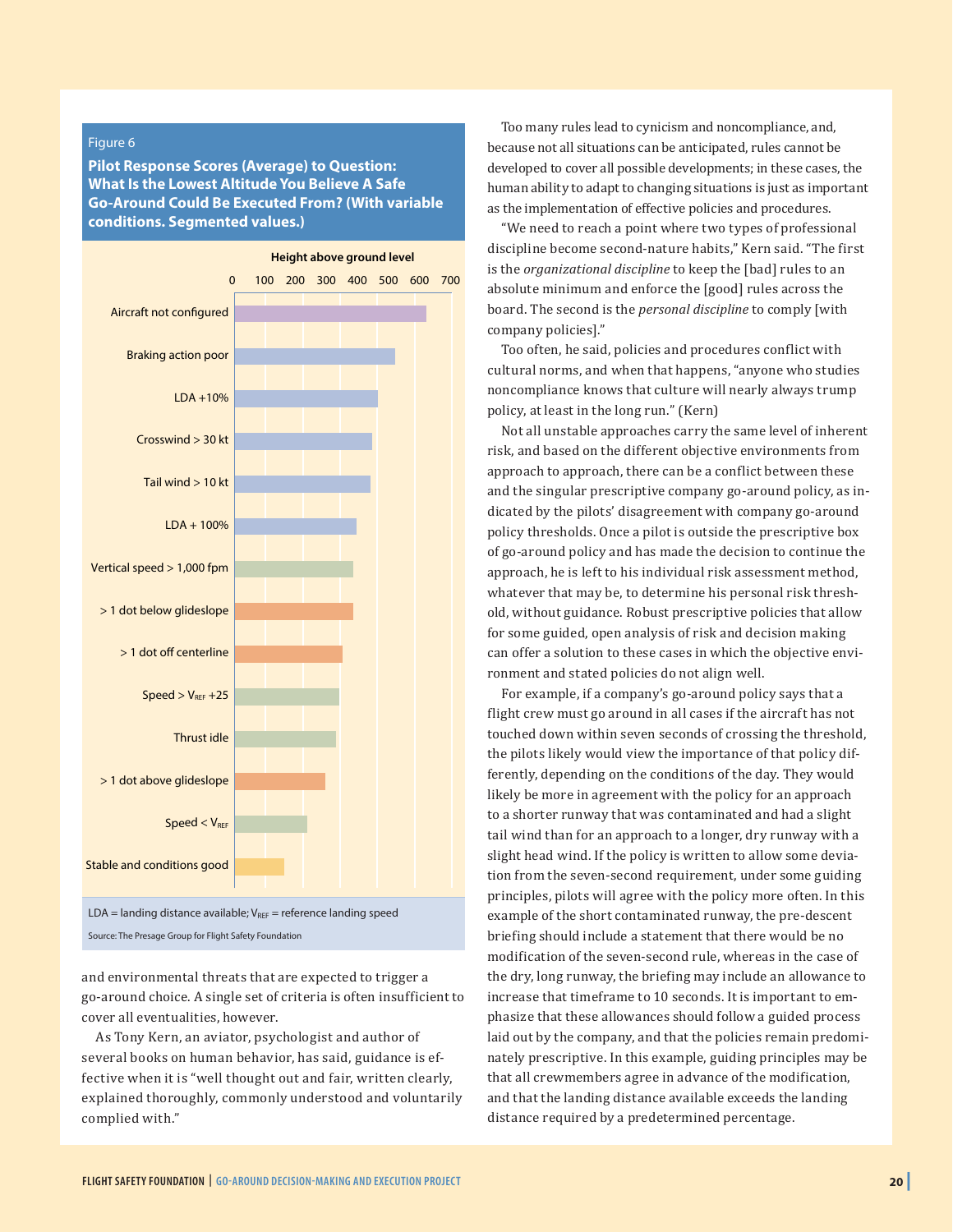Figure 6

**Pilot Response Scores (Average) to Question: What Is the Lowest Altitude You Believe A Safe Go-Around Could Be Executed From? (With variable conditions. Segmented values.)**

Height above ground level

| Condition | Approximate height above ground level |
| --- | --- |
| Aircraft not configured | ~620 |
| Braking action poor | ~520 |
| LDA +10% | ~465 |
| Crosswind > 30 kt | ~445 |
| Tail wind > 10 kt | ~440 |
| LDA + 100% | ~395 |
| Vertical speed > 1,000 fpm | ~385 |
| > 1 dot below glideslope | ~385 |
| > 1 dot off centerline | ~350 |
| Speed > $V_{REF}$ +25 | ~340 |
| Thrust idle | ~330 |
| > 1 dot above glideslope | ~295 |
| Speed < $V_{REF}$ | ~235 |
| Stable and conditions good | ~160 |

LDA = landing distance available; $V_{REF}$ = reference landing speed

Source: The Presage Group for Flight Safety Foundation

and environmental threats that are expected to trigger a go-around choice. A single set of criteria is often insufficient to cover all eventualities, however.

As Tony Kern, an aviator, psychologist and author of several books on human behavior, has said, guidance is effective when it is "well thought out and fair, written clearly, explained thoroughly, commonly understood and voluntarily complied with."

Too many rules lead to cynicism and noncompliance, and, because not all situations can be anticipated, rules cannot be developed to cover all possible developments; in these cases, the human ability to adapt to changing situations is just as important as the implementation of effective policies and procedures.

"We need to reach a point where two types of professional discipline become second-nature habits," Kern said. "The first is the *organizational discipline* to keep the [bad] rules to an absolute minimum and enforce the [good] rules across the board. The second is the *personal discipline* to comply [with company policies]."

Too often, he said, policies and procedures conflict with cultural norms, and when that happens, "anyone who studies noncompliance knows that culture will nearly always trump policy, at least in the long run." (Kern)

Not all unstable approaches carry the same level of inherent risk, and based on the different objective environments from approach to approach, there can be a conflict between these and the singular prescriptive company go-around policy, as indicated by the pilots' disagreement with company go-around policy thresholds. Once a pilot is outside the prescriptive box of go-around policy and has made the decision to continue the approach, he is left to his individual risk assessment method, whatever that may be, to determine his personal risk threshold, without guidance. Robust prescriptive policies that allow for some guided, open analysis of risk and decision making can offer a solution to these cases in which the objective environment and stated policies do not align well.

For example, if a company's go-around policy says that a flight crew must go around in all cases if the aircraft has not touched down within seven seconds of crossing the threshold, the pilots likely would view the importance of that policy differently, depending on the conditions of the day. They would likely be more in agreement with the policy for an approach to a shorter runway that was contaminated and had a slight tail wind than for an approach to a longer, dry runway with a slight head wind. If the policy is written to allow some deviation from the seven-second requirement, under some guiding principles, pilots will agree with the policy more often. In this example of the short contaminated runway, the pre-descent briefing should include a statement that there would be no modification of the seven-second rule, whereas in the case of the dry, long runway, the briefing may include an allowance to increase that timeframe to 10 seconds. It is important to emphasize that these allowances should follow a guided process laid out by the company, and that the policies remain predominately prescriptive. In this example, guiding principles may be that all crewmembers agree in advance of the modification, and that the landing distance available exceeds the landing distance required by a predetermined percentage.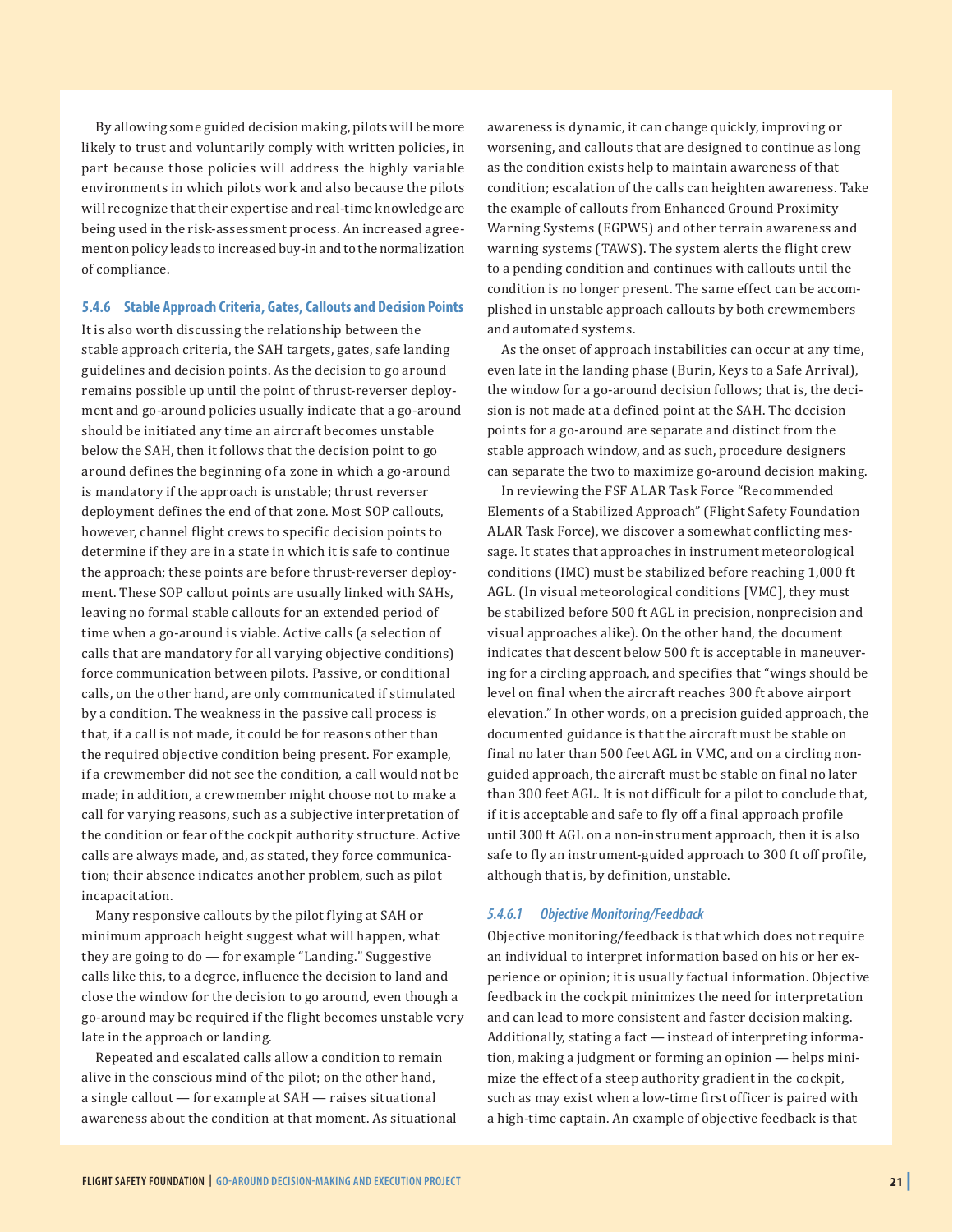By allowing some guided decision making, pilots will be more likely to trust and voluntarily comply with written policies, in part because those policies will address the highly variable environments in which pilots work and also because the pilots will recognize that their expertise and real-time knowledge are being used in the risk-assessment process. An increased agreement on policy leads to increased buy-in and to the normalization of compliance.

### 5.4.6 Stable Approach Criteria, Gates, Callouts and Decision Points

It is also worth discussing the relationship between the stable approach criteria, the SAH targets, gates, safe landing guidelines and decision points. As the decision to go around remains possible up until the point of thrust-reverser deployment and go-around policies usually indicate that a go-around should be initiated any time an aircraft becomes unstable below the SAH, then it follows that the decision point to go around defines the beginning of a zone in which a go-around is mandatory if the approach is unstable; thrust reverser deployment defines the end of that zone. Most SOP callouts, however, channel flight crews to specific decision points to determine if they are in a state in which it is safe to continue the approach; these points are before thrust-reverser deployment. These SOP callout points are usually linked with SAHs, leaving no formal stable callouts for an extended period of time when a go-around is viable. Active calls (a selection of calls that are mandatory for all varying objective conditions) force communication between pilots. Passive, or conditional calls, on the other hand, are only communicated if stimulated by a condition. The weakness in the passive call process is that, if a call is not made, it could be for reasons other than the required objective condition being present. For example, if a crewmember did not see the condition, a call would not be made; in addition, a crewmember might choose not to make a call for varying reasons, such as a subjective interpretation of the condition or fear of the cockpit authority structure. Active calls are always made, and, as stated, they force communication; their absence indicates another problem, such as pilot incapacitation.

Many responsive callouts by the pilot flying at SAH or minimum approach height suggest what will happen, what they are going to do — for example "Landing." Suggestive calls like this, to a degree, influence the decision to land and close the window for the decision to go around, even though a go-around may be required if the flight becomes unstable very late in the approach or landing.

Repeated and escalated calls allow a condition to remain alive in the conscious mind of the pilot; on the other hand, a single callout — for example at SAH — raises situational awareness about the condition at that moment. As situational awareness is dynamic, it can change quickly, improving or worsening, and callouts that are designed to continue as long as the condition exists help to maintain awareness of that condition; escalation of the calls can heighten awareness. Take the example of callouts from Enhanced Ground Proximity Warning Systems (EGPWS) and other terrain awareness and warning systems (TAWS). The system alerts the flight crew to a pending condition and continues with callouts until the condition is no longer present. The same effect can be accomplished in unstable approach callouts by both crewmembers and automated systems.

As the onset of approach instabilities can occur at any time, even late in the landing phase (Burin, Keys to a Safe Arrival), the window for a go-around decision follows; that is, the decision is not made at a defined point at the SAH. The decision points for a go-around are separate and distinct from the stable approach window, and as such, procedure designers can separate the two to maximize go-around decision making.

In reviewing the FSF ALAR Task Force "Recommended Elements of a Stabilized Approach" (Flight Safety Foundation ALAR Task Force), we discover a somewhat conflicting message. It states that approaches in instrument meteorological conditions (IMC) must be stabilized before reaching 1,000 ft AGL. (In visual meteorological conditions [VMC], they must be stabilized before 500 ft AGL in precision, nonprecision and visual approaches alike). On the other hand, the document indicates that descent below 500 ft is acceptable in maneuvering for a circling approach, and specifies that "wings should be level on final when the aircraft reaches 300 ft above airport elevation." In other words, on a precision guided approach, the documented guidance is that the aircraft must be stable on final no later than 500 feet AGL in VMC, and on a circling non-guided approach, the aircraft must be stable on final no later than 300 feet AGL. It is not difficult for a pilot to conclude that, if it is acceptable and safe to fly off a final approach profile until 300 ft AGL on a non-instrument approach, then it is also safe to fly an instrument-guided approach to 300 ft off profile, although that is, by definition, unstable.

#### *5.4.6.1 Objective Monitoring/Feedback*

Objective monitoring/feedback is that which does not require an individual to interpret information based on his or her experience or opinion; it is usually factual information. Objective feedback in the cockpit minimizes the need for interpretation and can lead to more consistent and faster decision making. Additionally, stating a fact — instead of interpreting information, making a judgment or forming an opinion — helps minimize the effect of a steep authority gradient in the cockpit, such as may exist when a low-time first officer is paired with a high-time captain. An example of objective feedback is that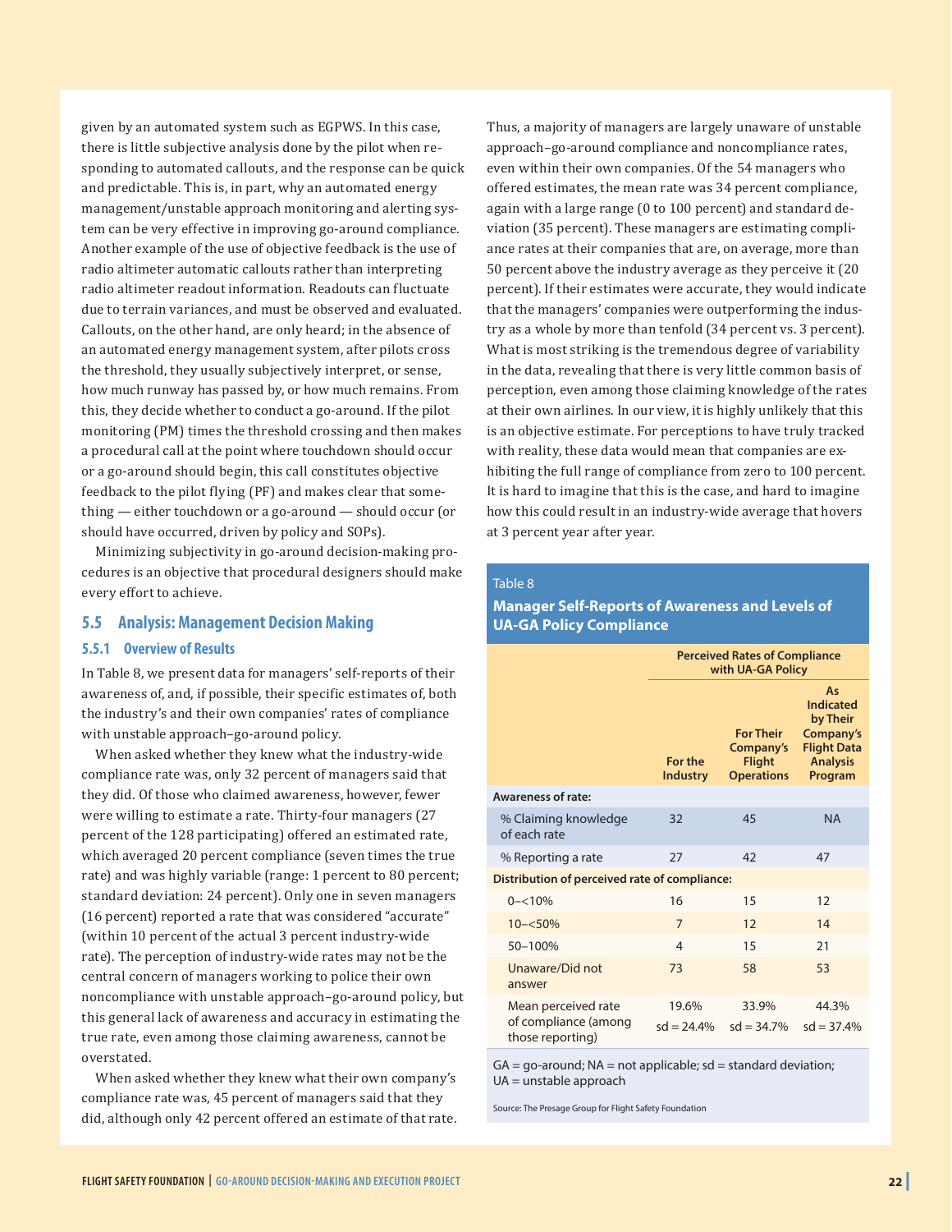given by an automated system such as EGPWS. In this case, there is little subjective analysis done by the pilot when responding to automated callouts, and the response can be quick and predictable. This is, in part, why an automated energy management/unstable approach monitoring and alerting system can be very effective in improving go-around compliance. Another example of the use of objective feedback is the use of radio altimeter automatic callouts rather than interpreting radio altimeter readout information. Readouts can fluctuate due to terrain variances, and must be observed and evaluated. Callouts, on the other hand, are only heard; in the absence of an automated energy management system, after pilots cross the threshold, they usually subjectively interpret, or sense, how much runway has passed by, or how much remains. From this, they decide whether to conduct a go-around. If the pilot monitoring (PM) times the threshold crossing and then makes a procedural call at the point where touchdown should occur or a go-around should begin, this call constitutes objective feedback to the pilot flying (PF) and makes clear that something — either touchdown or a go-around — should occur (or should have occurred, driven by policy and SOPs).

Minimizing subjectivity in go-around decision-making procedures is an objective that procedural designers should make every effort to achieve.

## 5.5 Analysis: Management Decision Making

### 5.5.1 Overview of Results

In Table 8, we present data for managers' self-reports of their awareness of, and, if possible, their specific estimates of, both the industry's and their own companies' rates of compliance with unstable approach–go-around policy.

When asked whether they knew what the industry-wide compliance rate was, only 32 percent of managers said that they did. Of those who claimed awareness, however, fewer were willing to estimate a rate. Thirty-four managers (27 percent of the 128 participating) offered an estimated rate, which averaged 20 percent compliance (seven times the true rate) and was highly variable (range: 1 percent to 80 percent; standard deviation: 24 percent). Only one in seven managers (16 percent) reported a rate that was considered "accurate" (within 10 percent of the actual 3 percent industry-wide rate). The perception of industry-wide rates may not be the central concern of managers working to police their own noncompliance with unstable approach–go-around policy, but this general lack of awareness and accuracy in estimating the true rate, even among those claiming awareness, cannot be overstated.

When asked whether they knew what their own company's compliance rate was, 45 percent of managers said that they did, although only 42 percent offered an estimate of that rate. Thus, a majority of managers are largely unaware of unstable approach–go-around compliance and noncompliance rates, even within their own companies. Of the 54 managers who offered estimates, the mean rate was 34 percent compliance, again with a large range (0 to 100 percent) and standard deviation (35 percent). These managers are estimating compliance rates at their companies that are, on average, more than 50 percent above the industry average as they perceive it (20 percent). If their estimates were accurate, they would indicate that the managers' companies were outperforming the industry as a whole by more than tenfold (34 percent vs. 3 percent). What is most striking is the tremendous degree of variability in the data, revealing that there is very little common basis of perception, even among those claiming knowledge of the rates at their own airlines. In our view, it is highly unlikely that this is an objective estimate. For perceptions to have truly tracked with reality, these data would mean that companies are exhibiting the full range of compliance from zero to 100 percent. It is hard to imagine that this is the case, and hard to imagine how this could result in an industry-wide average that hovers at 3 percent year after year.

Table 8

**Manager Self-Reports of Awareness and Levels of UA-GA Policy Compliance**

| | Perceived Rates of Compliance with UA-GA Policy | | |
|---|---|---|---|
| | For the Industry | For Their Company's Flight Operations | As Indicated by Their Company's Flight Data Analysis Program |
| **Awareness of rate:** | | | |
| % Claiming knowledge of each rate | 32 | 45 | NA |
| % Reporting a rate | 27 | 42 | 47 |
| **Distribution of perceived rate of compliance:** | | | |
| 0–<10% | 16 | 15 | 12 |
| 10–<50% | 7 | 12 | 14 |
| 50–100% | 4 | 15 | 21 |
| Unaware/Did not answer | 73 | 58 | 53 |
| Mean perceived rate of compliance (among those reporting) | 19.6% sd = 24.4% | 33.9% sd = 34.7% | 44.3% sd = 37.4% |

GA = go-around; NA = not applicable; sd = standard deviation; UA = unstable approach

Source: The Presage Group for Flight Safety Foundation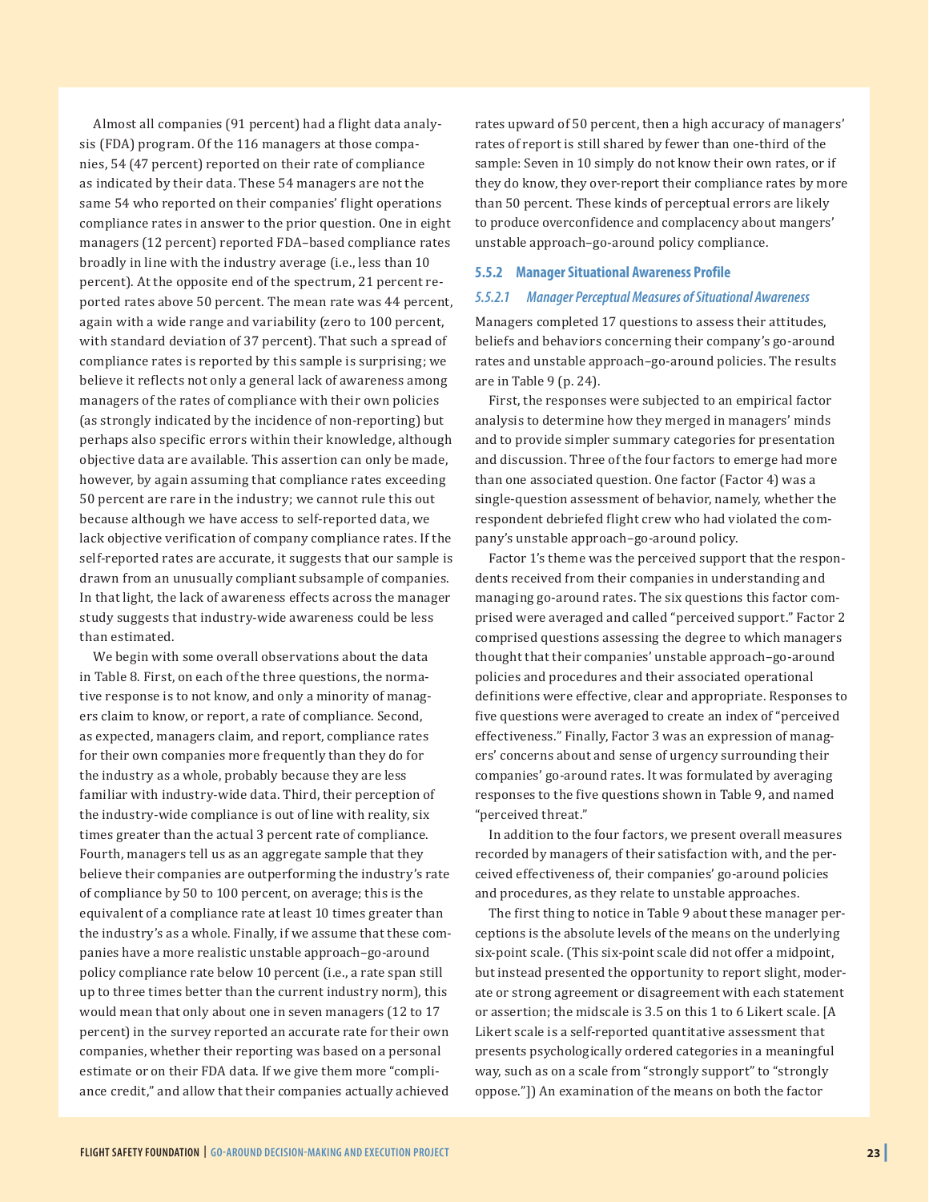Almost all companies (91 percent) had a flight data analysis (FDA) program. Of the 116 managers at those companies, 54 (47 percent) reported on their rate of compliance as indicated by their data. These 54 managers are not the same 54 who reported on their companies' flight operations compliance rates in answer to the prior question. One in eight managers (12 percent) reported FDA–based compliance rates broadly in line with the industry average (i.e., less than 10 percent). At the opposite end of the spectrum, 21 percent reported rates above 50 percent. The mean rate was 44 percent, again with a wide range and variability (zero to 100 percent, with standard deviation of 37 percent). That such a spread of compliance rates is reported by this sample is surprising; we believe it reflects not only a general lack of awareness among managers of the rates of compliance with their own policies (as strongly indicated by the incidence of non-reporting) but perhaps also specific errors within their knowledge, although objective data are available. This assertion can only be made, however, by again assuming that compliance rates exceeding 50 percent are rare in the industry; we cannot rule this out because although we have access to self-reported data, we lack objective verification of company compliance rates. If the self-reported rates are accurate, it suggests that our sample is drawn from an unusually compliant subsample of companies. In that light, the lack of awareness effects across the manager study suggests that industry-wide awareness could be less than estimated.

We begin with some overall observations about the data in Table 8. First, on each of the three questions, the normative response is to not know, and only a minority of managers claim to know, or report, a rate of compliance. Second, as expected, managers claim, and report, compliance rates for their own companies more frequently than they do for the industry as a whole, probably because they are less familiar with industry-wide data. Third, their perception of the industry-wide compliance is out of line with reality, six times greater than the actual 3 percent rate of compliance. Fourth, managers tell us as an aggregate sample that they believe their companies are outperforming the industry's rate of compliance by 50 to 100 percent, on average; this is the equivalent of a compliance rate at least 10 times greater than the industry's as a whole. Finally, if we assume that these companies have a more realistic unstable approach–go-around policy compliance rate below 10 percent (i.e., a rate span still up to three times better than the current industry norm), this would mean that only about one in seven managers (12 to 17 percent) in the survey reported an accurate rate for their own companies, whether their reporting was based on a personal estimate or on their FDA data. If we give them more "compliance credit," and allow that their companies actually achieved rates upward of 50 percent, then a high accuracy of managers' rates of report is still shared by fewer than one-third of the sample: Seven in 10 simply do not know their own rates, or if they do know, they over-report their compliance rates by more than 50 percent. These kinds of perceptual errors are likely to produce overconfidence and complacency about mangers' unstable approach–go-around policy compliance.

### 5.5.2 Manager Situational Awareness Profile

#### *5.5.2.1 Manager Perceptual Measures of Situational Awareness*

Managers completed 17 questions to assess their attitudes, beliefs and behaviors concerning their company's go-around rates and unstable approach–go-around policies. The results are in Table 9 (p. 24).

First, the responses were subjected to an empirical factor analysis to determine how they merged in managers' minds and to provide simpler summary categories for presentation and discussion. Three of the four factors to emerge had more than one associated question. One factor (Factor 4) was a single-question assessment of behavior, namely, whether the respondent debriefed flight crew who had violated the company's unstable approach–go-around policy.

Factor 1's theme was the perceived support that the respondents received from their companies in understanding and managing go-around rates. The six questions this factor comprised were averaged and called "perceived support." Factor 2 comprised questions assessing the degree to which managers thought that their companies' unstable approach–go-around policies and procedures and their associated operational definitions were effective, clear and appropriate. Responses to five questions were averaged to create an index of "perceived effectiveness." Finally, Factor 3 was an expression of managers' concerns about and sense of urgency surrounding their companies' go-around rates. It was formulated by averaging responses to the five questions shown in Table 9, and named "perceived threat."

In addition to the four factors, we present overall measures recorded by managers of their satisfaction with, and the perceived effectiveness of, their companies' go-around policies and procedures, as they relate to unstable approaches.

The first thing to notice in Table 9 about these manager perceptions is the absolute levels of the means on the underlying six-point scale. (This six-point scale did not offer a midpoint, but instead presented the opportunity to report slight, moderate or strong agreement or disagreement with each statement or assertion; the midscale is 3.5 on this 1 to 6 Likert scale. [A Likert scale is a self-reported quantitative assessment that presents psychologically ordered categories in a meaningful way, such as on a scale from "strongly support" to "strongly oppose."]) An examination of the means on both the factor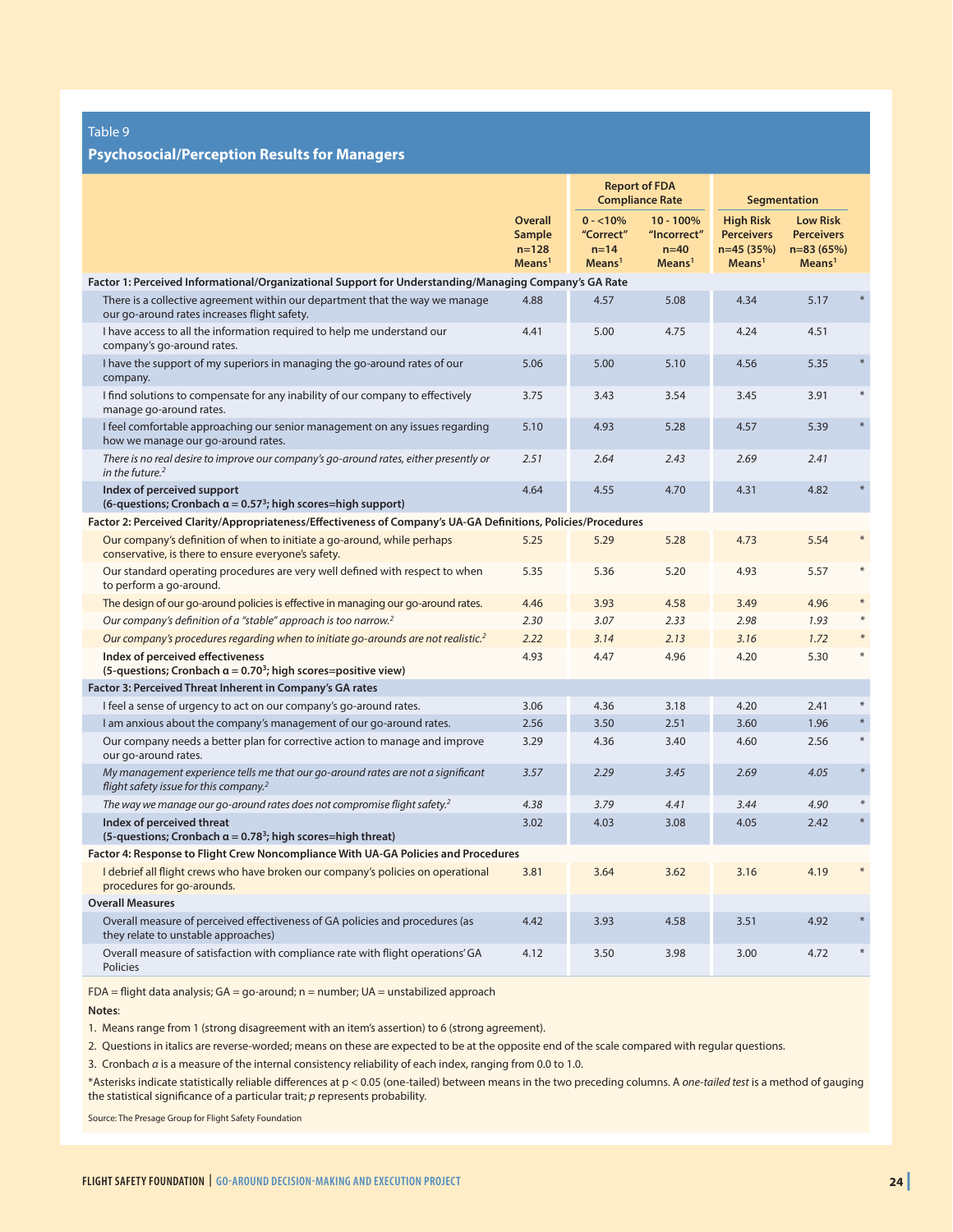Table 9

**Psychosocial/Perception Results for Managers**

| | Overall Sample n=128 Means[1] | Report of FDA Compliance Rate: 0 - <10% "Correct" n=14 Means[1] | Report of FDA Compliance Rate: 10 - 100% "Incorrect" n=40 Means[1] | Segmentation: High Risk Perceivers n=45 (35%) Means[1] | Segmentation: Low Risk Perceivers n=83 (65%) Means[1] | |
|---|---|---|---|---|---|---|
| **Factor 1: Perceived Informational/Organizational Support for Understanding/Managing Company's GA Rate** | | | | | | |
| There is a collective agreement within our department that the way we manage our go-around rates increases flight safety. | 4.88 | 4.57 | 5.08 | 4.34 | 5.17 | * |
| I have access to all the information required to help me understand our company's go-around rates. | 4.41 | 5.00 | 4.75 | 4.24 | 4.51 | |
| I have the support of my superiors in managing the go-around rates of our company. | 5.06 | 5.00 | 5.10 | 4.56 | 5.35 | * |
| I find solutions to compensate for any inability of our company to effectively manage go-around rates. | 3.75 | 3.43 | 3.54 | 3.45 | 3.91 | * |
| I feel comfortable approaching our senior management on any issues regarding how we manage our go-around rates. | 5.10 | 4.93 | 5.28 | 4.57 | 5.39 | * |
| *There is no real desire to improve our company's go-around rates, either presently or in the future.*[2] | *2.51* | *2.64* | *2.43* | *2.69* | *2.41* | |
| **Index of perceived support (6-questions; Cronbach α = 0.57[3]; high scores=high support)** | 4.64 | 4.55 | 4.70 | 4.31 | 4.82 | * |
| **Factor 2: Perceived Clarity/Appropriateness/Effectiveness of Company's UA-GA Definitions, Policies/Procedures** | | | | | | |
| Our company's definition of when to initiate a go-around, while perhaps conservative, is there to ensure everyone's safety. | 5.25 | 5.29 | 5.28 | 4.73 | 5.54 | * |
| Our standard operating procedures are very well defined with respect to when to perform a go-around. | 5.35 | 5.36 | 5.20 | 4.93 | 5.57 | * |
| The design of our go-around policies is effective in managing our go-around rates. | 4.46 | 3.93 | 4.58 | 3.49 | 4.96 | * |
| *Our company's definition of a "stable" approach is too narrow.*[2] | *2.30* | *3.07* | *2.33* | *2.98* | *1.93* | * |
| *Our company's procedures regarding when to initiate go-arounds are not realistic.*[2] | *2.22* | *3.14* | *2.13* | *3.16* | *1.72* | * |
| **Index of perceived effectiveness (5-questions; Cronbach α = 0.70[3]; high scores=positive view)** | 4.93 | 4.47 | 4.96 | 4.20 | 5.30 | * |
| **Factor 3: Perceived Threat Inherent in Company's GA rates** | | | | | | |
| I feel a sense of urgency to act on our company's go-around rates. | 3.06 | 4.36 | 3.18 | 4.20 | 2.41 | * |
| I am anxious about the company's management of our go-around rates. | 2.56 | 3.50 | 2.51 | 3.60 | 1.96 | * |
| Our company needs a better plan for corrective action to manage and improve our go-around rates. | 3.29 | 4.36 | 3.40 | 4.60 | 2.56 | * |
| *My management experience tells me that our go-around rates are not a significant flight safety issue for this company.*[2] | *3.57* | *2.29* | *3.45* | *2.69* | *4.05* | * |
| *The way we manage our go-around rates does not compromise flight safety.*[2] | *4.38* | *3.79* | *4.41* | *3.44* | *4.90* | * |
| **Index of perceived threat (5-questions; Cronbach α = 0.78[3]; high scores=high threat)** | 3.02 | 4.03 | 3.08 | 4.05 | 2.42 | * |
| **Factor 4: Response to Flight Crew Noncompliance With UA-GA Policies and Procedures** | | | | | | |
| I debrief all flight crews who have broken our company's policies on operational procedures for go-arounds. | 3.81 | 3.64 | 3.62 | 3.16 | 4.19 | * |
| **Overall Measures** | | | | | | |
| Overall measure of perceived effectiveness of GA policies and procedures (as they relate to unstable approaches) | 4.42 | 3.93 | 4.58 | 3.51 | 4.92 | * |
| Overall measure of satisfaction with compliance rate with flight operations' GA Policies | 4.12 | 3.50 | 3.98 | 3.00 | 4.72 | * |

FDA = flight data analysis; GA = go-around; n = number; UA = unstabilized approach

**Notes**:

1. Means range from 1 (strong disagreement with an item's assertion) to 6 (strong agreement).
2. Questions in italics are reverse-worded; means on these are expected to be at the opposite end of the scale compared with regular questions.
3. Cronbach *α* is a measure of the internal consistency reliability of each index, ranging from 0.0 to 1.0.

*Asterisks indicate statistically reliable differences at $p < 0.05$ (one-tailed) between means in the two preceding columns. A *one-tailed test* is a method of gauging the statistical significance of a particular trait; *p* represents probability.

Source: The Presage Group for Flight Safety Foundation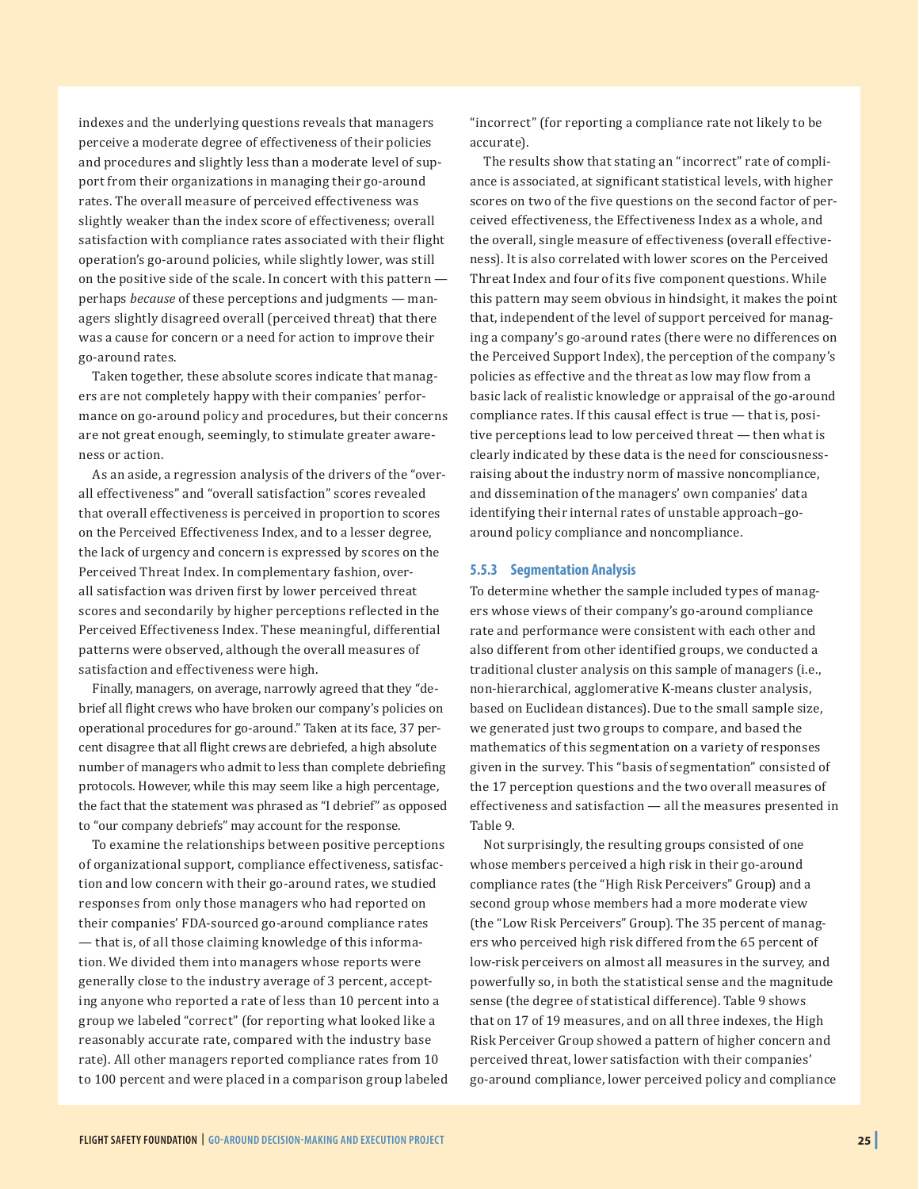indexes and the underlying questions reveals that managers perceive a moderate degree of effectiveness of their policies and procedures and slightly less than a moderate level of support from their organizations in managing their go-around rates. The overall measure of perceived effectiveness was slightly weaker than the index score of effectiveness; overall satisfaction with compliance rates associated with their flight operation's go-around policies, while slightly lower, was still on the positive side of the scale. In concert with this pattern — perhaps *because* of these perceptions and judgments — managers slightly disagreed overall (perceived threat) that there was a cause for concern or a need for action to improve their go-around rates.

Taken together, these absolute scores indicate that managers are not completely happy with their companies' performance on go-around policy and procedures, but their concerns are not great enough, seemingly, to stimulate greater awareness or action.

As an aside, a regression analysis of the drivers of the "overall effectiveness" and "overall satisfaction" scores revealed that overall effectiveness is perceived in proportion to scores on the Perceived Effectiveness Index, and to a lesser degree, the lack of urgency and concern is expressed by scores on the Perceived Threat Index. In complementary fashion, overall satisfaction was driven first by lower perceived threat scores and secondarily by higher perceptions reflected in the Perceived Effectiveness Index. These meaningful, differential patterns were observed, although the overall measures of satisfaction and effectiveness were high.

Finally, managers, on average, narrowly agreed that they "debrief all flight crews who have broken our company's policies on operational procedures for go-around." Taken at its face, 37 percent disagree that all flight crews are debriefed, a high absolute number of managers who admit to less than complete debriefing protocols. However, while this may seem like a high percentage, the fact that the statement was phrased as "I debrief" as opposed to "our company debriefs" may account for the response.

To examine the relationships between positive perceptions of organizational support, compliance effectiveness, satisfaction and low concern with their go-around rates, we studied responses from only those managers who had reported on their companies' FDA-sourced go-around compliance rates — that is, of all those claiming knowledge of this information. We divided them into managers whose reports were generally close to the industry average of 3 percent, accepting anyone who reported a rate of less than 10 percent into a group we labeled "correct" (for reporting what looked like a reasonably accurate rate, compared with the industry base rate). All other managers reported compliance rates from 10 to 100 percent and were placed in a comparison group labeled "incorrect" (for reporting a compliance rate not likely to be accurate).

The results show that stating an "incorrect" rate of compliance is associated, at significant statistical levels, with higher scores on two of the five questions on the second factor of perceived effectiveness, the Effectiveness Index as a whole, and the overall, single measure of effectiveness (overall effectiveness). It is also correlated with lower scores on the Perceived Threat Index and four of its five component questions. While this pattern may seem obvious in hindsight, it makes the point that, independent of the level of support perceived for managing a company's go-around rates (there were no differences on the Perceived Support Index), the perception of the company's policies as effective and the threat as low may flow from a basic lack of realistic knowledge or appraisal of the go-around compliance rates. If this causal effect is true — that is, positive perceptions lead to low perceived threat — then what is clearly indicated by these data is the need for consciousness-raising about the industry norm of massive noncompliance, and dissemination of the managers' own companies' data identifying their internal rates of unstable approach–go-around policy compliance and noncompliance.

### 5.5.3 Segmentation Analysis

To determine whether the sample included types of managers whose views of their company's go-around compliance rate and performance were consistent with each other and also different from other identified groups, we conducted a traditional cluster analysis on this sample of managers (i.e., non-hierarchical, agglomerative K-means cluster analysis, based on Euclidean distances). Due to the small sample size, we generated just two groups to compare, and based the mathematics of this segmentation on a variety of responses given in the survey. This "basis of segmentation" consisted of the 17 perception questions and the two overall measures of effectiveness and satisfaction — all the measures presented in Table 9.

Not surprisingly, the resulting groups consisted of one whose members perceived a high risk in their go-around compliance rates (the "High Risk Perceivers" Group) and a second group whose members had a more moderate view (the "Low Risk Perceivers" Group). The 35 percent of managers who perceived high risk differed from the 65 percent of low-risk perceivers on almost all measures in the survey, and powerfully so, in both the statistical sense and the magnitude sense (the degree of statistical difference). Table 9 shows that on 17 of 19 measures, and on all three indexes, the High Risk Perceiver Group showed a pattern of higher concern and perceived threat, lower satisfaction with their companies' go-around compliance, lower perceived policy and compliance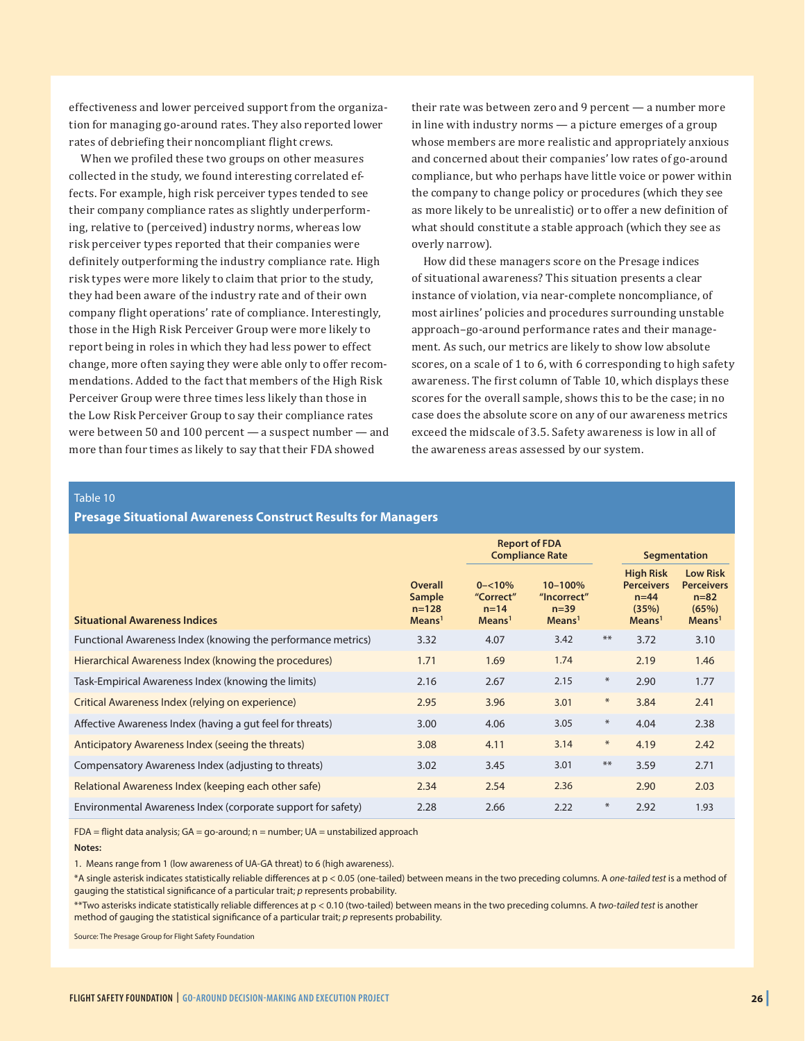effectiveness and lower perceived support from the organization for managing go-around rates. They also reported lower rates of debriefing their noncompliant flight crews.

When we profiled these two groups on other measures collected in the study, we found interesting correlated effects. For example, high risk perceiver types tended to see their company compliance rates as slightly underperforming, relative to (perceived) industry norms, whereas low risk perceiver types reported that their companies were definitely outperforming the industry compliance rate. High risk types were more likely to claim that prior to the study, they had been aware of the industry rate and of their own company flight operations' rate of compliance. Interestingly, those in the High Risk Perceiver Group were more likely to report being in roles in which they had less power to effect change, more often saying they were able only to offer recommendations. Added to the fact that members of the High Risk Perceiver Group were three times less likely than those in the Low Risk Perceiver Group to say their compliance rates were between 50 and 100 percent — a suspect number — and more than four times as likely to say that their FDA showed their rate was between zero and 9 percent — a number more in line with industry norms — a picture emerges of a group whose members are more realistic and appropriately anxious and concerned about their companies' low rates of go-around compliance, but who perhaps have little voice or power within the company to change policy or procedures (which they see as more likely to be unrealistic) or to offer a new definition of what should constitute a stable approach (which they see as overly narrow).

How did these managers score on the Presage indices of situational awareness? This situation presents a clear instance of violation, via near-complete noncompliance, of most airlines' policies and procedures surrounding unstable approach–go-around performance rates and their management. As such, our metrics are likely to show low absolute scores, on a scale of 1 to 6, with 6 corresponding to high safety awareness. The first column of Table 10, which displays these scores for the overall sample, shows this to be the case; in no case does the absolute score on any of our awareness metrics exceed the midscale of 3.5. Safety awareness is low in all of the awareness areas assessed by our system.

Table 10

**Presage Situational Awareness Construct Results for Managers**

| Situational Awareness Indices | Overall Sample n=128 Means[1] | Report of FDA Compliance Rate: 0–<10% "Correct" n=14 Means[1] | Report of FDA Compliance Rate: 10–100% "Incorrect" n=39 Means[1] | | Segmentation: High Risk Perceivers n=44 (35%) Means[1] | Segmentation: Low Risk Perceivers n=82 (65%) Means[1] |
|---|---|---|---|---|---|---|
| Functional Awareness Index (knowing the performance metrics) | 3.32 | 4.07 | 3.42 | ** | 3.72 | 3.10 |
| Hierarchical Awareness Index (knowing the procedures) | 1.71 | 1.69 | 1.74 | | 2.19 | 1.46 |
| Task-Empirical Awareness Index (knowing the limits) | 2.16 | 2.67 | 2.15 | * | 2.90 | 1.77 |
| Critical Awareness Index (relying on experience) | 2.95 | 3.96 | 3.01 | * | 3.84 | 2.41 |
| Affective Awareness Index (having a gut feel for threats) | 3.00 | 4.06 | 3.05 | * | 4.04 | 2.38 |
| Anticipatory Awareness Index (seeing the threats) | 3.08 | 4.11 | 3.14 | * | 4.19 | 2.42 |
| Compensatory Awareness Index (adjusting to threats) | 3.02 | 3.45 | 3.01 | ** | 3.59 | 2.71 |
| Relational Awareness Index (keeping each other safe) | 2.34 | 2.54 | 2.36 | | 2.90 | 2.03 |
| Environmental Awareness Index (corporate support for safety) | 2.28 | 2.66 | 2.22 | * | 2.92 | 1.93 |

FDA = flight data analysis; GA = go-around; n = number; UA = unstabilized approach

**Notes:**

1. Means range from 1 (low awareness of UA-GA threat) to 6 (high awareness).

*A single asterisk indicates statistically reliable differences at $p < 0.05$ (one-tailed) between means in the two preceding columns. A *one-tailed test* is a method of gauging the statistical significance of a particular trait; *p* represents probability.

**Two asterisks indicate statistically reliable differences at $p < 0.10$ (two-tailed) between means in the two preceding columns. A *two-tailed test* is another method of gauging the statistical significance of a particular trait; *p* represents probability.

Source: The Presage Group for Flight Safety Foundation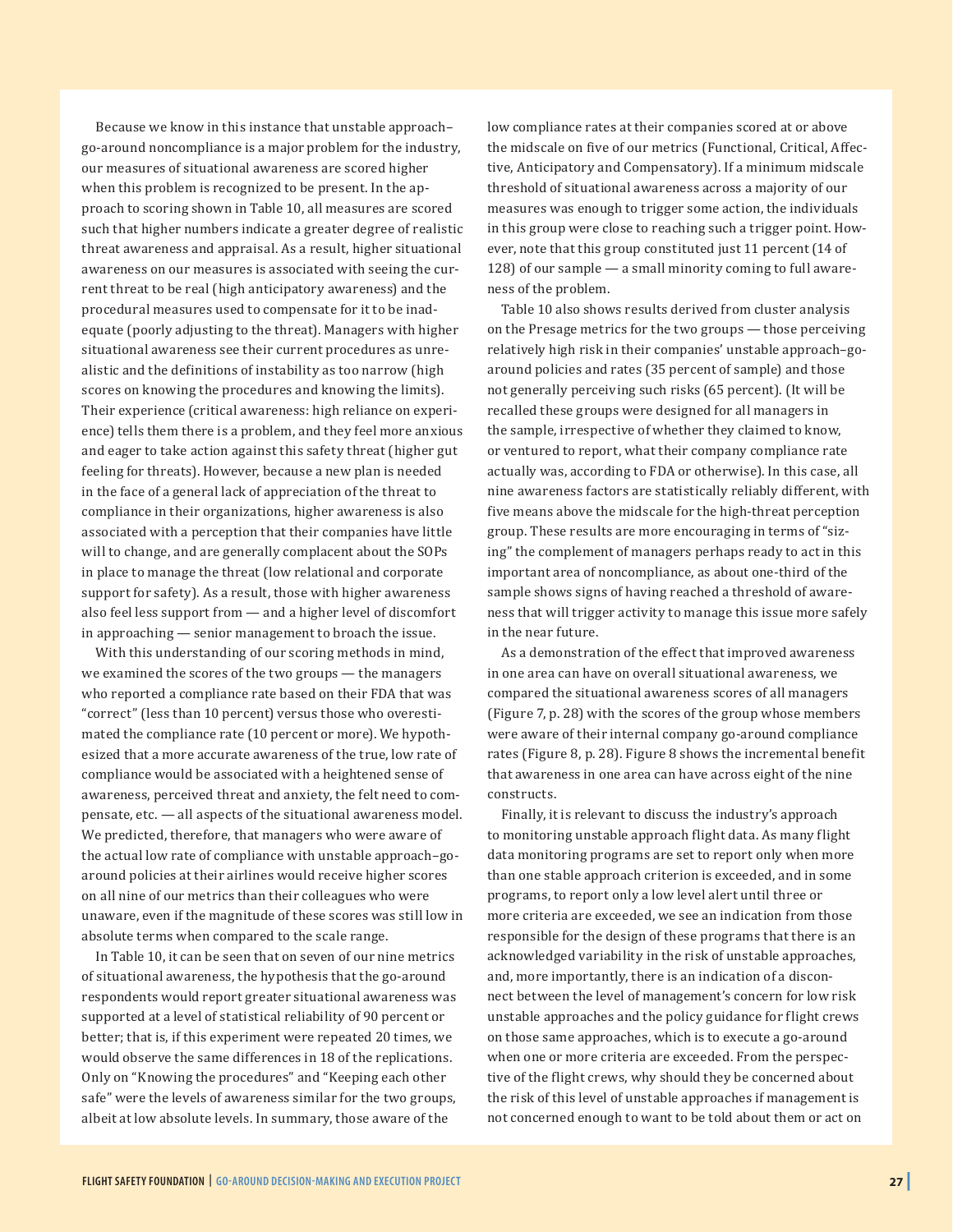Because we know in this instance that unstable approach–go-around noncompliance is a major problem for the industry, our measures of situational awareness are scored higher when this problem is recognized to be present. In the approach to scoring shown in Table 10, all measures are scored such that higher numbers indicate a greater degree of realistic threat awareness and appraisal. As a result, higher situational awareness on our measures is associated with seeing the current threat to be real (high anticipatory awareness) and the procedural measures used to compensate for it to be inadequate (poorly adjusting to the threat). Managers with higher situational awareness see their current procedures as unrealistic and the definitions of instability as too narrow (high scores on knowing the procedures and knowing the limits). Their experience (critical awareness: high reliance on experience) tells them there is a problem, and they feel more anxious and eager to take action against this safety threat (higher gut feeling for threats). However, because a new plan is needed in the face of a general lack of appreciation of the threat to compliance in their organizations, higher awareness is also associated with a perception that their companies have little will to change, and are generally complacent about the SOPs in place to manage the threat (low relational and corporate support for safety). As a result, those with higher awareness also feel less support from — and a higher level of discomfort in approaching — senior management to broach the issue.

With this understanding of our scoring methods in mind, we examined the scores of the two groups — the managers who reported a compliance rate based on their FDA that was "correct" (less than 10 percent) versus those who overestimated the compliance rate (10 percent or more). We hypothesized that a more accurate awareness of the true, low rate of compliance would be associated with a heightened sense of awareness, perceived threat and anxiety, the felt need to compensate, etc. — all aspects of the situational awareness model. We predicted, therefore, that managers who were aware of the actual low rate of compliance with unstable approach–go-around policies at their airlines would receive higher scores on all nine of our metrics than their colleagues who were unaware, even if the magnitude of these scores was still low in absolute terms when compared to the scale range.

In Table 10, it can be seen that on seven of our nine metrics of situational awareness, the hypothesis that the go-around respondents would report greater situational awareness was supported at a level of statistical reliability of 90 percent or better; that is, if this experiment were repeated 20 times, we would observe the same differences in 18 of the replications. Only on "Knowing the procedures" and "Keeping each other safe" were the levels of awareness similar for the two groups, albeit at low absolute levels. In summary, those aware of the low compliance rates at their companies scored at or above the midscale on five of our metrics (Functional, Critical, Affective, Anticipatory and Compensatory). If a minimum midscale threshold of situational awareness across a majority of our measures was enough to trigger some action, the individuals in this group were close to reaching such a trigger point. However, note that this group constituted just 11 percent (14 of 128) of our sample — a small minority coming to full awareness of the problem.

Table 10 also shows results derived from cluster analysis on the Presage metrics for the two groups — those perceiving relatively high risk in their companies' unstable approach–go-around policies and rates (35 percent of sample) and those not generally perceiving such risks (65 percent). (It will be recalled these groups were designed for all managers in the sample, irrespective of whether they claimed to know, or ventured to report, what their company compliance rate actually was, according to FDA or otherwise). In this case, all nine awareness factors are statistically reliably different, with five means above the midscale for the high-threat perception group. These results are more encouraging in terms of "sizing" the complement of managers perhaps ready to act in this important area of noncompliance, as about one-third of the sample shows signs of having reached a threshold of awareness that will trigger activity to manage this issue more safely in the near future.

As a demonstration of the effect that improved awareness in one area can have on overall situational awareness, we compared the situational awareness scores of all managers (Figure 7, p. 28) with the scores of the group whose members were aware of their internal company go-around compliance rates (Figure 8, p. 28). Figure 8 shows the incremental benefit that awareness in one area can have across eight of the nine constructs.

Finally, it is relevant to discuss the industry's approach to monitoring unstable approach flight data. As many flight data monitoring programs are set to report only when more than one stable approach criterion is exceeded, and in some programs, to report only a low level alert until three or more criteria are exceeded, we see an indication from those responsible for the design of these programs that there is an acknowledged variability in the risk of unstable approaches, and, more importantly, there is an indication of a disconnect between the level of management's concern for low risk unstable approaches and the policy guidance for flight crews on those same approaches, which is to execute a go-around when one or more criteria are exceeded. From the perspective of the flight crews, why should they be concerned about the risk of this level of unstable approaches if management is not concerned enough to want to be told about them or act on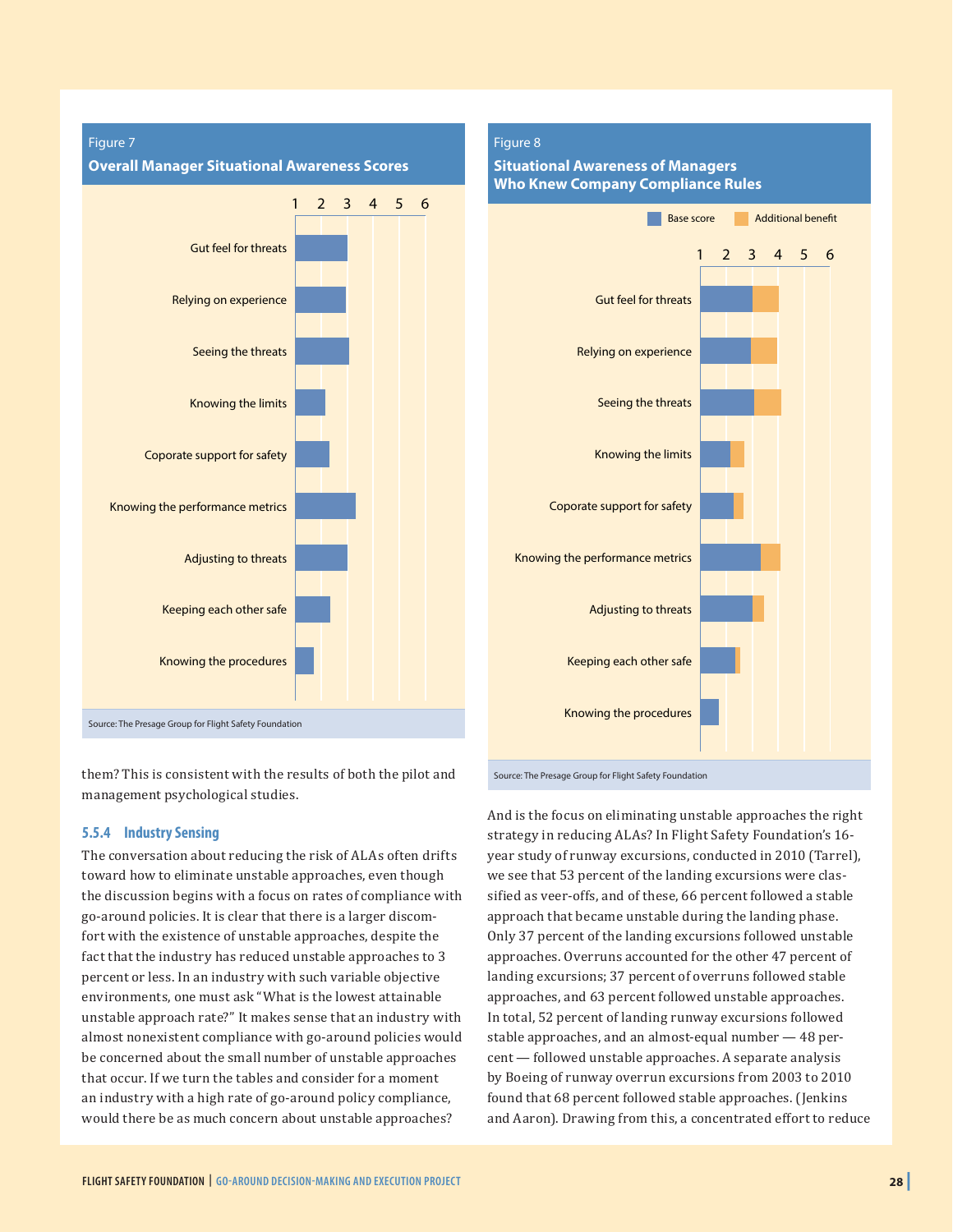**Figure 7**

**Overall Manager Situational Awareness Scores**

| Category | Score (1–6 scale) |
|---|---|
| Gut feel for threats | |
| Relying on experience | |
| Seeing the threats | |
| Knowing the limits | |
| Coporate support for safety | |
| Knowing the performance metrics | |
| Adjusting to threats | |
| Keeping each other safe | |
| Knowing the procedures | |

Source: The Presage Group for Flight Safety Foundation

**Figure 8**

**Situational Awareness of Managers Who Knew Company Compliance Rules**

Base score / Additional benefit

| Category | Base score | Additional benefit |
|---|---|---|
| Gut feel for threats | | |
| Relying on experience | | |
| Seeing the threats | | |
| Knowing the limits | | |
| Coporate support for safety | | |
| Knowing the performance metrics | | |
| Adjusting to threats | | |
| Keeping each other safe | | |
| Knowing the procedures | | |

Source: The Presage Group for Flight Safety Foundation

them? This is consistent with the results of both the pilot and management psychological studies.

### 5.5.4 Industry Sensing

The conversation about reducing the risk of ALAs often drifts toward how to eliminate unstable approaches, even though the discussion begins with a focus on rates of compliance with go-around policies. It is clear that there is a larger discomfort with the existence of unstable approaches, despite the fact that the industry has reduced unstable approaches to 3 percent or less. In an industry with such variable objective environments, one must ask "What is the lowest attainable unstable approach rate?" It makes sense that an industry with almost nonexistent compliance with go-around policies would be concerned about the small number of unstable approaches that occur. If we turn the tables and consider for a moment an industry with a high rate of go-around policy compliance, would there be as much concern about unstable approaches? And is the focus on eliminating unstable approaches the right strategy in reducing ALAs? In Flight Safety Foundation's 16-year study of runway excursions, conducted in 2010 (Tarrel), we see that 53 percent of the landing excursions were classified as veer-offs, and of these, 66 percent followed a stable approach that became unstable during the landing phase. Only 37 percent of the landing excursions followed unstable approaches. Overruns accounted for the other 47 percent of landing excursions; 37 percent of overruns followed stable approaches, and 63 percent followed unstable approaches. In total, 52 percent of landing runway excursions followed stable approaches, and an almost-equal number — 48 percent — followed unstable approaches. A separate analysis by Boeing of runway overrun excursions from 2003 to 2010 found that 68 percent followed stable approaches. (Jenkins and Aaron). Drawing from this, a concentrated effort to reduce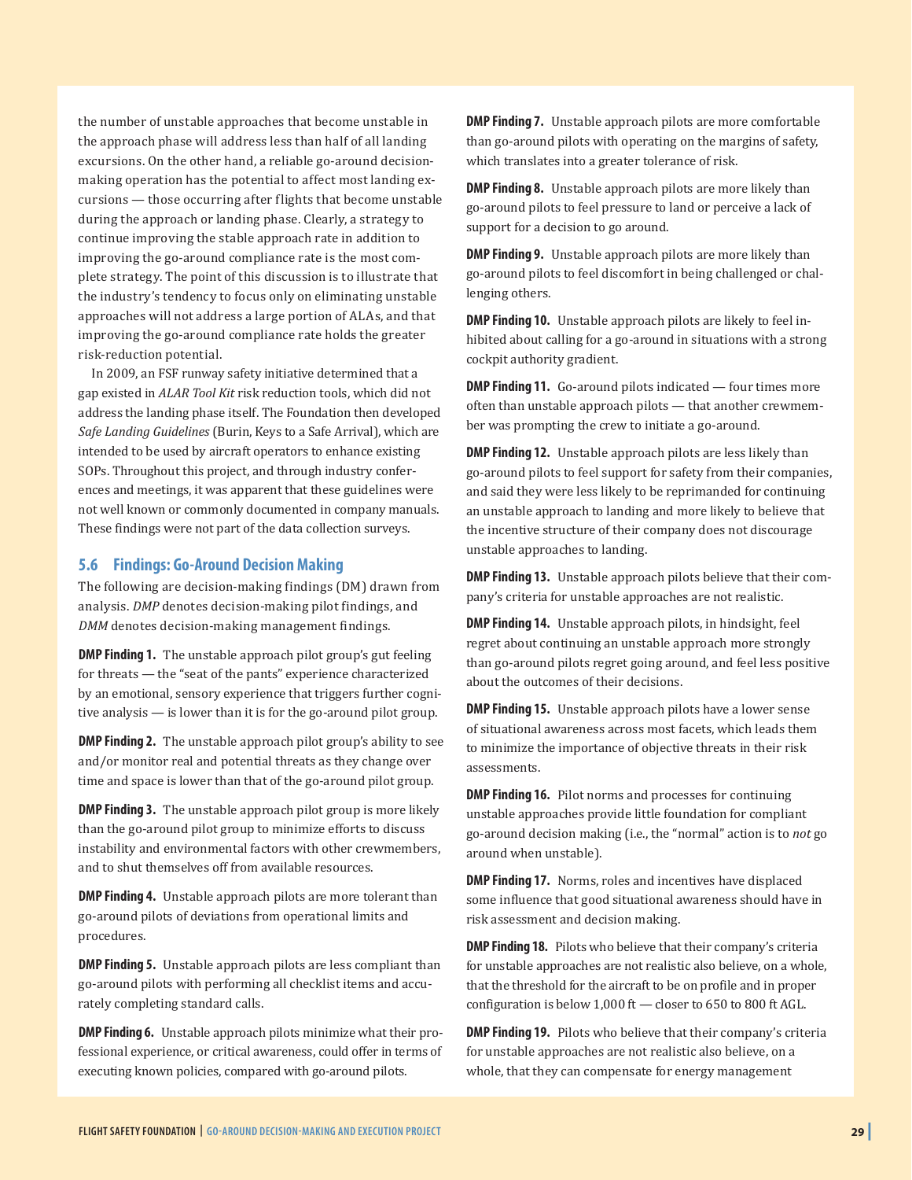the number of unstable approaches that become unstable in the approach phase will address less than half of all landing excursions. On the other hand, a reliable go-around decision-making operation has the potential to affect most landing excursions — those occurring after flights that become unstable during the approach or landing phase. Clearly, a strategy to continue improving the stable approach rate in addition to improving the go-around compliance rate is the most complete strategy. The point of this discussion is to illustrate that the industry's tendency to focus only on eliminating unstable approaches will not address a large portion of ALAs, and that improving the go-around compliance rate holds the greater risk-reduction potential.

In 2009, an FSF runway safety initiative determined that a gap existed in *ALAR Tool Kit* risk reduction tools, which did not address the landing phase itself. The Foundation then developed *Safe Landing Guidelines* (Burin, Keys to a Safe Arrival), which are intended to be used by aircraft operators to enhance existing SOPs. Throughout this project, and through industry conferences and meetings, it was apparent that these guidelines were not well known or commonly documented in company manuals. These findings were not part of the data collection surveys.

## 5.6 Findings: Go-Around Decision Making

The following are decision-making findings (DM) drawn from analysis. *DMP* denotes decision-making pilot findings, and *DMM* denotes decision-making management findings.

**DMP Finding 1.** The unstable approach pilot group's gut feeling for threats — the "seat of the pants" experience characterized by an emotional, sensory experience that triggers further cognitive analysis — is lower than it is for the go-around pilot group.

**DMP Finding 2.** The unstable approach pilot group's ability to see and/or monitor real and potential threats as they change over time and space is lower than that of the go-around pilot group.

**DMP Finding 3.** The unstable approach pilot group is more likely than the go-around pilot group to minimize efforts to discuss instability and environmental factors with other crewmembers, and to shut themselves off from available resources.

**DMP Finding 4.** Unstable approach pilots are more tolerant than go-around pilots of deviations from operational limits and procedures.

**DMP Finding 5.** Unstable approach pilots are less compliant than go-around pilots with performing all checklist items and accurately completing standard calls.

**DMP Finding 6.** Unstable approach pilots minimize what their professional experience, or critical awareness, could offer in terms of executing known policies, compared with go-around pilots.

**DMP Finding 7.** Unstable approach pilots are more comfortable than go-around pilots with operating on the margins of safety, which translates into a greater tolerance of risk.

**DMP Finding 8.** Unstable approach pilots are more likely than go-around pilots to feel pressure to land or perceive a lack of support for a decision to go around.

**DMP Finding 9.** Unstable approach pilots are more likely than go-around pilots to feel discomfort in being challenged or challenging others.

**DMP Finding 10.** Unstable approach pilots are likely to feel inhibited about calling for a go-around in situations with a strong cockpit authority gradient.

**DMP Finding 11.** Go-around pilots indicated — four times more often than unstable approach pilots — that another crewmember was prompting the crew to initiate a go-around.

**DMP Finding 12.** Unstable approach pilots are less likely than go-around pilots to feel support for safety from their companies, and said they were less likely to be reprimanded for continuing an unstable approach to landing and more likely to believe that the incentive structure of their company does not discourage unstable approaches to landing.

**DMP Finding 13.** Unstable approach pilots believe that their company's criteria for unstable approaches are not realistic.

**DMP Finding 14.** Unstable approach pilots, in hindsight, feel regret about continuing an unstable approach more strongly than go-around pilots regret going around, and feel less positive about the outcomes of their decisions.

**DMP Finding 15.** Unstable approach pilots have a lower sense of situational awareness across most facets, which leads them to minimize the importance of objective threats in their risk assessments.

**DMP Finding 16.** Pilot norms and processes for continuing unstable approaches provide little foundation for compliant go-around decision making (i.e., the "normal" action is to *not* go around when unstable).

**DMP Finding 17.** Norms, roles and incentives have displaced some influence that good situational awareness should have in risk assessment and decision making.

**DMP Finding 18.** Pilots who believe that their company's criteria for unstable approaches are not realistic also believe, on a whole, that the threshold for the aircraft to be on profile and in proper configuration is below 1,000 ft — closer to 650 to 800 ft AGL.

**DMP Finding 19.** Pilots who believe that their company's criteria for unstable approaches are not realistic also believe, on a whole, that they can compensate for energy management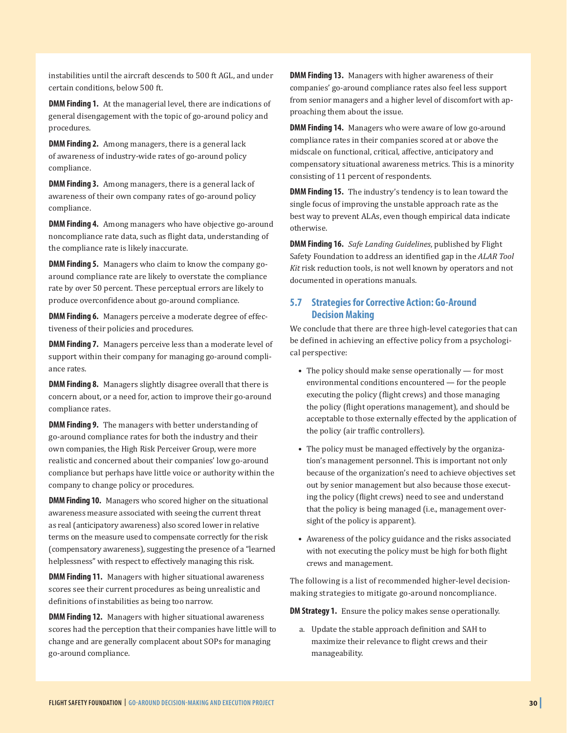instabilities until the aircraft descends to 500 ft AGL, and under certain conditions, below 500 ft.

**DMM Finding 1.** At the managerial level, there are indications of general disengagement with the topic of go-around policy and procedures.

**DMM Finding 2.** Among managers, there is a general lack of awareness of industry-wide rates of go-around policy compliance.

**DMM Finding 3.** Among managers, there is a general lack of awareness of their own company rates of go-around policy compliance.

**DMM Finding 4.** Among managers who have objective go-around noncompliance rate data, such as flight data, understanding of the compliance rate is likely inaccurate.

**DMM Finding 5.** Managers who claim to know the company go-around compliance rate are likely to overstate the compliance rate by over 50 percent. These perceptual errors are likely to produce overconfidence about go-around compliance.

**DMM Finding 6.** Managers perceive a moderate degree of effectiveness of their policies and procedures.

**DMM Finding 7.** Managers perceive less than a moderate level of support within their company for managing go-around compliance rates.

**DMM Finding 8.** Managers slightly disagree overall that there is concern about, or a need for, action to improve their go-around compliance rates.

**DMM Finding 9.** The managers with better understanding of go-around compliance rates for both the industry and their own companies, the High Risk Perceiver Group, were more realistic and concerned about their companies' low go-around compliance but perhaps have little voice or authority within the company to change policy or procedures.

**DMM Finding 10.** Managers who scored higher on the situational awareness measure associated with seeing the current threat as real (anticipatory awareness) also scored lower in relative terms on the measure used to compensate correctly for the risk (compensatory awareness), suggesting the presence of a "learned helplessness" with respect to effectively managing this risk.

**DMM Finding 11.** Managers with higher situational awareness scores see their current procedures as being unrealistic and definitions of instabilities as being too narrow.

**DMM Finding 12.** Managers with higher situational awareness scores had the perception that their companies have little will to change and are generally complacent about SOPs for managing go-around compliance.

**DMM Finding 13.** Managers with higher awareness of their companies' go-around compliance rates also feel less support from senior managers and a higher level of discomfort with approaching them about the issue.

**DMM Finding 14.** Managers who were aware of low go-around compliance rates in their companies scored at or above the midscale on functional, critical, affective, anticipatory and compensatory situational awareness metrics. This is a minority consisting of 11 percent of respondents.

**DMM Finding 15.** The industry's tendency is to lean toward the single focus of improving the unstable approach rate as the best way to prevent ALAs, even though empirical data indicate otherwise.

**DMM Finding 16.** *Safe Landing Guidelines*, published by Flight Safety Foundation to address an identified gap in the *ALAR Tool Kit* risk reduction tools, is not well known by operators and not documented in operations manuals.

## 5.7 Strategies for Corrective Action: Go-Around Decision Making

We conclude that there are three high-level categories that can be defined in achieving an effective policy from a psychological perspective:

- The policy should make sense operationally — for most environmental conditions encountered — for the people executing the policy (flight crews) and those managing the policy (flight operations management), and should be acceptable to those externally effected by the application of the policy (air traffic controllers).
- The policy must be managed effectively by the organization's management personnel. This is important not only because of the organization's need to achieve objectives set out by senior management but also because those executing the policy (flight crews) need to see and understand that the policy is being managed (i.e., management oversight of the policy is apparent).
- Awareness of the policy guidance and the risks associated with not executing the policy must be high for both flight crews and management.

The following is a list of recommended higher-level decision-making strategies to mitigate go-around noncompliance.

**DM Strategy 1.** Ensure the policy makes sense operationally.

a. Update the stable approach definition and SAH to maximize their relevance to flight crews and their manageability.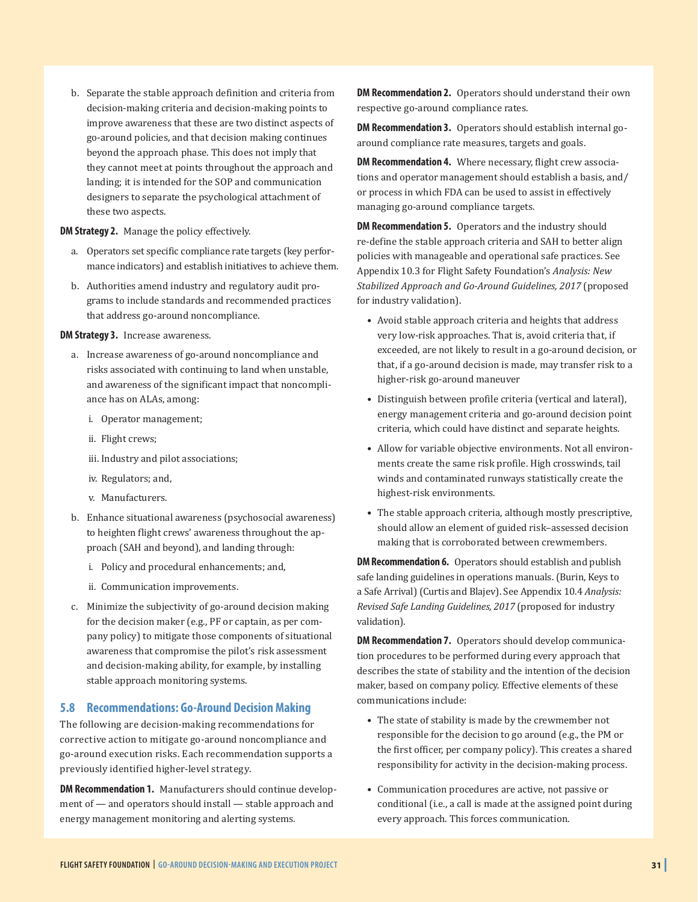b. Separate the stable approach definition and criteria from decision-making criteria and decision-making points to improve awareness that these are two distinct aspects of go-around policies, and that decision making continues beyond the approach phase. This does not imply that they cannot meet at points throughout the approach and landing; it is intended for the SOP and communication designers to separate the psychological attachment of these two aspects.

**DM Strategy 2.** Manage the policy effectively.

a. Operators set specific compliance rate targets (key performance indicators) and establish initiatives to achieve them.

b. Authorities amend industry and regulatory audit programs to include standards and recommended practices that address go-around noncompliance.

**DM Strategy 3.** Increase awareness.

a. Increase awareness of go-around noncompliance and risks associated with continuing to land when unstable, and awareness of the significant impact that noncompliance has on ALAs, among:

   i. Operator management;

   ii. Flight crews;

   iii. Industry and pilot associations;

   iv. Regulators; and,

   v. Manufacturers.

b. Enhance situational awareness (psychosocial awareness) to heighten flight crews' awareness throughout the approach (SAH and beyond), and landing through:

   i. Policy and procedural enhancements; and,

   ii. Communication improvements.

c. Minimize the subjectivity of go-around decision making for the decision maker (e.g., PF or captain, as per company policy) to mitigate those components of situational awareness that compromise the pilot's risk assessment and decision-making ability, for example, by installing stable approach monitoring systems.

## 5.8 Recommendations: Go-Around Decision Making

The following are decision-making recommendations for corrective action to mitigate go-around noncompliance and go-around execution risks. Each recommendation supports a previously identified higher-level strategy.

**DM Recommendation 1.** Manufacturers should continue development of — and operators should install — stable approach and energy management monitoring and alerting systems.

**DM Recommendation 2.** Operators should understand their own respective go-around compliance rates.

**DM Recommendation 3.** Operators should establish internal go-around compliance rate measures, targets and goals.

**DM Recommendation 4.** Where necessary, flight crew associations and operator management should establish a basis, and/or process in which FDA can be used to assist in effectively managing go-around compliance targets.

**DM Recommendation 5.** Operators and the industry should re-define the stable approach criteria and SAH to better align policies with manageable and operational safe practices. See Appendix 10.3 for Flight Safety Foundation's *Analysis: New Stabilized Approach and Go-Around Guidelines, 2017* (proposed for industry validation).

- Avoid stable approach criteria and heights that address very low-risk approaches. That is, avoid criteria that, if exceeded, are not likely to result in a go-around decision, or that, if a go-around decision is made, may transfer risk to a higher-risk go-around maneuver
- Distinguish between profile criteria (vertical and lateral), energy management criteria and go-around decision point criteria, which could have distinct and separate heights.
- Allow for variable objective environments. Not all environments create the same risk profile. High crosswinds, tail winds and contaminated runways statistically create the highest-risk environments.
- The stable approach criteria, although mostly prescriptive, should allow an element of guided risk–assessed decision making that is corroborated between crewmembers.

**DM Recommendation 6.** Operators should establish and publish safe landing guidelines in operations manuals. (Burin, Keys to a Safe Arrival) (Curtis and Blajev). See Appendix 10.4 *Analysis: Revised Safe Landing Guidelines, 2017* (proposed for industry validation).

**DM Recommendation 7.** Operators should develop communication procedures to be performed during every approach that describes the state of stability and the intention of the decision maker, based on company policy. Effective elements of these communications include:

- The state of stability is made by the crewmember not responsible for the decision to go around (e.g., the PM or the first officer, per company policy). This creates a shared responsibility for activity in the decision-making process.
- Communication procedures are active, not passive or conditional (i.e., a call is made at the assigned point during every approach. This forces communication.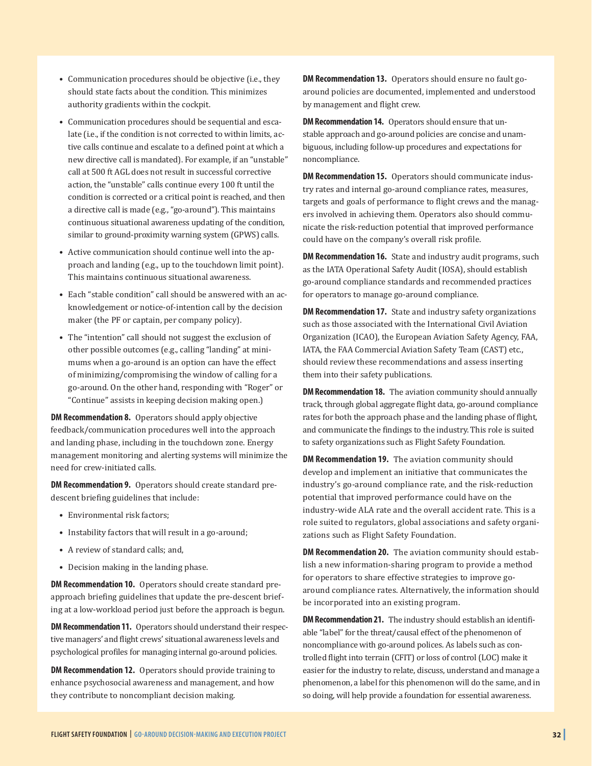- Communication procedures should be objective (i.e., they should state facts about the condition. This minimizes authority gradients within the cockpit.
- Communication procedures should be sequential and escalate (i.e., if the condition is not corrected to within limits, active calls continue and escalate to a defined point at which a new directive call is mandated). For example, if an "unstable" call at 500 ft AGL does not result in successful corrective action, the "unstable" calls continue every 100 ft until the condition is corrected or a critical point is reached, and then a directive call is made (e.g., "go-around"). This maintains continuous situational awareness updating of the condition, similar to ground-proximity warning system (GPWS) calls.
- Active communication should continue well into the approach and landing (e.g., up to the touchdown limit point). This maintains continuous situational awareness.
- Each "stable condition" call should be answered with an acknowledgement or notice-of-intention call by the decision maker (the PF or captain, per company policy).
- The "intention" call should not suggest the exclusion of other possible outcomes (e.g., calling "landing" at minimums when a go-around is an option can have the effect of minimizing/compromising the window of calling for a go-around. On the other hand, responding with "Roger" or "Continue" assists in keeping decision making open.)

**DM Recommendation 8.** Operators should apply objective feedback/communication procedures well into the approach and landing phase, including in the touchdown zone. Energy management monitoring and alerting systems will minimize the need for crew-initiated calls.

**DM Recommendation 9.** Operators should create standard pre-descent briefing guidelines that include:

- Environmental risk factors;
- Instability factors that will result in a go-around;
- A review of standard calls; and,
- Decision making in the landing phase.

**DM Recommendation 10.** Operators should create standard pre-approach briefing guidelines that update the pre-descent briefing at a low-workload period just before the approach is begun.

**DM Recommendation 11.** Operators should understand their respective managers' and flight crews' situational awareness levels and psychological profiles for managing internal go-around policies.

**DM Recommendation 12.** Operators should provide training to enhance psychosocial awareness and management, and how they contribute to noncompliant decision making.

**DM Recommendation 13.** Operators should ensure no fault go-around policies are documented, implemented and understood by management and flight crew.

**DM Recommendation 14.** Operators should ensure that unstable approach and go-around policies are concise and unambiguous, including follow-up procedures and expectations for noncompliance.

**DM Recommendation 15.** Operators should communicate industry rates and internal go-around compliance rates, measures, targets and goals of performance to flight crews and the managers involved in achieving them. Operators also should communicate the risk-reduction potential that improved performance could have on the company's overall risk profile.

**DM Recommendation 16.** State and industry audit programs, such as the IATA Operational Safety Audit (IOSA), should establish go-around compliance standards and recommended practices for operators to manage go-around compliance.

**DM Recommendation 17.** State and industry safety organizations such as those associated with the International Civil Aviation Organization (ICAO), the European Aviation Safety Agency, FAA, IATA, the FAA Commercial Aviation Safety Team (CAST) etc., should review these recommendations and assess inserting them into their safety publications.

**DM Recommendation 18.** The aviation community should annually track, through global aggregate flight data, go-around compliance rates for both the approach phase and the landing phase of flight, and communicate the findings to the industry. This role is suited to safety organizations such as Flight Safety Foundation.

**DM Recommendation 19.** The aviation community should develop and implement an initiative that communicates the industry's go-around compliance rate, and the risk-reduction potential that improved performance could have on the industry-wide ALA rate and the overall accident rate. This is a role suited to regulators, global associations and safety organizations such as Flight Safety Foundation.

**DM Recommendation 20.** The aviation community should establish a new information-sharing program to provide a method for operators to share effective strategies to improve go-around compliance rates. Alternatively, the information should be incorporated into an existing program.

**DM Recommendation 21.** The industry should establish an identifiable "label" for the threat/causal effect of the phenomenon of noncompliance with go-around polices. As labels such as controlled flight into terrain (CFIT) or loss of control (LOC) make it easier for the industry to relate, discuss, understand and manage a phenomenon, a label for this phenomenon will do the same, and in so doing, will help provide a foundation for essential awareness.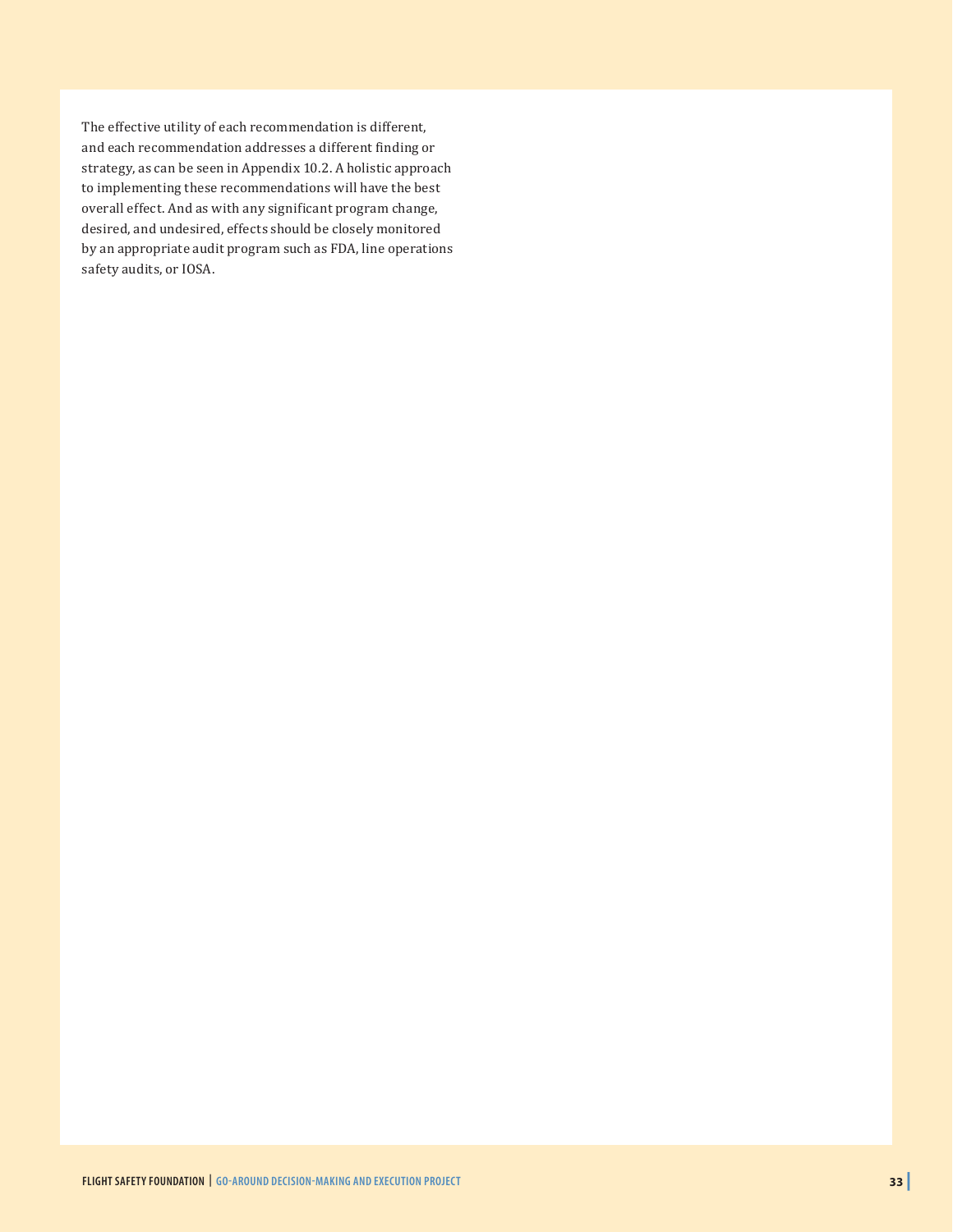The effective utility of each recommendation is different, and each recommendation addresses a different finding or strategy, as can be seen in Appendix 10.2. A holistic approach to implementing these recommendations will have the best overall effect. And as with any significant program change, desired, and undesired, effects should be closely monitored by an appropriate audit program such as FDA, line operations safety audits, or IOSA.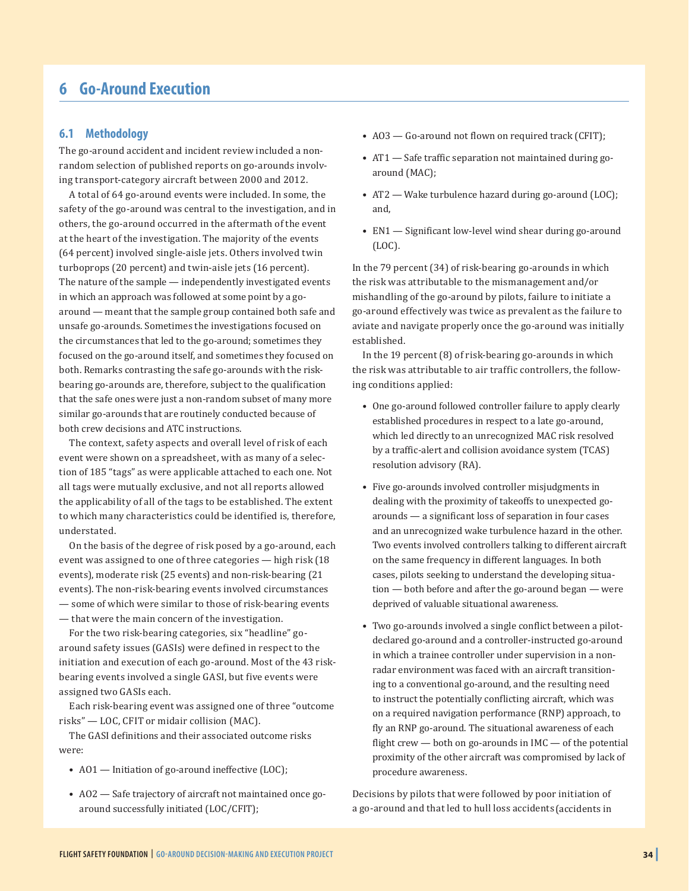# 6 Go-Around Execution

## 6.1 Methodology

The go-around accident and incident review included a non-random selection of published reports on go-arounds involving transport-category aircraft between 2000 and 2012.

A total of 64 go-around events were included. In some, the safety of the go-around was central to the investigation, and in others, the go-around occurred in the aftermath of the event at the heart of the investigation. The majority of the events (64 percent) involved single-aisle jets. Others involved twin turboprops (20 percent) and twin-aisle jets (16 percent). The nature of the sample — independently investigated events in which an approach was followed at some point by a go-around — meant that the sample group contained both safe and unsafe go-arounds. Sometimes the investigations focused on the circumstances that led to the go-around; sometimes they focused on the go-around itself, and sometimes they focused on both. Remarks contrasting the safe go-arounds with the risk-bearing go-arounds are, therefore, subject to the qualification that the safe ones were just a non-random subset of many more similar go-arounds that are routinely conducted because of both crew decisions and ATC instructions.

The context, safety aspects and overall level of risk of each event were shown on a spreadsheet, with as many of a selection of 185 "tags" as were applicable attached to each one. Not all tags were mutually exclusive, and not all reports allowed the applicability of all of the tags to be established. The extent to which many characteristics could be identified is, therefore, understated.

On the basis of the degree of risk posed by a go-around, each event was assigned to one of three categories — high risk (18 events), moderate risk (25 events) and non-risk-bearing (21 events). The non-risk-bearing events involved circumstances — some of which were similar to those of risk-bearing events — that were the main concern of the investigation.

For the two risk-bearing categories, six "headline" go-around safety issues (GASIs) were defined in respect to the initiation and execution of each go-around. Most of the 43 risk-bearing events involved a single GASI, but five events were assigned two GASIs each.

Each risk-bearing event was assigned one of three "outcome risks" — LOC, CFIT or midair collision (MAC).

The GASI definitions and their associated outcome risks were:

- AO1 — Initiation of go-around ineffective (LOC);
- AO2 — Safe trajectory of aircraft not maintained once go-around successfully initiated (LOC/CFIT);
- AO3 — Go-around not flown on required track (CFIT);
- AT1 — Safe traffic separation not maintained during go-around (MAC);
- AT2 — Wake turbulence hazard during go-around (LOC); and,
- EN1 — Significant low-level wind shear during go-around (LOC).

In the 79 percent (34) of risk-bearing go-arounds in which the risk was attributable to the mismanagement and/or mishandling of the go-around by pilots, failure to initiate a go-around effectively was twice as prevalent as the failure to aviate and navigate properly once the go-around was initially established.

In the 19 percent (8) of risk-bearing go-arounds in which the risk was attributable to air traffic controllers, the following conditions applied:

- One go-around followed controller failure to apply clearly established procedures in respect to a late go-around, which led directly to an unrecognized MAC risk resolved by a traffic-alert and collision avoidance system (TCAS) resolution advisory (RA).
- Five go-arounds involved controller misjudgments in dealing with the proximity of takeoffs to unexpected go-arounds — a significant loss of separation in four cases and an unrecognized wake turbulence hazard in the other. Two events involved controllers talking to different aircraft on the same frequency in different languages. In both cases, pilots seeking to understand the developing situation — both before and after the go-around began — were deprived of valuable situational awareness.
- Two go-arounds involved a single conflict between a pilot-declared go-around and a controller-instructed go-around in which a trainee controller under supervision in a non-radar environment was faced with an aircraft transitioning to a conventional go-around, and the resulting need to instruct the potentially conflicting aircraft, which was on a required navigation performance (RNP) approach, to fly an RNP go-around. The situational awareness of each flight crew — both on go-arounds in IMC — of the potential proximity of the other aircraft was compromised by lack of procedure awareness.

Decisions by pilots that were followed by poor initiation of a go-around and that led to hull loss accidents (accidents in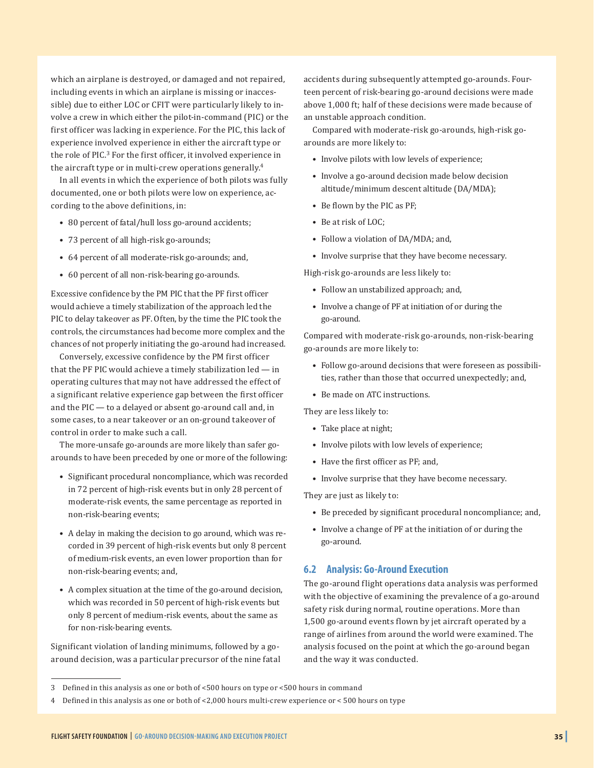which an airplane is destroyed, or damaged and not repaired, including events in which an airplane is missing or inaccessible) due to either LOC or CFIT were particularly likely to involve a crew in which either the pilot-in-command (PIC) or the first officer was lacking in experience. For the PIC, this lack of experience involved experience in either the aircraft type or the role of PIC.[3] For the first officer, it involved experience in the aircraft type or in multi-crew operations generally.[4]

In all events in which the experience of both pilots was fully documented, one or both pilots were low on experience, according to the above definitions, in:

- 80 percent of fatal/hull loss go-around accidents;
- 73 percent of all high-risk go-arounds;
- 64 percent of all moderate-risk go-arounds; and,
- 60 percent of all non-risk-bearing go-arounds.

Excessive confidence by the PM PIC that the PF first officer would achieve a timely stabilization of the approach led the PIC to delay takeover as PF. Often, by the time the PIC took the controls, the circumstances had become more complex and the chances of not properly initiating the go-around had increased.

Conversely, excessive confidence by the PM first officer that the PF PIC would achieve a timely stabilization led — in operating cultures that may not have addressed the effect of a significant relative experience gap between the first officer and the PIC — to a delayed or absent go-around call and, in some cases, to a near takeover or an on-ground takeover of control in order to make such a call.

The more-unsafe go-arounds are more likely than safer go-arounds to have been preceded by one or more of the following:

- Significant procedural noncompliance, which was recorded in 72 percent of high-risk events but in only 28 percent of moderate-risk events, the same percentage as reported in non-risk-bearing events;
- A delay in making the decision to go around, which was recorded in 39 percent of high-risk events but only 8 percent of medium-risk events, an even lower proportion than for non-risk-bearing events; and,
- A complex situation at the time of the go-around decision, which was recorded in 50 percent of high-risk events but only 8 percent of medium-risk events, about the same as for non-risk-bearing events.

Significant violation of landing minimums, followed by a go-around decision, was a particular precursor of the nine fatal accidents during subsequently attempted go-arounds. Fourteen percent of risk-bearing go-around decisions were made above 1,000 ft; half of these decisions were made because of an unstable approach condition.

Compared with moderate-risk go-arounds, high-risk go-arounds are more likely to:

- Involve pilots with low levels of experience;
- Involve a go-around decision made below decision altitude/minimum descent altitude (DA/MDA);
- Be flown by the PIC as PF;
- Be at risk of LOC;
- Follow a violation of DA/MDA; and,
- Involve surprise that they have become necessary.

High-risk go-arounds are less likely to:

- Follow an unstabilized approach; and,
- Involve a change of PF at initiation of or during the go-around.

Compared with moderate-risk go-arounds, non-risk-bearing go-arounds are more likely to:

- Follow go-around decisions that were foreseen as possibilities, rather than those that occurred unexpectedly; and,
- Be made on ATC instructions.

They are less likely to:

- Take place at night;
- Involve pilots with low levels of experience;
- Have the first officer as PF; and,
- Involve surprise that they have become necessary.

They are just as likely to:

- Be preceded by significant procedural noncompliance; and,
- Involve a change of PF at the initiation of or during the go-around.

## 6.2 Analysis: Go-Around Execution

The go-around flight operations data analysis was performed with the objective of examining the prevalence of a go-around safety risk during normal, routine operations. More than 1,500 go-around events flown by jet aircraft operated by a range of airlines from around the world were examined. The analysis focused on the point at which the go-around began and the way it was conducted.

---

3 Defined in this analysis as one or both of <500 hours on type or <500 hours in command

4 Defined in this analysis as one or both of <2,000 hours multi-crew experience or < 500 hours on type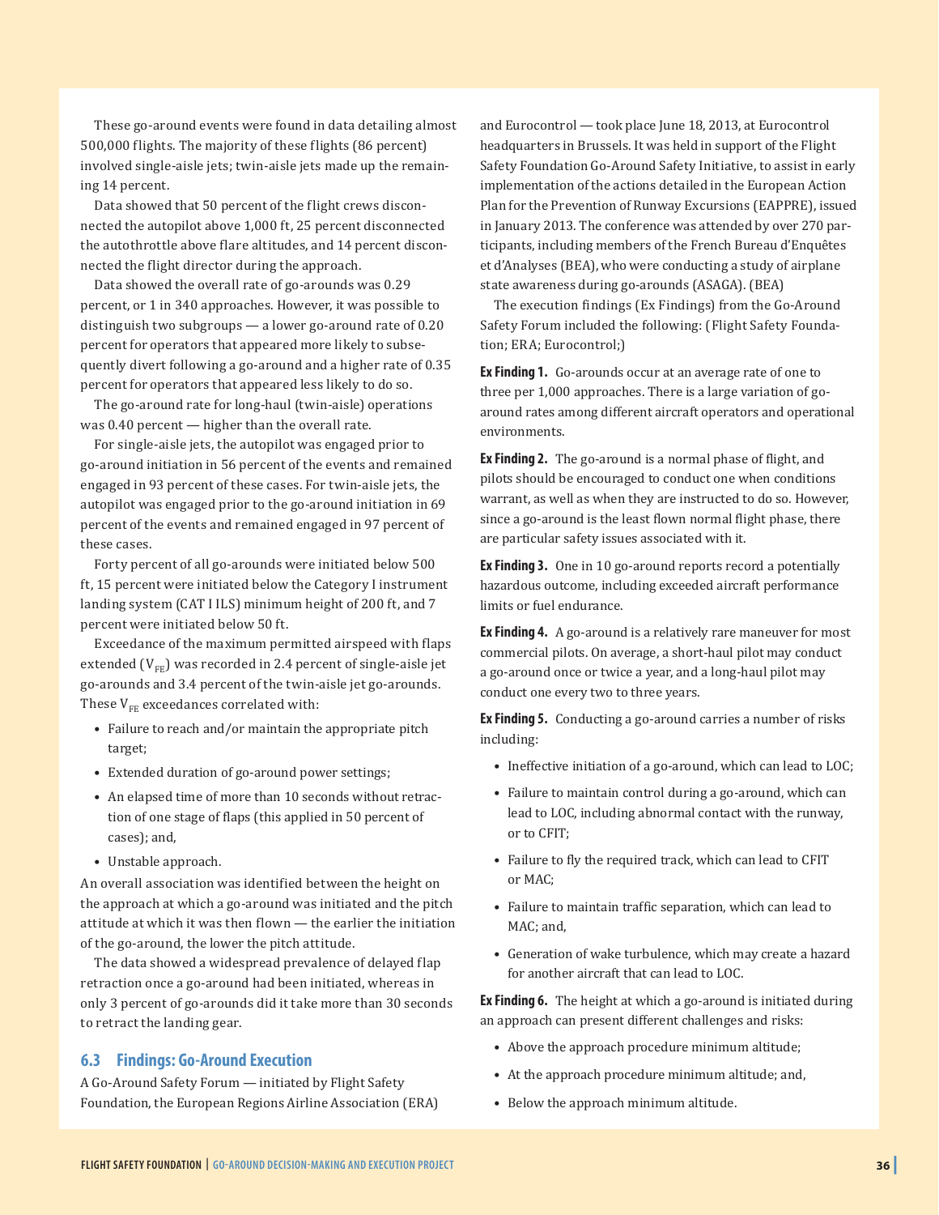These go-around events were found in data detailing almost 500,000 flights. The majority of these flights (86 percent) involved single-aisle jets; twin-aisle jets made up the remaining 14 percent.

Data showed that 50 percent of the flight crews disconnected the autopilot above 1,000 ft, 25 percent disconnected the autothrottle above flare altitudes, and 14 percent disconnected the flight director during the approach.

Data showed the overall rate of go-arounds was 0.29 percent, or 1 in 340 approaches. However, it was possible to distinguish two subgroups — a lower go-around rate of 0.20 percent for operators that appeared more likely to subsequently divert following a go-around and a higher rate of 0.35 percent for operators that appeared less likely to do so.

The go-around rate for long-haul (twin-aisle) operations was 0.40 percent — higher than the overall rate.

For single-aisle jets, the autopilot was engaged prior to go-around initiation in 56 percent of the events and remained engaged in 93 percent of these cases. For twin-aisle jets, the autopilot was engaged prior to the go-around initiation in 69 percent of the events and remained engaged in 97 percent of these cases.

Forty percent of all go-arounds were initiated below 500 ft, 15 percent were initiated below the Category I instrument landing system (CAT I ILS) minimum height of 200 ft, and 7 percent were initiated below 50 ft.

Exceedance of the maximum permitted airspeed with flaps extended ($V_{FE}$) was recorded in 2.4 percent of single-aisle jet go-arounds and 3.4 percent of the twin-aisle jet go-arounds. These $V_{FE}$ exceedances correlated with:

- Failure to reach and/or maintain the appropriate pitch target;
- Extended duration of go-around power settings;
- An elapsed time of more than 10 seconds without retraction of one stage of flaps (this applied in 50 percent of cases); and,
- Unstable approach.

An overall association was identified between the height on the approach at which a go-around was initiated and the pitch attitude at which it was then flown — the earlier the initiation of the go-around, the lower the pitch attitude.

The data showed a widespread prevalence of delayed flap retraction once a go-around had been initiated, whereas in only 3 percent of go-arounds did it take more than 30 seconds to retract the landing gear.

## 6.3 Findings: Go-Around Execution

A Go-Around Safety Forum — initiated by Flight Safety Foundation, the European Regions Airline Association (ERA) and Eurocontrol — took place June 18, 2013, at Eurocontrol headquarters in Brussels. It was held in support of the Flight Safety Foundation Go-Around Safety Initiative, to assist in early implementation of the actions detailed in the European Action Plan for the Prevention of Runway Excursions (EAPPRE), issued in January 2013. The conference was attended by over 270 participants, including members of the French Bureau d'Enquêtes et d'Analyses (BEA), who were conducting a study of airplane state awareness during go-arounds (ASAGA). (BEA)

The execution findings (Ex Findings) from the Go-Around Safety Forum included the following: (Flight Safety Foundation; ERA; Eurocontrol;)

**Ex Finding 1.** Go-arounds occur at an average rate of one to three per 1,000 approaches. There is a large variation of go-around rates among different aircraft operators and operational environments.

**Ex Finding 2.** The go-around is a normal phase of flight, and pilots should be encouraged to conduct one when conditions warrant, as well as when they are instructed to do so. However, since a go-around is the least flown normal flight phase, there are particular safety issues associated with it.

**Ex Finding 3.** One in 10 go-around reports record a potentially hazardous outcome, including exceeded aircraft performance limits or fuel endurance.

**Ex Finding 4.** A go-around is a relatively rare maneuver for most commercial pilots. On average, a short-haul pilot may conduct a go-around once or twice a year, and a long-haul pilot may conduct one every two to three years.

**Ex Finding 5.** Conducting a go-around carries a number of risks including:

- Ineffective initiation of a go-around, which can lead to LOC;
- Failure to maintain control during a go-around, which can lead to LOC, including abnormal contact with the runway, or to CFIT;
- Failure to fly the required track, which can lead to CFIT or MAC;
- Failure to maintain traffic separation, which can lead to MAC; and,
- Generation of wake turbulence, which may create a hazard for another aircraft that can lead to LOC.

**Ex Finding 6.** The height at which a go-around is initiated during an approach can present different challenges and risks:

- Above the approach procedure minimum altitude;
- At the approach procedure minimum altitude; and,
- Below the approach minimum altitude.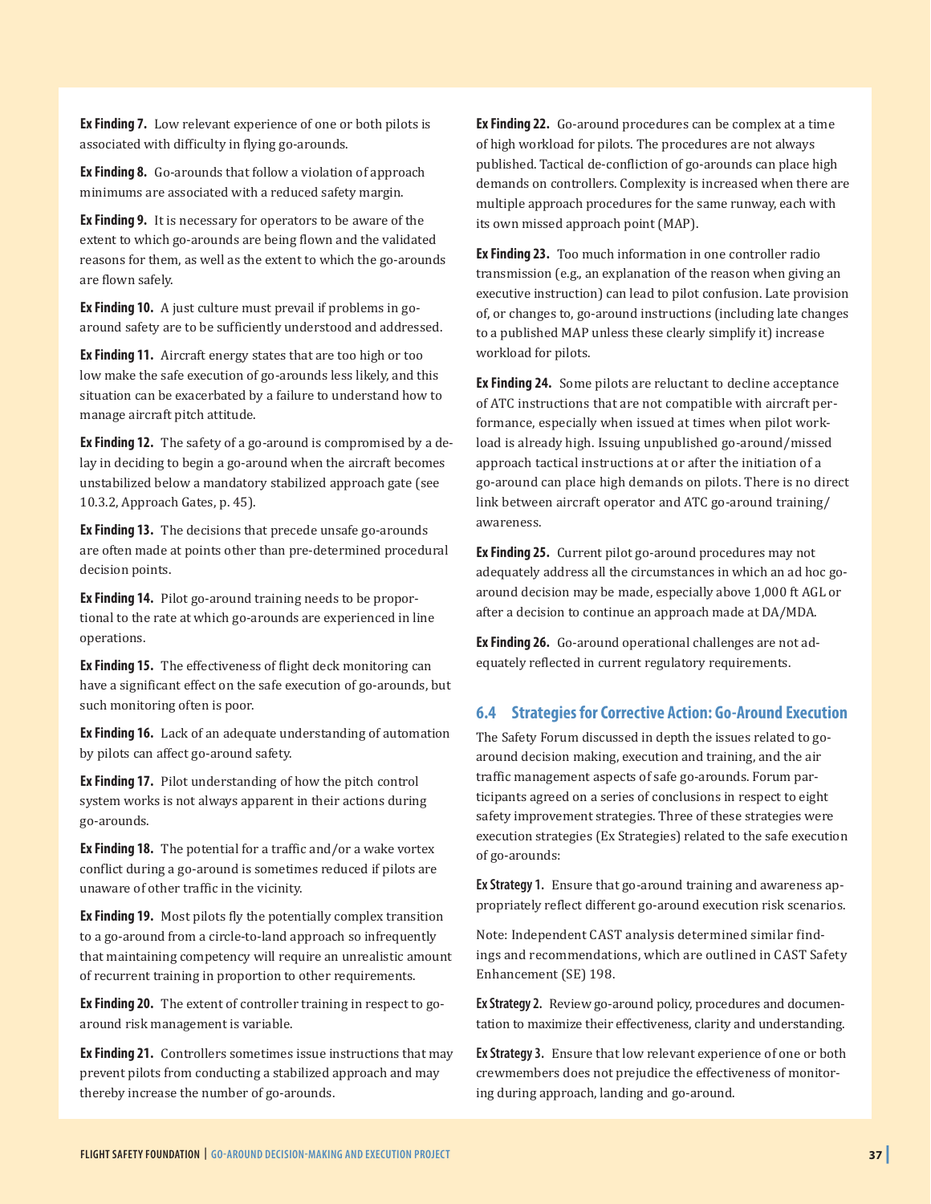**Ex Finding 7.** Low relevant experience of one or both pilots is associated with difficulty in flying go-arounds.

**Ex Finding 8.** Go-arounds that follow a violation of approach minimums are associated with a reduced safety margin.

**Ex Finding 9.** It is necessary for operators to be aware of the extent to which go-arounds are being flown and the validated reasons for them, as well as the extent to which the go-arounds are flown safely.

**Ex Finding 10.** A just culture must prevail if problems in go-around safety are to be sufficiently understood and addressed.

**Ex Finding 11.** Aircraft energy states that are too high or too low make the safe execution of go-arounds less likely, and this situation can be exacerbated by a failure to understand how to manage aircraft pitch attitude.

**Ex Finding 12.** The safety of a go-around is compromised by a delay in deciding to begin a go-around when the aircraft becomes unstabilized below a mandatory stabilized approach gate (see 10.3.2, Approach Gates, p. 45).

**Ex Finding 13.** The decisions that precede unsafe go-arounds are often made at points other than pre-determined procedural decision points.

**Ex Finding 14.** Pilot go-around training needs to be proportional to the rate at which go-arounds are experienced in line operations.

**Ex Finding 15.** The effectiveness of flight deck monitoring can have a significant effect on the safe execution of go-arounds, but such monitoring often is poor.

**Ex Finding 16.** Lack of an adequate understanding of automation by pilots can affect go-around safety.

**Ex Finding 17.** Pilot understanding of how the pitch control system works is not always apparent in their actions during go-arounds.

**Ex Finding 18.** The potential for a traffic and/or a wake vortex conflict during a go-around is sometimes reduced if pilots are unaware of other traffic in the vicinity.

**Ex Finding 19.** Most pilots fly the potentially complex transition to a go-around from a circle-to-land approach so infrequently that maintaining competency will require an unrealistic amount of recurrent training in proportion to other requirements.

**Ex Finding 20.** The extent of controller training in respect to go-around risk management is variable.

**Ex Finding 21.** Controllers sometimes issue instructions that may prevent pilots from conducting a stabilized approach and may thereby increase the number of go-arounds.

**Ex Finding 22.** Go-around procedures can be complex at a time of high workload for pilots. The procedures are not always published. Tactical de-confliction of go-arounds can place high demands on controllers. Complexity is increased when there are multiple approach procedures for the same runway, each with its own missed approach point (MAP).

**Ex Finding 23.** Too much information in one controller radio transmission (e.g., an explanation of the reason when giving an executive instruction) can lead to pilot confusion. Late provision of, or changes to, go-around instructions (including late changes to a published MAP unless these clearly simplify it) increase workload for pilots.

**Ex Finding 24.** Some pilots are reluctant to decline acceptance of ATC instructions that are not compatible with aircraft performance, especially when issued at times when pilot workload is already high. Issuing unpublished go-around/missed approach tactical instructions at or after the initiation of a go-around can place high demands on pilots. There is no direct link between aircraft operator and ATC go-around training/awareness.

**Ex Finding 25.** Current pilot go-around procedures may not adequately address all the circumstances in which an ad hoc go-around decision may be made, especially above 1,000 ft AGL or after a decision to continue an approach made at DA/MDA.

**Ex Finding 26.** Go-around operational challenges are not adequately reflected in current regulatory requirements.

## 6.4 Strategies for Corrective Action: Go-Around Execution

The Safety Forum discussed in depth the issues related to go-around decision making, execution and training, and the air traffic management aspects of safe go-arounds. Forum participants agreed on a series of conclusions in respect to eight safety improvement strategies. Three of these strategies were execution strategies (Ex Strategies) related to the safe execution of go-arounds:

**Ex Strategy 1.** Ensure that go-around training and awareness appropriately reflect different go-around execution risk scenarios.

Note: Independent CAST analysis determined similar findings and recommendations, which are outlined in CAST Safety Enhancement (SE) 198.

**Ex Strategy 2.** Review go-around policy, procedures and documentation to maximize their effectiveness, clarity and understanding.

**Ex Strategy 3.** Ensure that low relevant experience of one or both crewmembers does not prejudice the effectiveness of monitoring during approach, landing and go-around.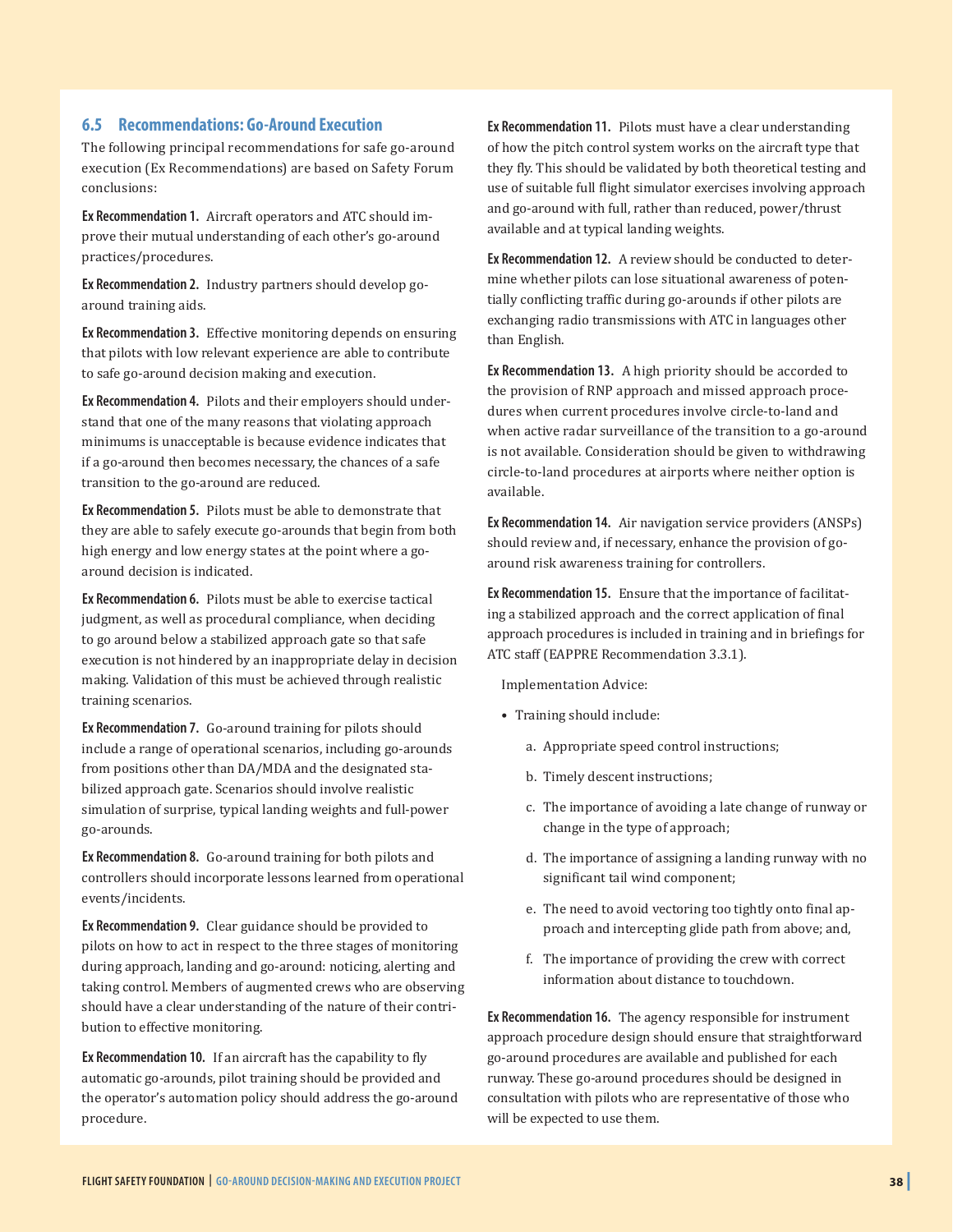## 6.5 Recommendations: Go-Around Execution

The following principal recommendations for safe go-around execution (Ex Recommendations) are based on Safety Forum conclusions:

**Ex Recommendation 1.** Aircraft operators and ATC should improve their mutual understanding of each other's go-around practices/procedures.

**Ex Recommendation 2.** Industry partners should develop go-around training aids.

**Ex Recommendation 3.** Effective monitoring depends on ensuring that pilots with low relevant experience are able to contribute to safe go-around decision making and execution.

**Ex Recommendation 4.** Pilots and their employers should understand that one of the many reasons that violating approach minimums is unacceptable is because evidence indicates that if a go-around then becomes necessary, the chances of a safe transition to the go-around are reduced.

**Ex Recommendation 5.** Pilots must be able to demonstrate that they are able to safely execute go-arounds that begin from both high energy and low energy states at the point where a go-around decision is indicated.

**Ex Recommendation 6.** Pilots must be able to exercise tactical judgment, as well as procedural compliance, when deciding to go around below a stabilized approach gate so that safe execution is not hindered by an inappropriate delay in decision making. Validation of this must be achieved through realistic training scenarios.

**Ex Recommendation 7.** Go-around training for pilots should include a range of operational scenarios, including go-arounds from positions other than DA/MDA and the designated stabilized approach gate. Scenarios should involve realistic simulation of surprise, typical landing weights and full-power go-arounds.

**Ex Recommendation 8.** Go-around training for both pilots and controllers should incorporate lessons learned from operational events/incidents.

**Ex Recommendation 9.** Clear guidance should be provided to pilots on how to act in respect to the three stages of monitoring during approach, landing and go-around: noticing, alerting and taking control. Members of augmented crews who are observing should have a clear understanding of the nature of their contribution to effective monitoring.

**Ex Recommendation 10.** If an aircraft has the capability to fly automatic go-arounds, pilot training should be provided and the operator's automation policy should address the go-around procedure.

**Ex Recommendation 11.** Pilots must have a clear understanding of how the pitch control system works on the aircraft type that they fly. This should be validated by both theoretical testing and use of suitable full flight simulator exercises involving approach and go-around with full, rather than reduced, power/thrust available and at typical landing weights.

**Ex Recommendation 12.** A review should be conducted to determine whether pilots can lose situational awareness of potentially conflicting traffic during go-arounds if other pilots are exchanging radio transmissions with ATC in languages other than English.

**Ex Recommendation 13.** A high priority should be accorded to the provision of RNP approach and missed approach procedures when current procedures involve circle-to-land and when active radar surveillance of the transition to a go-around is not available. Consideration should be given to withdrawing circle-to-land procedures at airports where neither option is available.

**Ex Recommendation 14.** Air navigation service providers (ANSPs) should review and, if necessary, enhance the provision of go-around risk awareness training for controllers.

**Ex Recommendation 15.** Ensure that the importance of facilitating a stabilized approach and the correct application of final approach procedures is included in training and in briefings for ATC staff (EAPPRE Recommendation 3.3.1).

Implementation Advice:

- Training should include:
  a. Appropriate speed control instructions;
  b. Timely descent instructions;
  c. The importance of avoiding a late change of runway or change in the type of approach;
  d. The importance of assigning a landing runway with no significant tail wind component;
  e. The need to avoid vectoring too tightly onto final approach and intercepting glide path from above; and,
  f. The importance of providing the crew with correct information about distance to touchdown.

**Ex Recommendation 16.** The agency responsible for instrument approach procedure design should ensure that straightforward go-around procedures are available and published for each runway. These go-around procedures should be designed in consultation with pilots who are representative of those who will be expected to use them.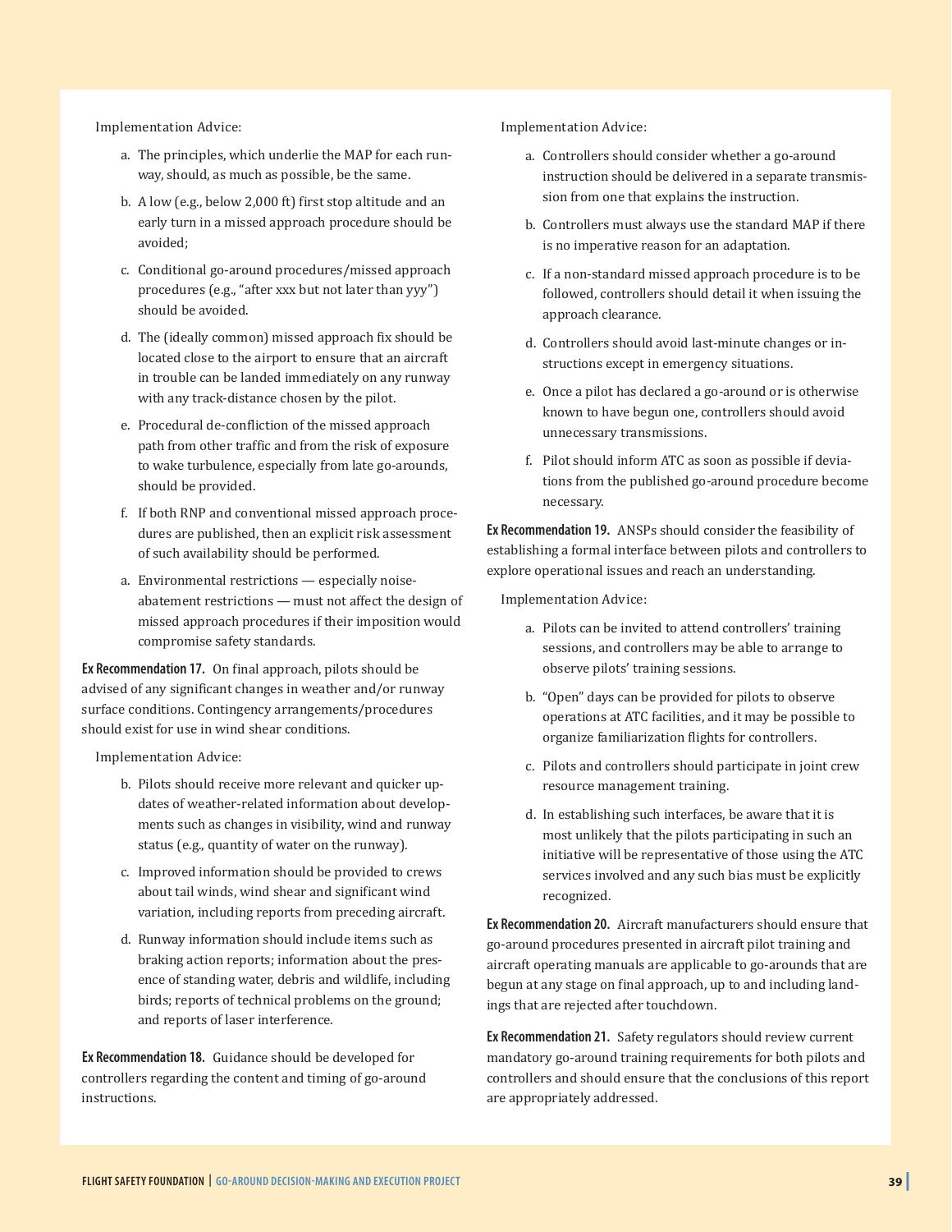Implementation Advice:

a. The principles, which underlie the MAP for each runway, should, as much as possible, be the same.

b. A low (e.g., below 2,000 ft) first stop altitude and an early turn in a missed approach procedure should be avoided;

c. Conditional go-around procedures/missed approach procedures (e.g., "after xxx but not later than yyy") should be avoided.

d. The (ideally common) missed approach fix should be located close to the airport to ensure that an aircraft in trouble can be landed immediately on any runway with any track-distance chosen by the pilot.

e. Procedural de-confliction of the missed approach path from other traffic and from the risk of exposure to wake turbulence, especially from late go-arounds, should be provided.

f. If both RNP and conventional missed approach procedures are published, then an explicit risk assessment of such availability should be performed.

a. Environmental restrictions — especially noise-abatement restrictions — must not affect the design of missed approach procedures if their imposition would compromise safety standards.

**Ex Recommendation 17.** On final approach, pilots should be advised of any significant changes in weather and/or runway surface conditions. Contingency arrangements/procedures should exist for use in wind shear conditions.

Implementation Advice:

b. Pilots should receive more relevant and quicker updates of weather-related information about developments such as changes in visibility, wind and runway status (e.g., quantity of water on the runway).

c. Improved information should be provided to crews about tail winds, wind shear and significant wind variation, including reports from preceding aircraft.

d. Runway information should include items such as braking action reports; information about the presence of standing water, debris and wildlife, including birds; reports of technical problems on the ground; and reports of laser interference.

**Ex Recommendation 18.** Guidance should be developed for controllers regarding the content and timing of go-around instructions.

Implementation Advice:

a. Controllers should consider whether a go-around instruction should be delivered in a separate transmission from one that explains the instruction.

b. Controllers must always use the standard MAP if there is no imperative reason for an adaptation.

c. If a non-standard missed approach procedure is to be followed, controllers should detail it when issuing the approach clearance.

d. Controllers should avoid last-minute changes or instructions except in emergency situations.

e. Once a pilot has declared a go-around or is otherwise known to have begun one, controllers should avoid unnecessary transmissions.

f. Pilot should inform ATC as soon as possible if deviations from the published go-around procedure become necessary.

**Ex Recommendation 19.** ANSPs should consider the feasibility of establishing a formal interface between pilots and controllers to explore operational issues and reach an understanding.

Implementation Advice:

a. Pilots can be invited to attend controllers' training sessions, and controllers may be able to arrange to observe pilots' training sessions.

b. "Open" days can be provided for pilots to observe operations at ATC facilities, and it may be possible to organize familiarization flights for controllers.

c. Pilots and controllers should participate in joint crew resource management training.

d. In establishing such interfaces, be aware that it is most unlikely that the pilots participating in such an initiative will be representative of those using the ATC services involved and any such bias must be explicitly recognized.

**Ex Recommendation 20.** Aircraft manufacturers should ensure that go-around procedures presented in aircraft pilot training and aircraft operating manuals are applicable to go-arounds that are begun at any stage on final approach, up to and including landings that are rejected after touchdown.

**Ex Recommendation 21.** Safety regulators should review current mandatory go-around training requirements for both pilots and controllers and should ensure that the conclusions of this report are appropriately addressed.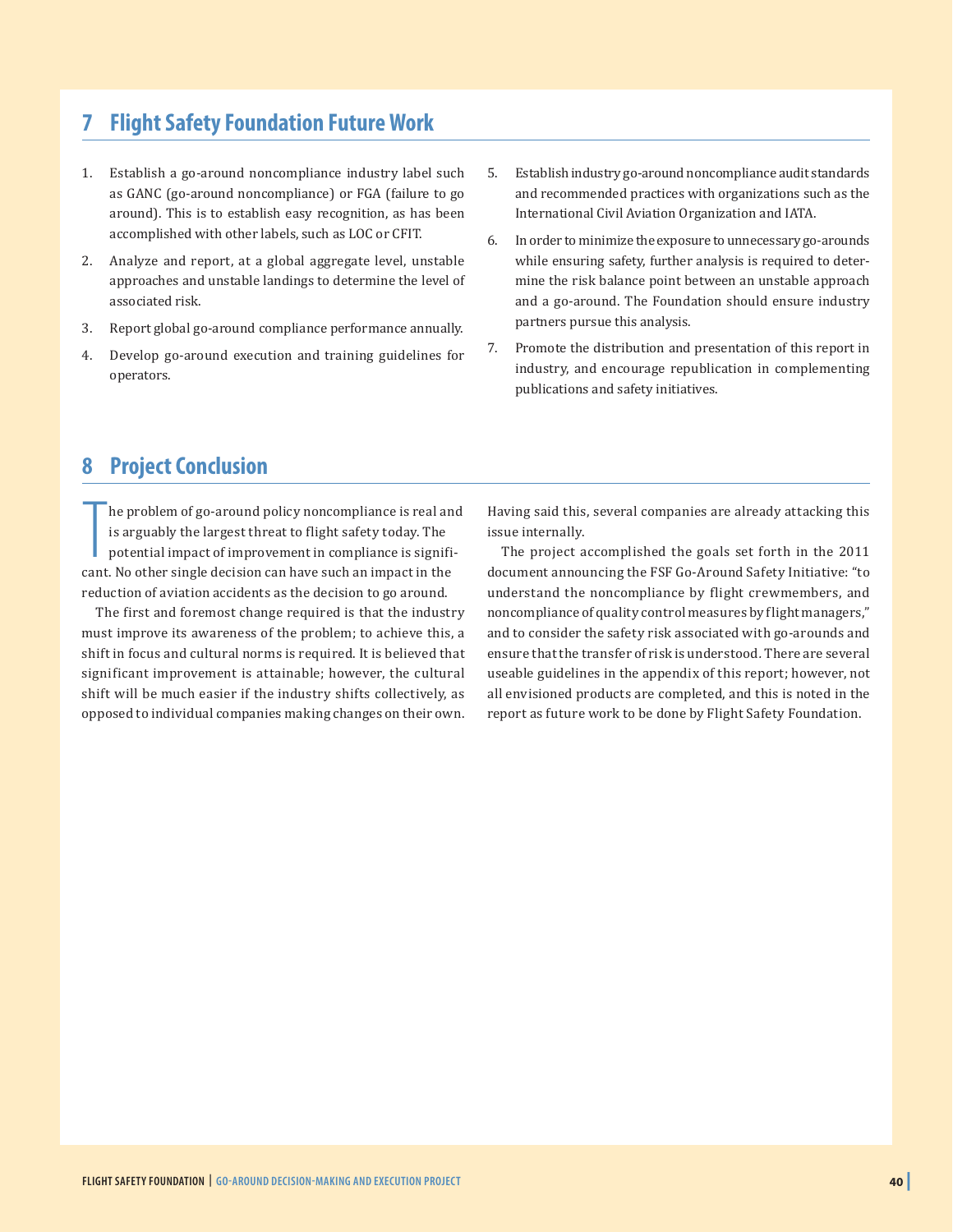## 7 Flight Safety Foundation Future Work

1. Establish a go-around noncompliance industry label such as GANC (go-around noncompliance) or FGA (failure to go around). This is to establish easy recognition, as has been accomplished with other labels, such as LOC or CFIT.
2. Analyze and report, at a global aggregate level, unstable approaches and unstable landings to determine the level of associated risk.
3. Report global go-around compliance performance annually.
4. Develop go-around execution and training guidelines for operators.
5. Establish industry go-around noncompliance audit standards and recommended practices with organizations such as the International Civil Aviation Organization and IATA.
6. In order to minimize the exposure to unnecessary go-arounds while ensuring safety, further analysis is required to determine the risk balance point between an unstable approach and a go-around. The Foundation should ensure industry partners pursue this analysis.
7. Promote the distribution and presentation of this report in industry, and encourage republication in complementing publications and safety initiatives.

## 8 Project Conclusion

The problem of go-around policy noncompliance is real and is arguably the largest threat to flight safety today. The potential impact of improvement in compliance is significant. No other single decision can have such an impact in the reduction of aviation accidents as the decision to go around.

The first and foremost change required is that the industry must improve its awareness of the problem; to achieve this, a shift in focus and cultural norms is required. It is believed that significant improvement is attainable; however, the cultural shift will be much easier if the industry shifts collectively, as opposed to individual companies making changes on their own. Having said this, several companies are already attacking this issue internally.

The project accomplished the goals set forth in the 2011 document announcing the FSF Go-Around Safety Initiative: "to understand the noncompliance by flight crewmembers, and noncompliance of quality control measures by flight managers," and to consider the safety risk associated with go-arounds and ensure that the transfer of risk is understood. There are several useable guidelines in the appendix of this report; however, not all envisioned products are completed, and this is noted in the report as future work to be done by Flight Safety Foundation.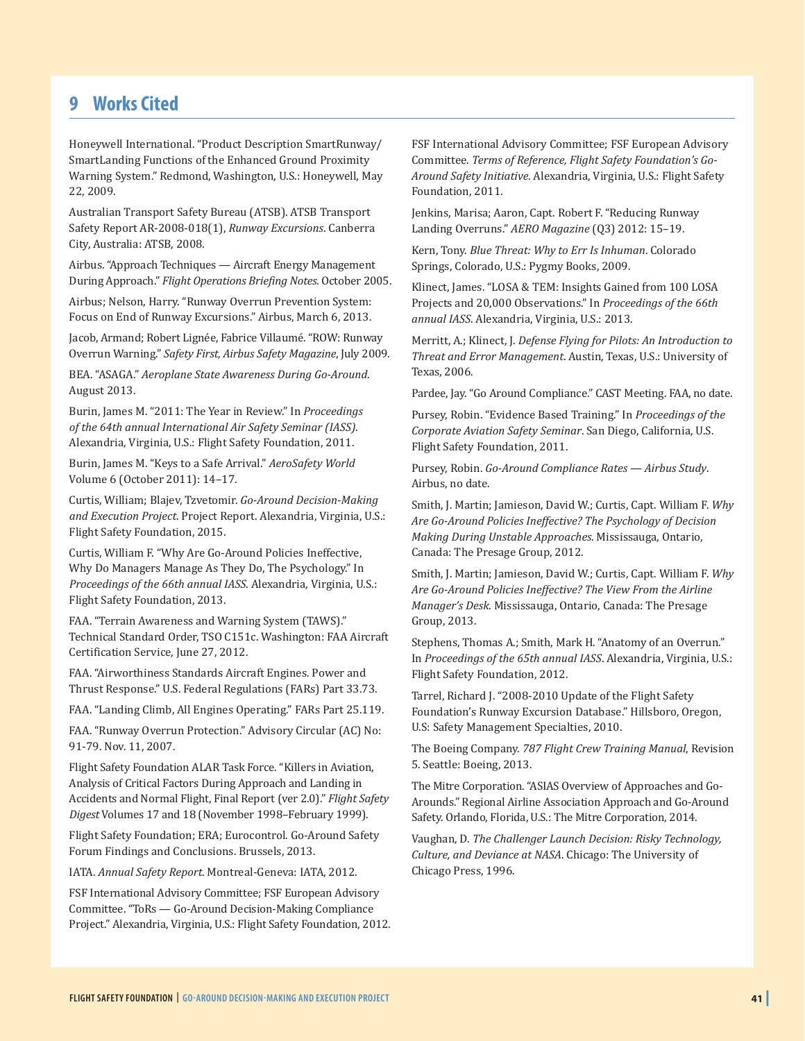# 9 Works Cited

Honeywell International. "Product Description SmartRunway/ SmartLanding Functions of the Enhanced Ground Proximity Warning System." Redmond, Washington, U.S.: Honeywell, May 22, 2009.

Australian Transport Safety Bureau (ATSB). ATSB Transport Safety Report AR-2008-018(1), *Runway Excursions*. Canberra City, Australia: ATSB, 2008.

Airbus. "Approach Techniques — Aircraft Energy Management During Approach." *Flight Operations Briefing Notes*. October 2005.

Airbus; Nelson, Harry. "Runway Overrun Prevention System: Focus on End of Runway Excursions." Airbus, March 6, 2013.

Jacob, Armand; Robert Lignée, Fabrice Villaumé. "ROW: Runway Overrun Warning." *Safety First, Airbus Safety Magazine*, July 2009.

BEA. "ASAGA." *Aeroplane State Awareness During Go-Around.* August 2013.

Burin, James M. "2011: The Year in Review." In *Proceedings of the 64th annual International Air Safety Seminar (IASS)*. Alexandria, Virginia, U.S.: Flight Safety Foundation, 2011.

Burin, James M. "Keys to a Safe Arrival." *AeroSafety World* Volume 6 (October 2011): 14–17.

Curtis, William; Blajev, Tzvetomir. *Go-Around Decision-Making and Execution Project*. Project Report. Alexandria, Virginia, U.S.: Flight Safety Foundation, 2015.

Curtis, William F. "Why Are Go-Around Policies Ineffective, Why Do Managers Manage As They Do, The Psychology." In *Proceedings of the 66th annual IASS*. Alexandria, Virginia, U.S.: Flight Safety Foundation, 2013.

FAA. "Terrain Awareness and Warning System (TAWS)." Technical Standard Order, TSO C151c. Washington: FAA Aircraft Certification Service, June 27, 2012.

FAA. "Airworthiness Standards Aircraft Engines. Power and Thrust Response." U.S. Federal Regulations (FARs) Part 33.73.

FAA. "Landing Climb, All Engines Operating." FARs Part 25.119.

FAA. "Runway Overrun Protection." Advisory Circular (AC) No: 91-79. Nov. 11, 2007.

Flight Safety Foundation ALAR Task Force. "Killers in Aviation, Analysis of Critical Factors During Approach and Landing in Accidents and Normal Flight, Final Report (ver 2.0)." *Flight Safety Digest* Volumes 17 and 18 (November 1998–February 1999).

Flight Safety Foundation; ERA; Eurocontrol. Go-Around Safety Forum Findings and Conclusions. Brussels, 2013.

IATA. *Annual Safety Report*. Montreal-Geneva: IATA, 2012.

FSF International Advisory Committee; FSF European Advisory Committee. "ToRs — Go-Around Decision-Making Compliance Project." Alexandria, Virginia, U.S.: Flight Safety Foundation, 2012.

FSF International Advisory Committee; FSF European Advisory Committee. *Terms of Reference, Flight Safety Foundation's Go-Around Safety Initiative*. Alexandria, Virginia, U.S.: Flight Safety Foundation, 2011.

Jenkins, Marisa; Aaron, Capt. Robert F. "Reducing Runway Landing Overruns." *AERO Magazine* (Q3) 2012: 15–19.

Kern, Tony. *Blue Threat: Why to Err Is Inhuman*. Colorado Springs, Colorado, U.S.: Pygmy Books, 2009.

Klinect, James. "LOSA & TEM: Insights Gained from 100 LOSA Projects and 20,000 Observations." In *Proceedings of the 66th annual IASS*. Alexandria, Virginia, U.S.: 2013.

Merritt, A.; Klinect, J. *Defense Flying for Pilots: An Introduction to Threat and Error Management*. Austin, Texas, U.S.: University of Texas, 2006.

Pardee, Jay. "Go Around Compliance." CAST Meeting. FAA, no date.

Pursey, Robin. "Evidence Based Training." In *Proceedings of the Corporate Aviation Safety Seminar*. San Diego, California, U.S. Flight Safety Foundation, 2011.

Pursey, Robin. *Go-Around Compliance Rates — Airbus Study*. Airbus, no date.

Smith, J. Martin; Jamieson, David W.; Curtis, Capt. William F. *Why Are Go-Around Policies Ineffective? The Psychology of Decision Making During Unstable Approaches*. Mississauga, Ontario, Canada: The Presage Group, 2012.

Smith, J. Martin; Jamieson, David W.; Curtis, Capt. William F. *Why Are Go-Around Policies Ineffective? The View From the Airline Manager's Desk*. Mississauga, Ontario, Canada: The Presage Group, 2013.

Stephens, Thomas A.; Smith, Mark H. "Anatomy of an Overrun." In *Proceedings of the 65th annual IASS*. Alexandria, Virginia, U.S.: Flight Safety Foundation, 2012.

Tarrel, Richard J. "2008-2010 Update of the Flight Safety Foundation's Runway Excursion Database." Hillsboro, Oregon, U.S: Safety Management Specialties, 2010.

The Boeing Company. *787 Flight Crew Training Manual*, Revision 5. Seattle: Boeing, 2013.

The Mitre Corporation. "ASIAS Overview of Approaches and Go-Arounds." Regional Airline Association Approach and Go-Around Safety. Orlando, Florida, U.S.: The Mitre Corporation, 2014.

Vaughan, D. *The Challenger Launch Decision: Risky Technology, Culture, and Deviance at NASA*. Chicago: The University of Chicago Press, 1996.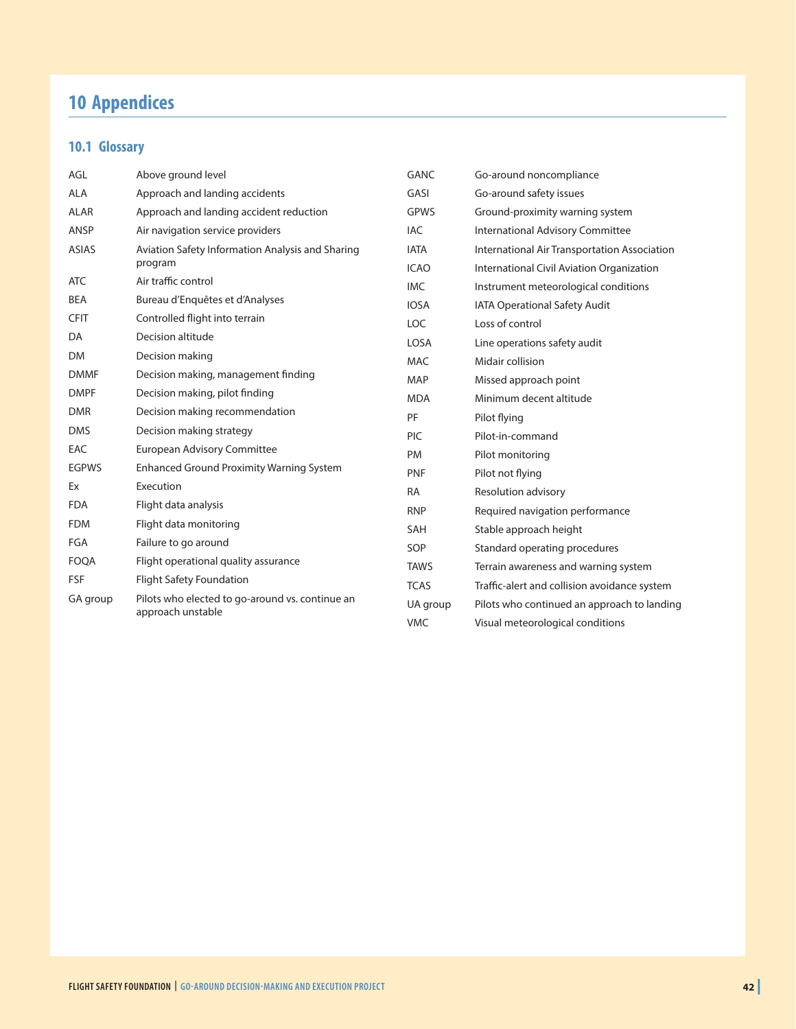# 10 Appendices

## 10.1 Glossary

| | |
|---|---|
| AGL | Above ground level |
| ALA | Approach and landing accidents |
| ALAR | Approach and landing accident reduction |
| ANSP | Air navigation service providers |
| ASIAS | Aviation Safety Information Analysis and Sharing program |
| ATC | Air traffic control |
| BEA | Bureau d'Enquêtes et d'Analyses |
| CFIT | Controlled flight into terrain |
| DA | Decision altitude |
| DM | Decision making |
| DMMF | Decision making, management finding |
| DMPF | Decision making, pilot finding |
| DMR | Decision making recommendation |
| DMS | Decision making strategy |
| EAC | European Advisory Committee |
| EGPWS | Enhanced Ground Proximity Warning System |
| Ex | Execution |
| FDA | Flight data analysis |
| FDM | Flight data monitoring |
| FGA | Failure to go around |
| FOQA | Flight operational quality assurance |
| FSF | Flight Safety Foundation |
| GA group | Pilots who elected to go-around vs. continue an approach unstable |
| GANC | Go-around noncompliance |
| GASI | Go-around safety issues |
| GPWS | Ground-proximity warning system |
| IAC | International Advisory Committee |
| IATA | International Air Transportation Association |
| ICAO | International Civil Aviation Organization |
| IMC | Instrument meteorological conditions |
| IOSA | IATA Operational Safety Audit |
| LOC | Loss of control |
| LOSA | Line operations safety audit |
| MAC | Midair collision |
| MAP | Missed approach point |
| MDA | Minimum decent altitude |
| PF | Pilot flying |
| PIC | Pilot-in-command |
| PM | Pilot monitoring |
| PNF | Pilot not flying |
| RA | Resolution advisory |
| RNP | Required navigation performance |
| SAH | Stable approach height |
| SOP | Standard operating procedures |
| TAWS | Terrain awareness and warning system |
| TCAS | Traffic-alert and collision avoidance system |
| UA group | Pilots who continued an approach to landing |
| VMC | Visual meteorological conditions |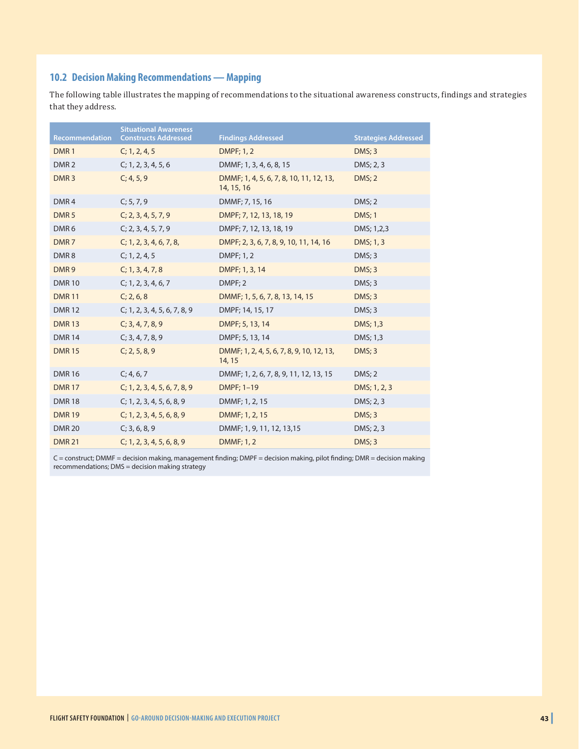## 10.2 Decision Making Recommendations — Mapping

The following table illustrates the mapping of recommendations to the situational awareness constructs, findings and strategies that they address.

| Recommendation | Situational Awareness Constructs Addressed | Findings Addressed | Strategies Addressed |
|---|---|---|---|
| DMR 1 | C; 1, 2, 4, 5 | DMPF; 1, 2 | DMS; 3 |
| DMR 2 | C; 1, 2, 3, 4, 5, 6 | DMMF; 1, 3, 4, 6, 8, 15 | DMS; 2, 3 |
| DMR 3 | C; 4, 5, 9 | DMMF; 1, 4, 5, 6, 7, 8, 10, 11, 12, 13, 14, 15, 16 | DMS; 2 |
| DMR 4 | C; 5, 7, 9 | DMMF; 7, 15, 16 | DMS; 2 |
| DMR 5 | C; 2, 3, 4, 5, 7, 9 | DMPF; 7, 12, 13, 18, 19 | DMS; 1 |
| DMR 6 | C; 2, 3, 4, 5, 7, 9 | DMPF; 7, 12, 13, 18, 19 | DMS; 1,2,3 |
| DMR 7 | C; 1, 2, 3, 4, 6, 7, 8, | DMPF; 2, 3, 6, 7, 8, 9, 10, 11, 14, 16 | DMS; 1, 3 |
| DMR 8 | C; 1, 2, 4, 5 | DMPF; 1, 2 | DMS; 3 |
| DMR 9 | C; 1, 3, 4, 7, 8 | DMPF; 1, 3, 14 | DMS; 3 |
| DMR 10 | C; 1, 2, 3, 4, 6, 7 | DMPF; 2 | DMS; 3 |
| DMR 11 | C; 2, 6, 8 | DMMF; 1, 5, 6, 7, 8, 13, 14, 15 | DMS; 3 |
| DMR 12 | C; 1, 2, 3, 4, 5, 6, 7, 8, 9 | DMPF; 14, 15, 17 | DMS; 3 |
| DMR 13 | C; 3, 4, 7, 8, 9 | DMPF; 5, 13, 14 | DMS; 1,3 |
| DMR 14 | C; 3, 4, 7, 8, 9 | DMPF; 5, 13, 14 | DMS; 1,3 |
| DMR 15 | C; 2, 5, 8, 9 | DMMF; 1, 2, 4, 5, 6, 7, 8, 9, 10, 12, 13, 14, 15 | DMS; 3 |
| DMR 16 | C; 4, 6, 7 | DMMF; 1, 2, 6, 7, 8, 9, 11, 12, 13, 15 | DMS; 2 |
| DMR 17 | C; 1, 2, 3, 4, 5, 6, 7, 8, 9 | DMPF; 1–19 | DMS; 1, 2, 3 |
| DMR 18 | C; 1, 2, 3, 4, 5, 6, 8, 9 | DMMF; 1, 2, 15 | DMS; 2, 3 |
| DMR 19 | C; 1, 2, 3, 4, 5, 6, 8, 9 | DMMF; 1, 2, 15 | DMS; 3 |
| DMR 20 | C; 3, 6, 8, 9 | DMMF; 1, 9, 11, 12, 13,15 | DMS; 2, 3 |
| DMR 21 | C; 1, 2, 3, 4, 5, 6, 8, 9 | DMMF; 1, 2 | DMS; 3 |

C = construct; DMMF = decision making, management finding; DMPF = decision making, pilot finding; DMR = decision making recommendations; DMS = decision making strategy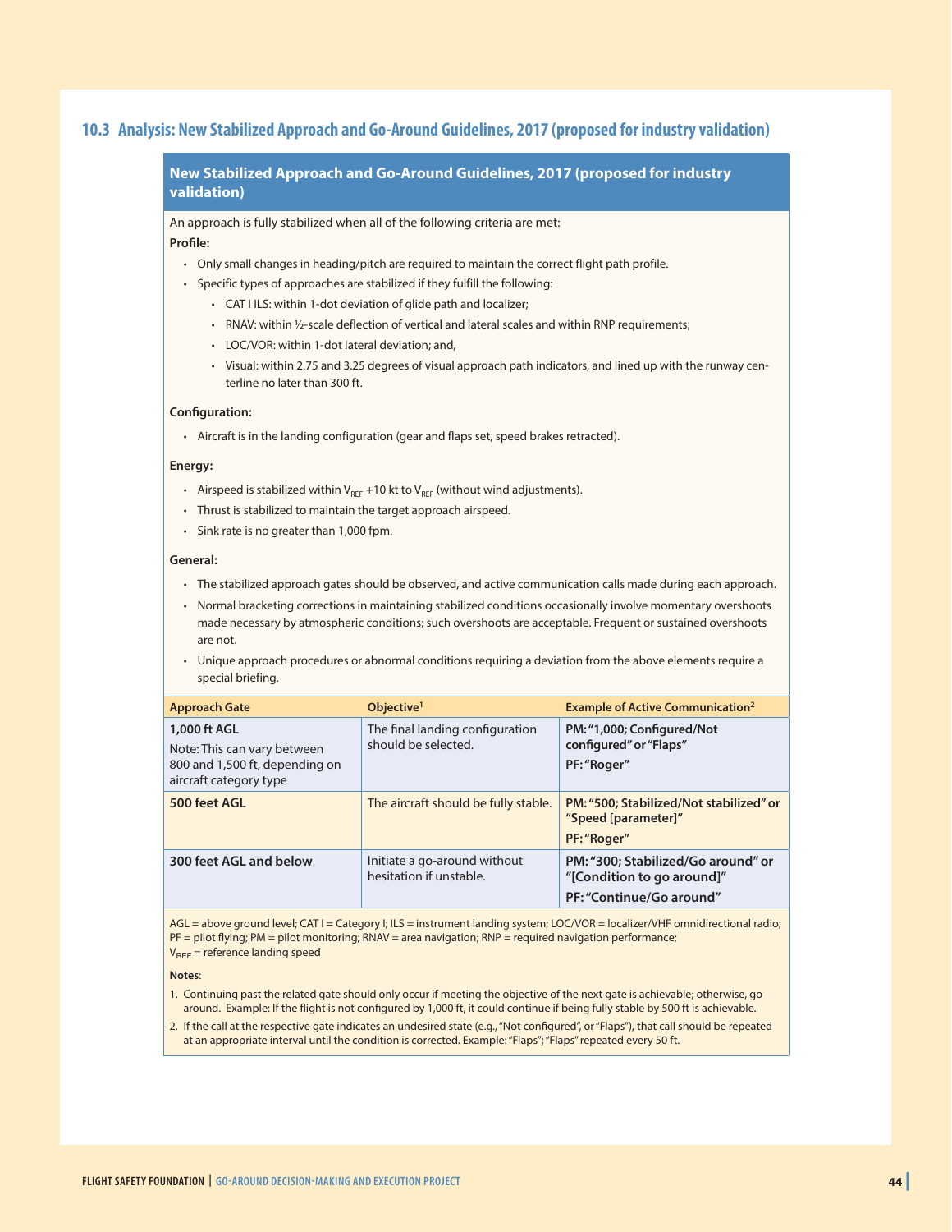## 10.3 Analysis: New Stabilized Approach and Go-Around Guidelines, 2017 (proposed for industry validation)

### New Stabilized Approach and Go-Around Guidelines, 2017 (proposed for industry validation)

An approach is fully stabilized when all of the following criteria are met:

**Profile:**

- Only small changes in heading/pitch are required to maintain the correct flight path profile.
- Specific types of approaches are stabilized if they fulfill the following:
  - CAT I ILS: within 1-dot deviation of glide path and localizer;
  - RNAV: within ½-scale deflection of vertical and lateral scales and within RNP requirements;
  - LOC/VOR: within 1-dot lateral deviation; and,
  - Visual: within 2.75 and 3.25 degrees of visual approach path indicators, and lined up with the runway centerline no later than 300 ft.

**Configuration:**

- Aircraft is in the landing configuration (gear and flaps set, speed brakes retracted).

**Energy:**

- Airspeed is stabilized within $V_{REF}$ +10 kt to $V_{REF}$ (without wind adjustments).
- Thrust is stabilized to maintain the target approach airspeed.
- Sink rate is no greater than 1,000 fpm.

**General:**

- The stabilized approach gates should be observed, and active communication calls made during each approach.
- Normal bracketing corrections in maintaining stabilized conditions occasionally involve momentary overshoots made necessary by atmospheric conditions; such overshoots are acceptable. Frequent or sustained overshoots are not.
- Unique approach procedures or abnormal conditions requiring a deviation from the above elements require a special briefing.

| Approach Gate | Objective[1] | Example of Active Communication[2] |
|---|---|---|
| **1,000 ft AGL**<br>Note: This can vary between 800 and 1,500 ft, depending on aircraft category type | The final landing configuration should be selected. | **PM: "1,000; Configured/Not configured" or "Flaps"**<br>**PF: "Roger"** |
| **500 feet AGL** | The aircraft should be fully stable. | **PM: "500; Stabilized/Not stabilized" or "Speed [parameter]"**<br>**PF: "Roger"** |
| **300 feet AGL and below** | Initiate a go-around without hesitation if unstable. | **PM: "300; Stabilized/Go around" or "[Condition to go around]"**<br>**PF: "Continue/Go around"** |

AGL = above ground level; CAT I = Category I; ILS = instrument landing system; LOC/VOR = localizer/VHF omnidirectional radio; PF = pilot flying; PM = pilot monitoring; RNAV = area navigation; RNP = required navigation performance; $V_{REF}$ = reference landing speed

**Notes**:

1. Continuing past the related gate should only occur if meeting the objective of the next gate is achievable; otherwise, go around. Example: If the flight is not configured by 1,000 ft, it could continue if being fully stable by 500 ft is achievable.
2. If the call at the respective gate indicates an undesired state (e.g., "Not configured", or "Flaps"), that call should be repeated at an appropriate interval until the condition is corrected. Example: "Flaps"; "Flaps" repeated every 50 ft.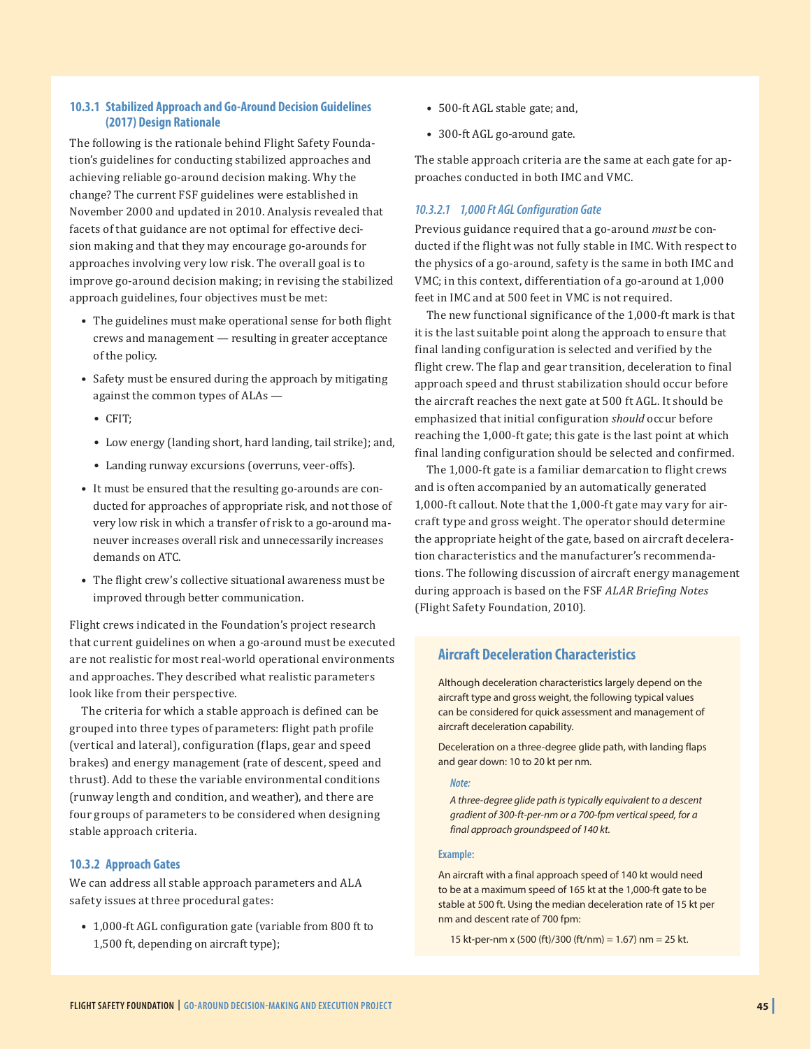### 10.3.1 Stabilized Approach and Go-Around Decision Guidelines (2017) Design Rationale

The following is the rationale behind Flight Safety Foundation's guidelines for conducting stabilized approaches and achieving reliable go-around decision making. Why the change? The current FSF guidelines were established in November 2000 and updated in 2010. Analysis revealed that facets of that guidance are not optimal for effective decision making and that they may encourage go-arounds for approaches involving very low risk. The overall goal is to improve go-around decision making; in revising the stabilized approach guidelines, four objectives must be met:

- The guidelines must make operational sense for both flight crews and management — resulting in greater acceptance of the policy.
- Safety must be ensured during the approach by mitigating against the common types of ALAs —
  - CFIT;
  - Low energy (landing short, hard landing, tail strike); and,
  - Landing runway excursions (overruns, veer-offs).
- It must be ensured that the resulting go-arounds are conducted for approaches of appropriate risk, and not those of very low risk in which a transfer of risk to a go-around maneuver increases overall risk and unnecessarily increases demands on ATC.
- The flight crew's collective situational awareness must be improved through better communication.

Flight crews indicated in the Foundation's project research that current guidelines on when a go-around must be executed are not realistic for most real-world operational environments and approaches. They described what realistic parameters look like from their perspective.

The criteria for which a stable approach is defined can be grouped into three types of parameters: flight path profile (vertical and lateral), configuration (flaps, gear and speed brakes) and energy management (rate of descent, speed and thrust). Add to these the variable environmental conditions (runway length and condition, and weather), and there are four groups of parameters to be considered when designing stable approach criteria.

### 10.3.2 Approach Gates

We can address all stable approach parameters and ALA safety issues at three procedural gates:

- 1,000-ft AGL configuration gate (variable from 800 ft to 1,500 ft, depending on aircraft type);
- 500-ft AGL stable gate; and,
- 300-ft AGL go-around gate.

The stable approach criteria are the same at each gate for approaches conducted in both IMC and VMC.

#### *10.3.2.1 1,000 Ft AGL Configuration Gate*

Previous guidance required that a go-around *must* be conducted if the flight was not fully stable in IMC. With respect to the physics of a go-around, safety is the same in both IMC and VMC; in this context, differentiation of a go-around at 1,000 feet in IMC and at 500 feet in VMC is not required.

The new functional significance of the 1,000-ft mark is that it is the last suitable point along the approach to ensure that final landing configuration is selected and verified by the flight crew. The flap and gear transition, deceleration to final approach speed and thrust stabilization should occur before the aircraft reaches the next gate at 500 ft AGL. It should be emphasized that initial configuration *should* occur before reaching the 1,000-ft gate; this gate is the last point at which final landing configuration should be selected and confirmed.

The 1,000-ft gate is a familiar demarcation to flight crews and is often accompanied by an automatically generated 1,000-ft callout. Note that the 1,000-ft gate may vary for aircraft type and gross weight. The operator should determine the appropriate height of the gate, based on aircraft deceleration characteristics and the manufacturer's recommendations. The following discussion of aircraft energy management during approach is based on the FSF *ALAR Briefing Notes* (Flight Safety Foundation, 2010).

#### Aircraft Deceleration Characteristics

Although deceleration characteristics largely depend on the aircraft type and gross weight, the following typical values can be considered for quick assessment and management of aircraft deceleration capability.

Deceleration on a three-degree glide path, with landing flaps and gear down: 10 to 20 kt per nm.

**Note:**

*A three-degree glide path is typically equivalent to a descent gradient of 300-ft-per-nm or a 700-fpm vertical speed, for a final approach groundspeed of 140 kt.*

**Example:**

An aircraft with a final approach speed of 140 kt would need to be at a maximum speed of 165 kt at the 1,000-ft gate to be stable at 500 ft. Using the median deceleration rate of 15 kt per nm and descent rate of 700 fpm:

15 kt-per-nm x (500 (ft)/300 (ft/nm) = 1.67) nm = 25 kt.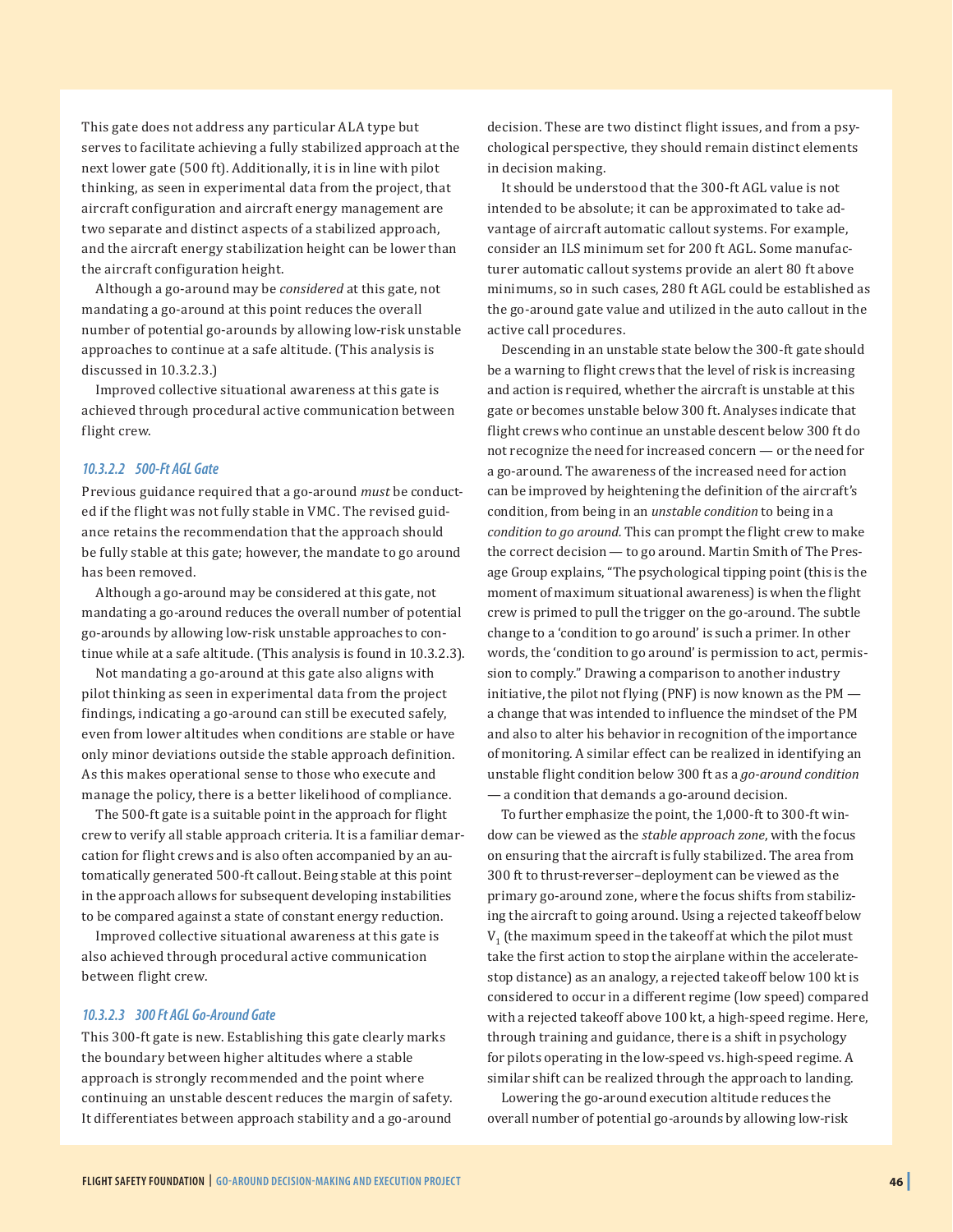This gate does not address any particular ALA type but serves to facilitate achieving a fully stabilized approach at the next lower gate (500 ft). Additionally, it is in line with pilot thinking, as seen in experimental data from the project, that aircraft configuration and aircraft energy management are two separate and distinct aspects of a stabilized approach, and the aircraft energy stabilization height can be lower than the aircraft configuration height.

Although a go-around may be *considered* at this gate, not mandating a go-around at this point reduces the overall number of potential go-arounds by allowing low-risk unstable approaches to continue at a safe altitude. (This analysis is discussed in 10.3.2.3.)

Improved collective situational awareness at this gate is achieved through procedural active communication between flight crew.

#### *10.3.2.2 500-Ft AGL Gate*

Previous guidance required that a go-around *must* be conducted if the flight was not fully stable in VMC. The revised guidance retains the recommendation that the approach should be fully stable at this gate; however, the mandate to go around has been removed.

Although a go-around may be considered at this gate, not mandating a go-around reduces the overall number of potential go-arounds by allowing low-risk unstable approaches to continue while at a safe altitude. (This analysis is found in 10.3.2.3).

Not mandating a go-around at this gate also aligns with pilot thinking as seen in experimental data from the project findings, indicating a go-around can still be executed safely, even from lower altitudes when conditions are stable or have only minor deviations outside the stable approach definition. As this makes operational sense to those who execute and manage the policy, there is a better likelihood of compliance.

The 500-ft gate is a suitable point in the approach for flight crew to verify all stable approach criteria. It is a familiar demarcation for flight crews and is also often accompanied by an automatically generated 500-ft callout. Being stable at this point in the approach allows for subsequent developing instabilities to be compared against a state of constant energy reduction.

Improved collective situational awareness at this gate is also achieved through procedural active communication between flight crew.

#### *10.3.2.3 300 Ft AGL Go-Around Gate*

This 300-ft gate is new. Establishing this gate clearly marks the boundary between higher altitudes where a stable approach is strongly recommended and the point where continuing an unstable descent reduces the margin of safety. It differentiates between approach stability and a go-around decision. These are two distinct flight issues, and from a psychological perspective, they should remain distinct elements in decision making.

It should be understood that the 300-ft AGL value is not intended to be absolute; it can be approximated to take advantage of aircraft automatic callout systems. For example, consider an ILS minimum set for 200 ft AGL. Some manufacturer automatic callout systems provide an alert 80 ft above minimums, so in such cases, 280 ft AGL could be established as the go-around gate value and utilized in the auto callout in the active call procedures.

Descending in an unstable state below the 300-ft gate should be a warning to flight crews that the level of risk is increasing and action is required, whether the aircraft is unstable at this gate or becomes unstable below 300 ft. Analyses indicate that flight crews who continue an unstable descent below 300 ft do not recognize the need for increased concern — or the need for a go-around. The awareness of the increased need for action can be improved by heightening the definition of the aircraft's condition, from being in an *unstable condition* to being in a *condition to go around*. This can prompt the flight crew to make the correct decision — to go around. Martin Smith of The Presage Group explains, "The psychological tipping point (this is the moment of maximum situational awareness) is when the flight crew is primed to pull the trigger on the go-around. The subtle change to a 'condition to go around' is such a primer. In other words, the 'condition to go around' is permission to act, permission to comply." Drawing a comparison to another industry initiative, the pilot not flying (PNF) is now known as the PM — a change that was intended to influence the mindset of the PM and also to alter his behavior in recognition of the importance of monitoring. A similar effect can be realized in identifying an unstable flight condition below 300 ft as a *go-around condition* — a condition that demands a go-around decision.

To further emphasize the point, the 1,000-ft to 300-ft window can be viewed as the *stable approach zone*, with the focus on ensuring that the aircraft is fully stabilized. The area from 300 ft to thrust-reverser–deployment can be viewed as the primary go-around zone, where the focus shifts from stabilizing the aircraft to going around. Using a rejected takeoff below $V_1$ (the maximum speed in the takeoff at which the pilot must take the first action to stop the airplane within the accelerate-stop distance) as an analogy, a rejected takeoff below 100 kt is considered to occur in a different regime (low speed) compared with a rejected takeoff above 100 kt, a high-speed regime. Here, through training and guidance, there is a shift in psychology for pilots operating in the low-speed vs. high-speed regime. A similar shift can be realized through the approach to landing.

Lowering the go-around execution altitude reduces the overall number of potential go-arounds by allowing low-risk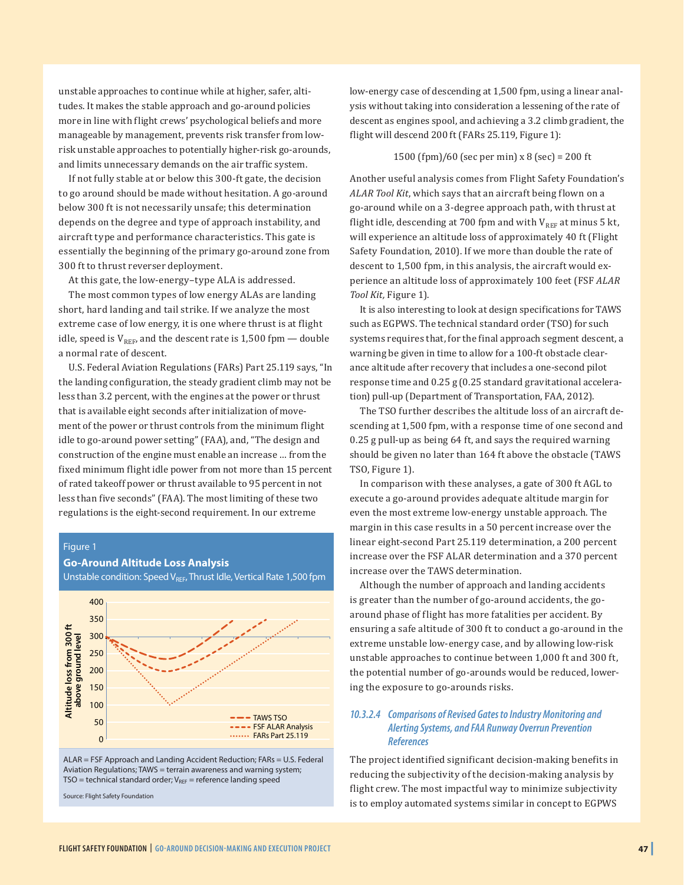unstable approaches to continue while at higher, safer, altitudes. It makes the stable approach and go-around policies more in line with flight crews' psychological beliefs and more manageable by management, prevents risk transfer from low-risk unstable approaches to potentially higher-risk go-arounds, and limits unnecessary demands on the air traffic system.

If not fully stable at or below this 300-ft gate, the decision to go around should be made without hesitation. A go-around below 300 ft is not necessarily unsafe; this determination depends on the degree and type of approach instability, and aircraft type and performance characteristics. This gate is essentially the beginning of the primary go-around zone from 300 ft to thrust reverser deployment.

At this gate, the low-energy–type ALA is addressed.

The most common types of low energy ALAs are landing short, hard landing and tail strike. If we analyze the most extreme case of low energy, it is one where thrust is at flight idle, speed is $V_{REF}$, and the descent rate is 1,500 fpm — double a normal rate of descent.

U.S. Federal Aviation Regulations (FARs) Part 25.119 says, "In the landing configuration, the steady gradient climb may not be less than 3.2 percent, with the engines at the power or thrust that is available eight seconds after initialization of movement of the power or thrust controls from the minimum flight idle to go-around power setting" (FAA), and, "The design and construction of the engine must enable an increase … from the fixed minimum flight idle power from not more than 15 percent of rated takeoff power or thrust available to 95 percent in not less than five seconds" (FAA). The most limiting of these two regulations is the eight-second requirement. In our extreme low-energy case of descending at 1,500 fpm, using a linear analysis without taking into consideration a lessening of the rate of descent as engines spool, and achieving a 3.2 climb gradient, the flight will descend 200 ft (FARs 25.119, Figure 1):

$$1500 \text{ (fpm)}/60 \text{ (sec per min)} \times 8 \text{ (sec)} = 200 \text{ ft}$$

Another useful analysis comes from Flight Safety Foundation's *ALAR Tool Kit*, which says that an aircraft being flown on a go-around while on a 3-degree approach path, with thrust at flight idle, descending at 700 fpm and with $V_{REF}$ at minus 5 kt, will experience an altitude loss of approximately 40 ft (Flight Safety Foundation, 2010). If we more than double the rate of descent to 1,500 fpm, in this analysis, the aircraft would experience an altitude loss of approximately 100 feet (FSF *ALAR Tool Kit,* Figure 1).

It is also interesting to look at design specifications for TAWS such as EGPWS. The technical standard order (TSO) for such systems requires that, for the final approach segment descent, a warning be given in time to allow for a 100-ft obstacle clearance altitude after recovery that includes a one-second pilot response time and 0.25 g (0.25 standard gravitational acceleration) pull-up (Department of Transportation, FAA, 2012).

The TSO further describes the altitude loss of an aircraft descending at 1,500 fpm, with a response time of one second and 0.25 g pull-up as being 64 ft, and says the required warning should be given no later than 164 ft above the obstacle (TAWS TSO, Figure 1).

In comparison with these analyses, a gate of 300 ft AGL to execute a go-around provides adequate altitude margin for even the most extreme low-energy unstable approach. The margin in this case results in a 50 percent increase over the linear eight-second Part 25.119 determination, a 200 percent increase over the FSF ALAR determination and a 370 percent increase over the TAWS determination.

Although the number of approach and landing accidents is greater than the number of go-around accidents, the go-around phase of flight has more fatalities per accident. By ensuring a safe altitude of 300 ft to conduct a go-around in the extreme unstable low-energy case, and by allowing low-risk unstable approaches to continue between 1,000 ft and 300 ft, the potential number of go-arounds would be reduced, lowering the exposure to go-arounds risks.

**Figure 1**

**Go-Around Altitude Loss Analysis**

Unstable condition: Speed $V_{REF}$, Thrust Idle, Vertical Rate 1,500 fpm

ALAR = FSF Approach and Landing Accident Reduction; FARs = U.S. Federal Aviation Regulations; TAWS = terrain awareness and warning system; TSO = technical standard order; $V_{REF}$ = reference landing speed

Source: Flight Safety Foundation

#### *10.3.2.4 Comparisons of Revised Gates to Industry Monitoring and Alerting Systems, and FAA Runway Overrun Prevention References*

The project identified significant decision-making benefits in reducing the subjectivity of the decision-making analysis by flight crew. The most impactful way to minimize subjectivity is to employ automated systems similar in concept to EGPWS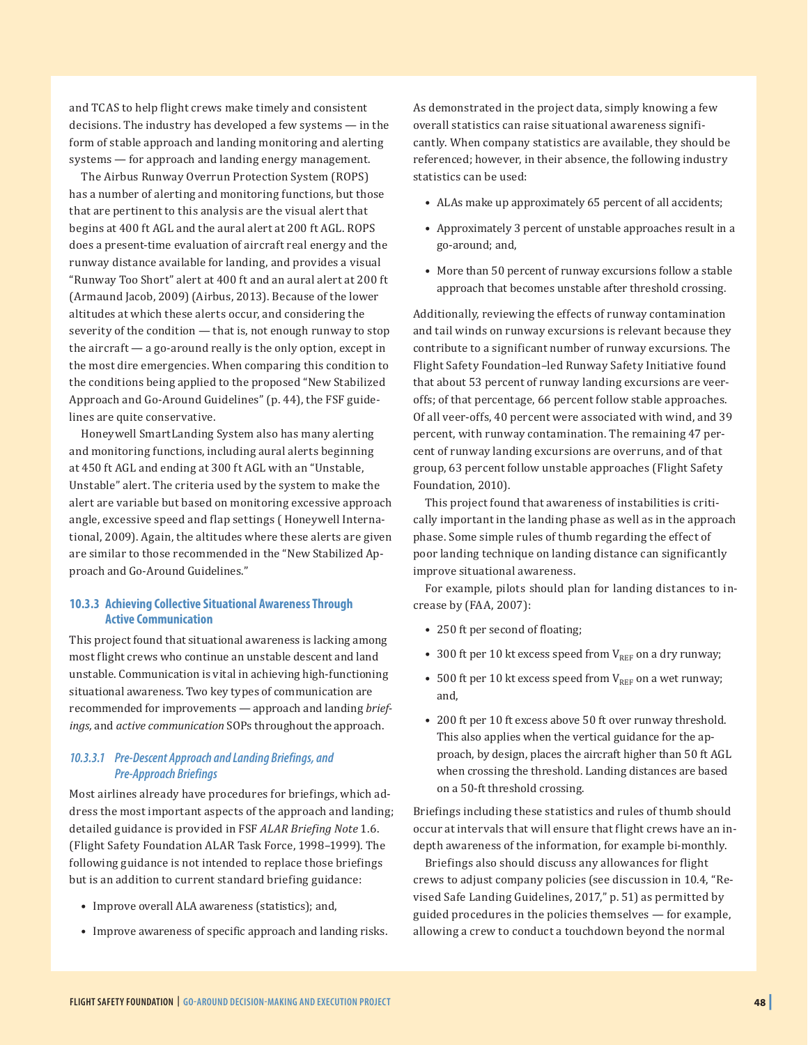and TCAS to help flight crews make timely and consistent decisions. The industry has developed a few systems — in the form of stable approach and landing monitoring and alerting systems — for approach and landing energy management.

The Airbus Runway Overrun Protection System (ROPS) has a number of alerting and monitoring functions, but those that are pertinent to this analysis are the visual alert that begins at 400 ft AGL and the aural alert at 200 ft AGL. ROPS does a present-time evaluation of aircraft real energy and the runway distance available for landing, and provides a visual "Runway Too Short" alert at 400 ft and an aural alert at 200 ft (Armaund Jacob, 2009) (Airbus, 2013). Because of the lower altitudes at which these alerts occur, and considering the severity of the condition — that is, not enough runway to stop the aircraft — a go-around really is the only option, except in the most dire emergencies. When comparing this condition to the conditions being applied to the proposed "New Stabilized Approach and Go-Around Guidelines" (p. 44), the FSF guidelines are quite conservative.

Honeywell SmartLanding System also has many alerting and monitoring functions, including aural alerts beginning at 450 ft AGL and ending at 300 ft AGL with an "Unstable, Unstable" alert. The criteria used by the system to make the alert are variable but based on monitoring excessive approach angle, excessive speed and flap settings ( Honeywell International, 2009). Again, the altitudes where these alerts are given are similar to those recommended in the "New Stabilized Approach and Go-Around Guidelines."

### 10.3.3 Achieving Collective Situational Awareness Through Active Communication

This project found that situational awareness is lacking among most flight crews who continue an unstable descent and land unstable. Communication is vital in achieving high-functioning situational awareness. Two key types of communication are recommended for improvements — approach and landing *briefings,* and *active communication* SOPs throughout the approach.

#### *10.3.3.1 Pre-Descent Approach and Landing Briefings, and Pre-Approach Briefings*

Most airlines already have procedures for briefings, which address the most important aspects of the approach and landing; detailed guidance is provided in FSF *ALAR Briefing Note* 1.6. (Flight Safety Foundation ALAR Task Force, 1998–1999). The following guidance is not intended to replace those briefings but is an addition to current standard briefing guidance:

- Improve overall ALA awareness (statistics); and,
- Improve awareness of specific approach and landing risks.

As demonstrated in the project data, simply knowing a few overall statistics can raise situational awareness significantly. When company statistics are available, they should be referenced; however, in their absence, the following industry statistics can be used:

- ALAs make up approximately 65 percent of all accidents;
- Approximately 3 percent of unstable approaches result in a go-around; and,
- More than 50 percent of runway excursions follow a stable approach that becomes unstable after threshold crossing.

Additionally, reviewing the effects of runway contamination and tail winds on runway excursions is relevant because they contribute to a significant number of runway excursions. The Flight Safety Foundation–led Runway Safety Initiative found that about 53 percent of runway landing excursions are veer-offs; of that percentage, 66 percent follow stable approaches. Of all veer-offs, 40 percent were associated with wind, and 39 percent, with runway contamination. The remaining 47 percent of runway landing excursions are overruns, and of that group, 63 percent follow unstable approaches (Flight Safety Foundation, 2010).

This project found that awareness of instabilities is critically important in the landing phase as well as in the approach phase. Some simple rules of thumb regarding the effect of poor landing technique on landing distance can significantly improve situational awareness.

For example, pilots should plan for landing distances to increase by (FAA, 2007):

- 250 ft per second of floating;
- 300 ft per 10 kt excess speed from $V_{REF}$ on a dry runway;
- 500 ft per 10 kt excess speed from $V_{REF}$ on a wet runway; and,
- 200 ft per 10 ft excess above 50 ft over runway threshold. This also applies when the vertical guidance for the approach, by design, places the aircraft higher than 50 ft AGL when crossing the threshold. Landing distances are based on a 50-ft threshold crossing.

Briefings including these statistics and rules of thumb should occur at intervals that will ensure that flight crews have an in-depth awareness of the information, for example bi-monthly.

Briefings also should discuss any allowances for flight crews to adjust company policies (see discussion in 10.4, "Revised Safe Landing Guidelines, 2017," p. 51) as permitted by guided procedures in the policies themselves — for example, allowing a crew to conduct a touchdown beyond the normal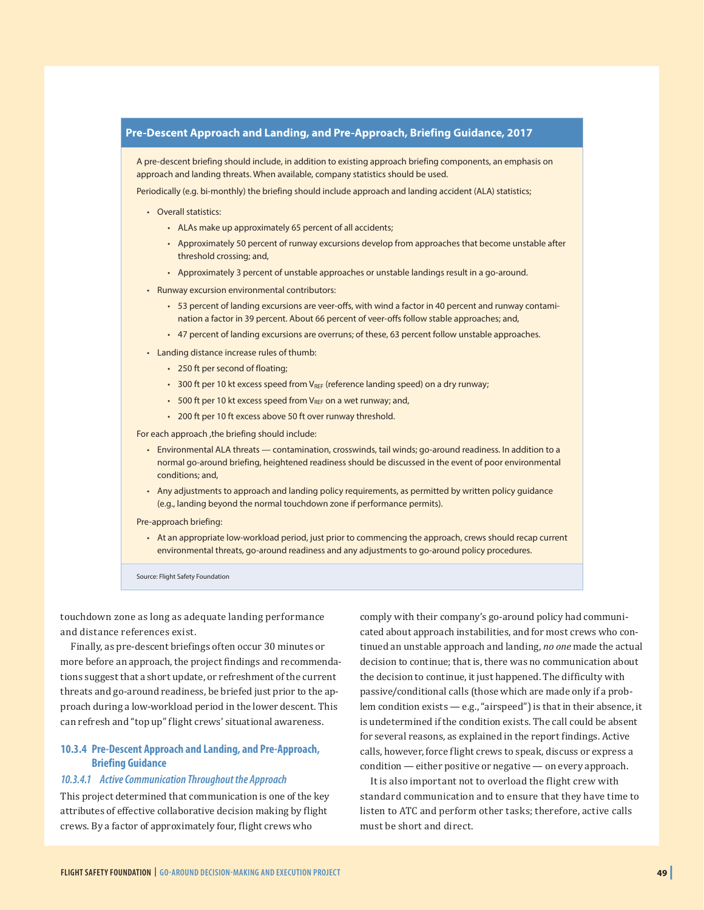**Pre-Descent Approach and Landing, and Pre-Approach, Briefing Guidance, 2017**

A pre-descent briefing should include, in addition to existing approach briefing components, an emphasis on approach and landing threats. When available, company statistics should be used.

Periodically (e.g. bi-monthly) the briefing should include approach and landing accident (ALA) statistics;

- Overall statistics:
  - ALAs make up approximately 65 percent of all accidents;
  - Approximately 50 percent of runway excursions develop from approaches that become unstable after threshold crossing; and,
  - Approximately 3 percent of unstable approaches or unstable landings result in a go-around.
- Runway excursion environmental contributors:
  - 53 percent of landing excursions are veer-offs, with wind a factor in 40 percent and runway contamination a factor in 39 percent. About 66 percent of veer-offs follow stable approaches; and,
  - 47 percent of landing excursions are overruns; of these, 63 percent follow unstable approaches.
- Landing distance increase rules of thumb:
  - 250 ft per second of floating;
  - 300 ft per 10 kt excess speed from $V_{REF}$ (reference landing speed) on a dry runway;
  - 500 ft per 10 kt excess speed from $V_{REF}$ on a wet runway; and,
  - 200 ft per 10 ft excess above 50 ft over runway threshold.

For each approach ,the briefing should include:

- Environmental ALA threats — contamination, crosswinds, tail winds; go-around readiness. In addition to a normal go-around briefing, heightened readiness should be discussed in the event of poor environmental conditions; and,
- Any adjustments to approach and landing policy requirements, as permitted by written policy guidance (e.g., landing beyond the normal touchdown zone if performance permits).

Pre-approach briefing:

- At an appropriate low-workload period, just prior to commencing the approach, crews should recap current environmental threats, go-around readiness and any adjustments to go-around policy procedures.

Source: Flight Safety Foundation

touchdown zone as long as adequate landing performance and distance references exist.

Finally, as pre-descent briefings often occur 30 minutes or more before an approach, the project findings and recommendations suggest that a short update, or refreshment of the current threats and go-around readiness, be briefed just prior to the approach during a low-workload period in the lower descent. This can refresh and "top up" flight crews' situational awareness.

### 10.3.4 Pre-Descent Approach and Landing, and Pre-Approach, Briefing Guidance

#### *10.3.4.1 Active Communication Throughout the Approach*

This project determined that communication is one of the key attributes of effective collaborative decision making by flight crews. By a factor of approximately four, flight crews who comply with their company's go-around policy had communicated about approach instabilities, and for most crews who continued an unstable approach and landing, *no one* made the actual decision to continue; that is, there was no communication about the decision to continue, it just happened. The difficulty with passive/conditional calls (those which are made only if a problem condition exists — e.g., "airspeed") is that in their absence, it is undetermined if the condition exists. The call could be absent for several reasons, as explained in the report findings. Active calls, however, force flight crews to speak, discuss or express a condition — either positive or negative — on every approach.

It is also important not to overload the flight crew with standard communication and to ensure that they have time to listen to ATC and perform other tasks; therefore, active calls must be short and direct.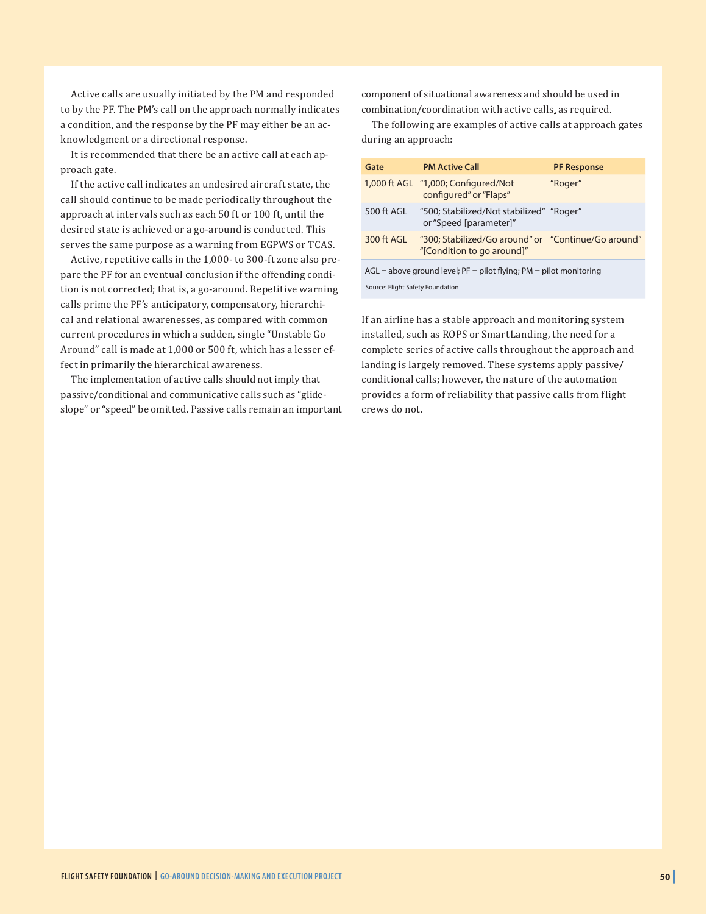Active calls are usually initiated by the PM and responded to by the PF. The PM's call on the approach normally indicates a condition, and the response by the PF may either be an acknowledgment or a directional response.

It is recommended that there be an active call at each approach gate.

If the active call indicates an undesired aircraft state, the call should continue to be made periodically throughout the approach at intervals such as each 50 ft or 100 ft, until the desired state is achieved or a go-around is conducted. This serves the same purpose as a warning from EGPWS or TCAS.

Active, repetitive calls in the 1,000- to 300-ft zone also prepare the PF for an eventual conclusion if the offending condition is not corrected; that is, a go-around. Repetitive warning calls prime the PF's anticipatory, compensatory, hierarchical and relational awarenesses, as compared with common current procedures in which a sudden, single "Unstable Go Around" call is made at 1,000 or 500 ft, which has a lesser effect in primarily the hierarchical awareness.

The implementation of active calls should not imply that passive/conditional and communicative calls such as "glideslope" or "speed" be omitted. Passive calls remain an important component of situational awareness and should be used in combination/coordination with active calls, as required.

The following are examples of active calls at approach gates during an approach:

| Gate | PM Active Call | PF Response |
|---|---|---|
| 1,000 ft AGL | "1,000; Configured/Not configured" or "Flaps" | "Roger" |
| 500 ft AGL | "500; Stabilized/Not stabilized" or "Speed [parameter]" | "Roger" |
| 300 ft AGL | "300; Stabilized/Go around" or "[Condition to go around]" | "Continue/Go around" |

AGL = above ground level; PF = pilot flying; PM = pilot monitoring

Source: Flight Safety Foundation

If an airline has a stable approach and monitoring system installed, such as ROPS or SmartLanding, the need for a complete series of active calls throughout the approach and landing is largely removed. These systems apply passive/conditional calls; however, the nature of the automation provides a form of reliability that passive calls from flight crews do not.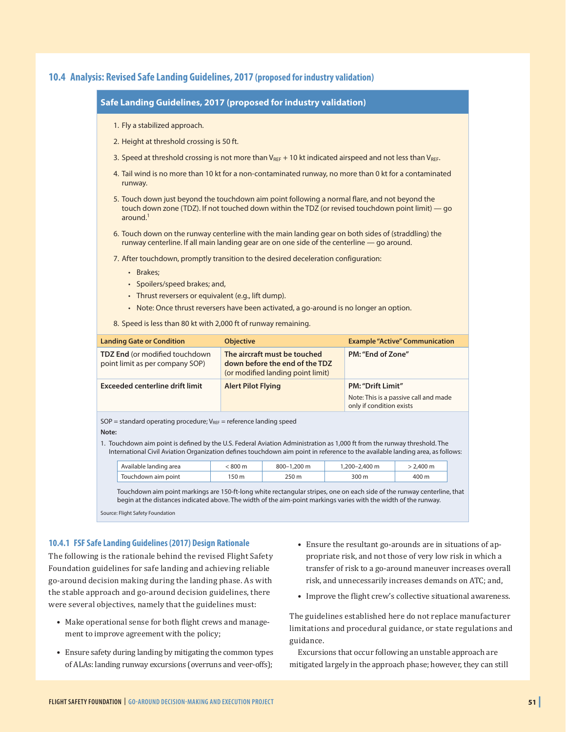## 10.4 Analysis: Revised Safe Landing Guidelines, 2017 (proposed for industry validation)

**Safe Landing Guidelines, 2017 (proposed for industry validation)**

1. Fly a stabilized approach.
2. Height at threshold crossing is 50 ft.
3. Speed at threshold crossing is not more than $V_{REF}$ + 10 kt indicated airspeed and not less than $V_{REF}$.
4. Tail wind is no more than 10 kt for a non-contaminated runway, no more than 0 kt for a contaminated runway.
5. Touch down just beyond the touchdown aim point following a normal flare, and not beyond the touch down zone (TDZ). If not touched down within the TDZ (or revised touchdown point limit) — go around.[1]
6. Touch down on the runway centerline with the main landing gear on both sides of (straddling) the runway centerline. If all main landing gear are on one side of the centerline — go around.
7. After touchdown, promptly transition to the desired deceleration configuration:
   - Brakes;
   - Spoilers/speed brakes; and,
   - Thrust reversers or equivalent (e.g., lift dump).
   - Note: Once thrust reversers have been activated, a go-around is no longer an option.
8. Speed is less than 80 kt with 2,000 ft of runway remaining.

| Landing Gate or Condition | Objective | Example "Active" Communication |
|---|---|---|
| **TDZ End** (or modified touchdown point limit as per company SOP) | **The aircraft must be touched down before the end of the TDZ** (or modified landing point limit) | **PM: "End of Zone"** |
| **Exceeded centerline drift limit** | **Alert Pilot Flying** | **PM: "Drift Limit"** Note: This is a passive call and made only if condition exists |

SOP = standard operating procedure; $V_{REF}$ = reference landing speed

**Note:**

1. Touchdown aim point is defined by the U.S. Federal Aviation Administration as 1,000 ft from the runway threshold. The International Civil Aviation Organization defines touchdown aim point in reference to the available landing area, as follows:

| Available landing area | < 800 m | 800–1,200 m | 1,200–2,400 m | > 2,400 m |
|---|---|---|---|---|
| Touchdown aim point | 150 m | 250 m | 300 m | 400 m |

Touchdown aim point markings are 150-ft-long white rectangular stripes, one on each side of the runway centerline, that begin at the distances indicated above. The width of the aim-point markings varies with the width of the runway.

Source: Flight Safety Foundation

### 10.4.1 FSF Safe Landing Guidelines (2017) Design Rationale

The following is the rationale behind the revised Flight Safety Foundation guidelines for safe landing and achieving reliable go-around decision making during the landing phase. As with the stable approach and go-around decision guidelines, there were several objectives, namely that the guidelines must:

- Make operational sense for both flight crews and management to improve agreement with the policy;
- Ensure safety during landing by mitigating the common types of ALAs: landing runway excursions (overruns and veer-offs);
- Ensure the resultant go-arounds are in situations of appropriate risk, and not those of very low risk in which a transfer of risk to a go-around maneuver increases overall risk, and unnecessarily increases demands on ATC; and,
- Improve the flight crew's collective situational awareness.

The guidelines established here do not replace manufacturer limitations and procedural guidance, or state regulations and guidance.

Excursions that occur following an unstable approach are mitigated largely in the approach phase; however, they can still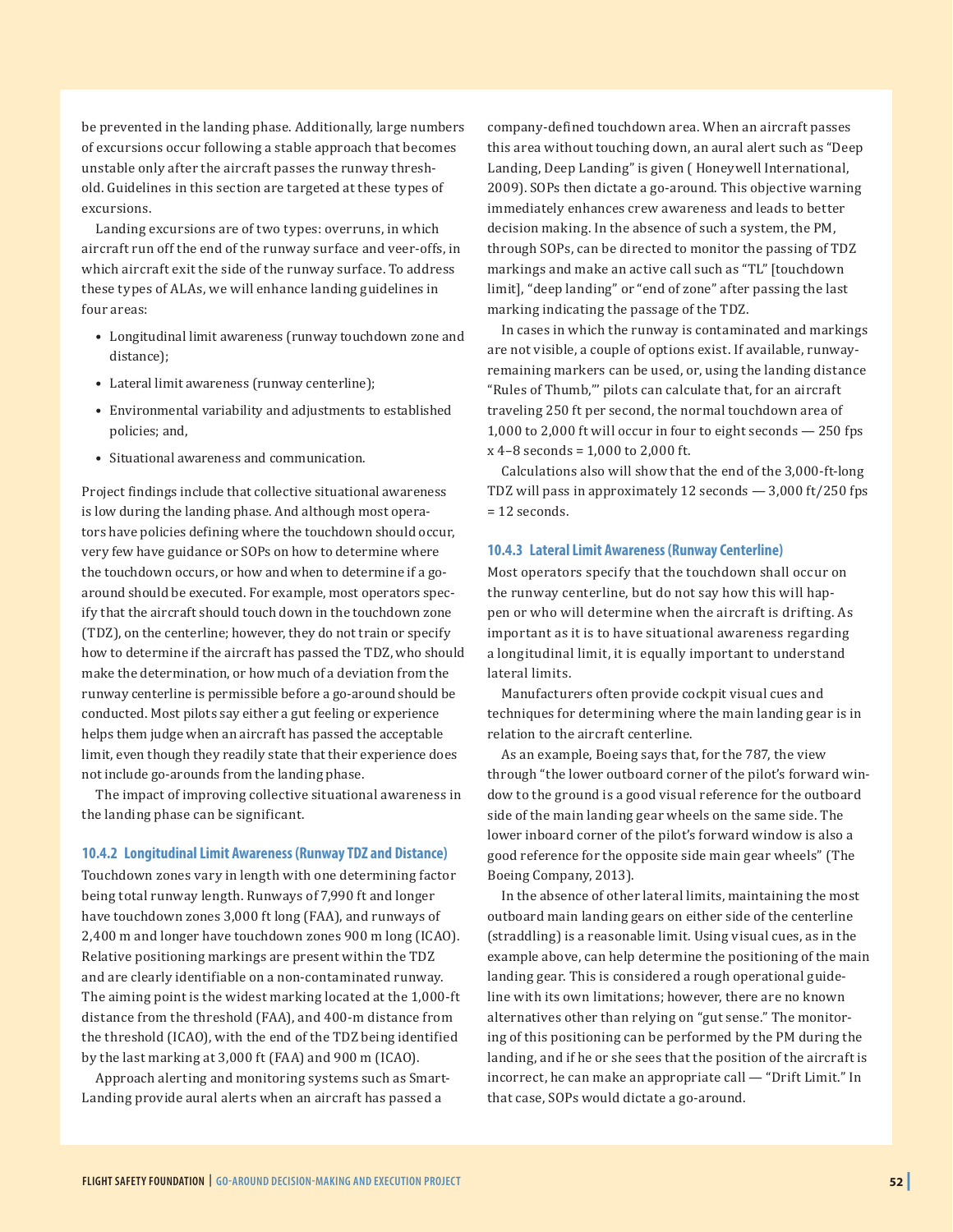be prevented in the landing phase. Additionally, large numbers of excursions occur following a stable approach that becomes unstable only after the aircraft passes the runway threshold. Guidelines in this section are targeted at these types of excursions.

Landing excursions are of two types: overruns, in which aircraft run off the end of the runway surface and veer-offs, in which aircraft exit the side of the runway surface. To address these types of ALAs, we will enhance landing guidelines in four areas:

- Longitudinal limit awareness (runway touchdown zone and distance);
- Lateral limit awareness (runway centerline);
- Environmental variability and adjustments to established policies; and,
- Situational awareness and communication.

Project findings include that collective situational awareness is low during the landing phase. And although most operators have policies defining where the touchdown should occur, very few have guidance or SOPs on how to determine where the touchdown occurs, or how and when to determine if a go-around should be executed. For example, most operators specify that the aircraft should touch down in the touchdown zone (TDZ), on the centerline; however, they do not train or specify how to determine if the aircraft has passed the TDZ, who should make the determination, or how much of a deviation from the runway centerline is permissible before a go-around should be conducted. Most pilots say either a gut feeling or experience helps them judge when an aircraft has passed the acceptable limit, even though they readily state that their experience does not include go-arounds from the landing phase.

The impact of improving collective situational awareness in the landing phase can be significant.

### 10.4.2 Longitudinal Limit Awareness (Runway TDZ and Distance)

Touchdown zones vary in length with one determining factor being total runway length. Runways of 7,990 ft and longer have touchdown zones 3,000 ft long (FAA), and runways of 2,400 m and longer have touchdown zones 900 m long (ICAO). Relative positioning markings are present within the TDZ and are clearly identifiable on a non-contaminated runway. The aiming point is the widest marking located at the 1,000-ft distance from the threshold (FAA), and 400-m distance from the threshold (ICAO), with the end of the TDZ being identified by the last marking at 3,000 ft (FAA) and 900 m (ICAO).

Approach alerting and monitoring systems such as SmartLanding provide aural alerts when an aircraft has passed a company-defined touchdown area. When an aircraft passes this area without touching down, an aural alert such as "Deep Landing, Deep Landing" is given ( Honeywell International, 2009). SOPs then dictate a go-around. This objective warning immediately enhances crew awareness and leads to better decision making. In the absence of such a system, the PM, through SOPs, can be directed to monitor the passing of TDZ markings and make an active call such as "TL" [touchdown limit], "deep landing" or "end of zone" after passing the last marking indicating the passage of the TDZ.

In cases in which the runway is contaminated and markings are not visible, a couple of options exist. If available, runway-remaining markers can be used, or, using the landing distance "Rules of Thumb,'" pilots can calculate that, for an aircraft traveling 250 ft per second, the normal touchdown area of 1,000 to 2,000 ft will occur in four to eight seconds — 250 fps x 4–8 seconds = 1,000 to 2,000 ft.

Calculations also will show that the end of the 3,000-ft-long TDZ will pass in approximately 12 seconds — 3,000 ft/250 fps = 12 seconds.

### 10.4.3 Lateral Limit Awareness (Runway Centerline)

Most operators specify that the touchdown shall occur on the runway centerline, but do not say how this will happen or who will determine when the aircraft is drifting. As important as it is to have situational awareness regarding a longitudinal limit, it is equally important to understand lateral limits.

Manufacturers often provide cockpit visual cues and techniques for determining where the main landing gear is in relation to the aircraft centerline.

As an example, Boeing says that, for the 787, the view through "the lower outboard corner of the pilot's forward window to the ground is a good visual reference for the outboard side of the main landing gear wheels on the same side. The lower inboard corner of the pilot's forward window is also a good reference for the opposite side main gear wheels" (The Boeing Company, 2013).

In the absence of other lateral limits, maintaining the most outboard main landing gears on either side of the centerline (straddling) is a reasonable limit. Using visual cues, as in the example above, can help determine the positioning of the main landing gear. This is considered a rough operational guideline with its own limitations; however, there are no known alternatives other than relying on "gut sense." The monitoring of this positioning can be performed by the PM during the landing, and if he or she sees that the position of the aircraft is incorrect, he can make an appropriate call — "Drift Limit." In that case, SOPs would dictate a go-around.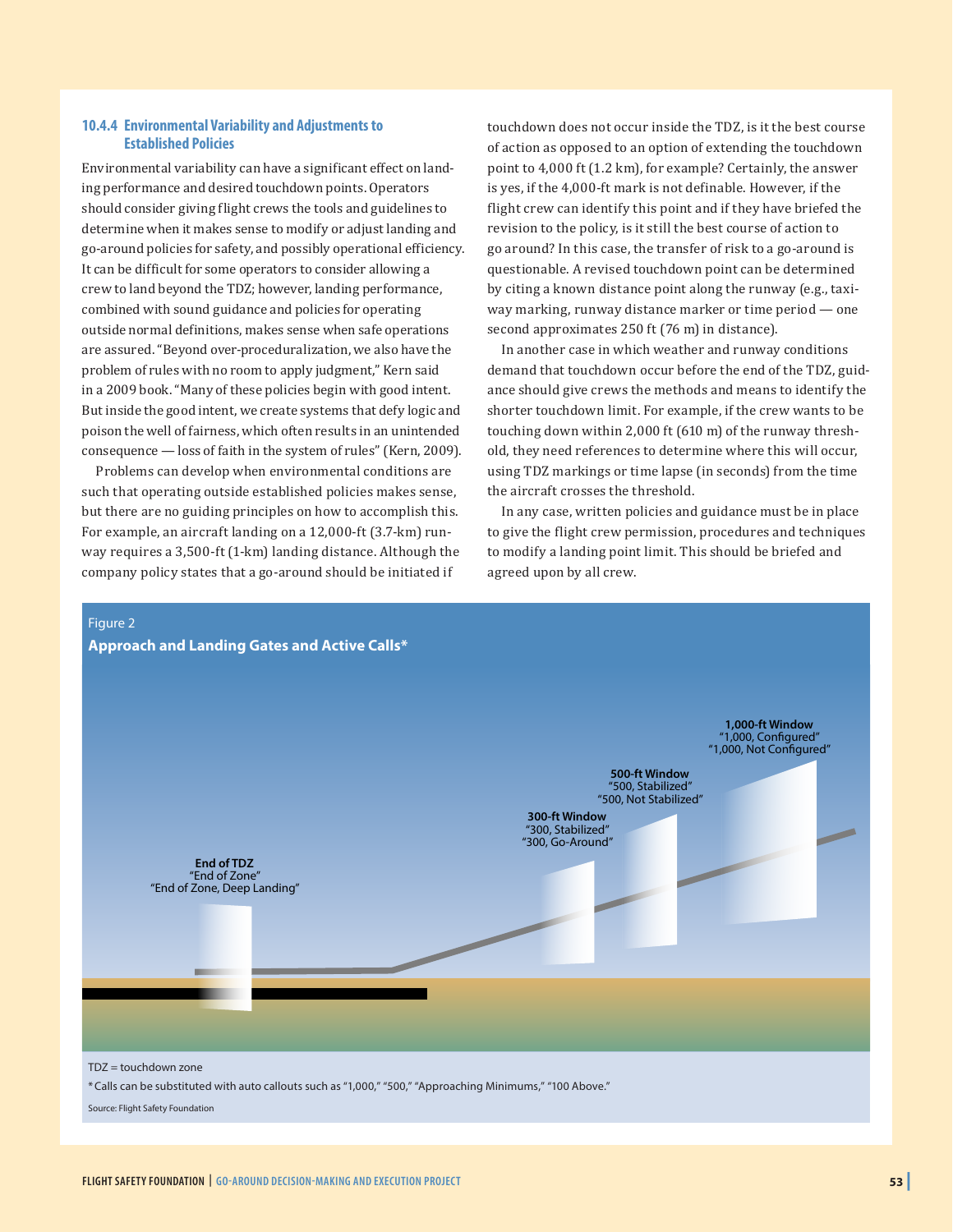### 10.4.4 Environmental Variability and Adjustments to Established Policies

Environmental variability can have a significant effect on landing performance and desired touchdown points. Operators should consider giving flight crews the tools and guidelines to determine when it makes sense to modify or adjust landing and go-around policies for safety, and possibly operational efficiency. It can be difficult for some operators to consider allowing a crew to land beyond the TDZ; however, landing performance, combined with sound guidance and policies for operating outside normal definitions, makes sense when safe operations are assured. "Beyond over-proceduralization, we also have the problem of rules with no room to apply judgment," Kern said in a 2009 book. "Many of these policies begin with good intent. But inside the good intent, we create systems that defy logic and poison the well of fairness, which often results in an unintended consequence — loss of faith in the system of rules" (Kern, 2009).

Problems can develop when environmental conditions are such that operating outside established policies makes sense, but there are no guiding principles on how to accomplish this. For example, an aircraft landing on a 12,000-ft (3.7-km) runway requires a 3,500-ft (1-km) landing distance. Although the company policy states that a go-around should be initiated if touchdown does not occur inside the TDZ, is it the best course of action as opposed to an option of extending the touchdown point to 4,000 ft (1.2 km), for example? Certainly, the answer is yes, if the 4,000-ft mark is not definable. However, if the flight crew can identify this point and if they have briefed the revision to the policy, is it still the best course of action to go around? In this case, the transfer of risk to a go-around is questionable. A revised touchdown point can be determined by citing a known distance point along the runway (e.g., taxiway marking, runway distance marker or time period — one second approximates 250 ft (76 m) in distance).

In another case in which weather and runway conditions demand that touchdown occur before the end of the TDZ, guidance should give crews the methods and means to identify the shorter touchdown limit. For example, if the crew wants to be touching down within 2,000 ft (610 m) of the runway threshold, they need references to determine where this will occur, using TDZ markings or time lapse (in seconds) from the time the aircraft crosses the threshold.

In any case, written policies and guidance must be in place to give the flight crew permission, procedures and techniques to modify a landing point limit. This should be briefed and agreed upon by all crew.

Figure 2

**Approach and Landing Gates and Active Calls***

**1,000-ft Window**
"1,000, Configured"
"1,000, Not Configured"

**500-ft Window**
"500, Stabilized"
"500, Not Stabilized"

**300-ft Window**
"300, Stabilized"
"300, Go-Around"

**End of TDZ**
"End of Zone"
"End of Zone, Deep Landing"

TDZ = touchdown zone

*Calls can be substituted with auto callouts such as "1,000," "500," "Approaching Minimums," "100 Above."

Source: Flight Safety Foundation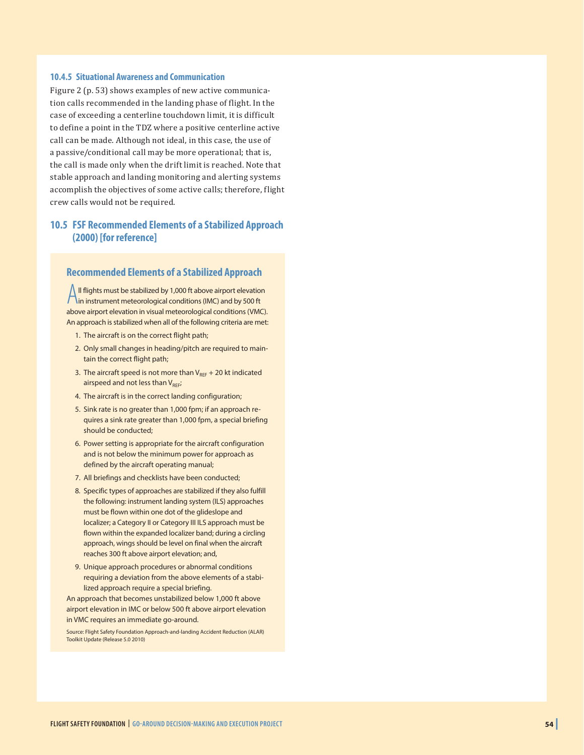### 10.4.5 Situational Awareness and Communication

Figure 2 (p. 53) shows examples of new active communication calls recommended in the landing phase of flight. In the case of exceeding a centerline touchdown limit, it is difficult to define a point in the TDZ where a positive centerline active call can be made. Although not ideal, in this case, the use of a passive/conditional call may be more operational; that is, the call is made only when the drift limit is reached. Note that stable approach and landing monitoring and alerting systems accomplish the objectives of some active calls; therefore, flight crew calls would not be required.

## 10.5 FSF Recommended Elements of a Stabilized Approach (2000) [for reference]

### Recommended Elements of a Stabilized Approach

All flights must be stabilized by 1,000 ft above airport elevation in instrument meteorological conditions (IMC) and by 500 ft above airport elevation in visual meteorological conditions (VMC). An approach is stabilized when all of the following criteria are met:

1. The aircraft is on the correct flight path;
2. Only small changes in heading/pitch are required to maintain the correct flight path;
3. The aircraft speed is not more than $V_{REF}$ + 20 kt indicated airspeed and not less than $V_{REF}$;
4. The aircraft is in the correct landing configuration;
5. Sink rate is no greater than 1,000 fpm; if an approach requires a sink rate greater than 1,000 fpm, a special briefing should be conducted;
6. Power setting is appropriate for the aircraft configuration and is not below the minimum power for approach as defined by the aircraft operating manual;
7. All briefings and checklists have been conducted;
8. Specific types of approaches are stabilized if they also fulfill the following: instrument landing system (ILS) approaches must be flown within one dot of the glideslope and localizer; a Category II or Category III ILS approach must be flown within the expanded localizer band; during a circling approach, wings should be level on final when the aircraft reaches 300 ft above airport elevation; and,
9. Unique approach procedures or abnormal conditions requiring a deviation from the above elements of a stabilized approach require a special briefing.

An approach that becomes unstabilized below 1,000 ft above airport elevation in IMC or below 500 ft above airport elevation in VMC requires an immediate go-around.

Source: Flight Safety Foundation Approach-and-landing Accident Reduction (ALAR) Toolkit Update (Release 5.0 2010)